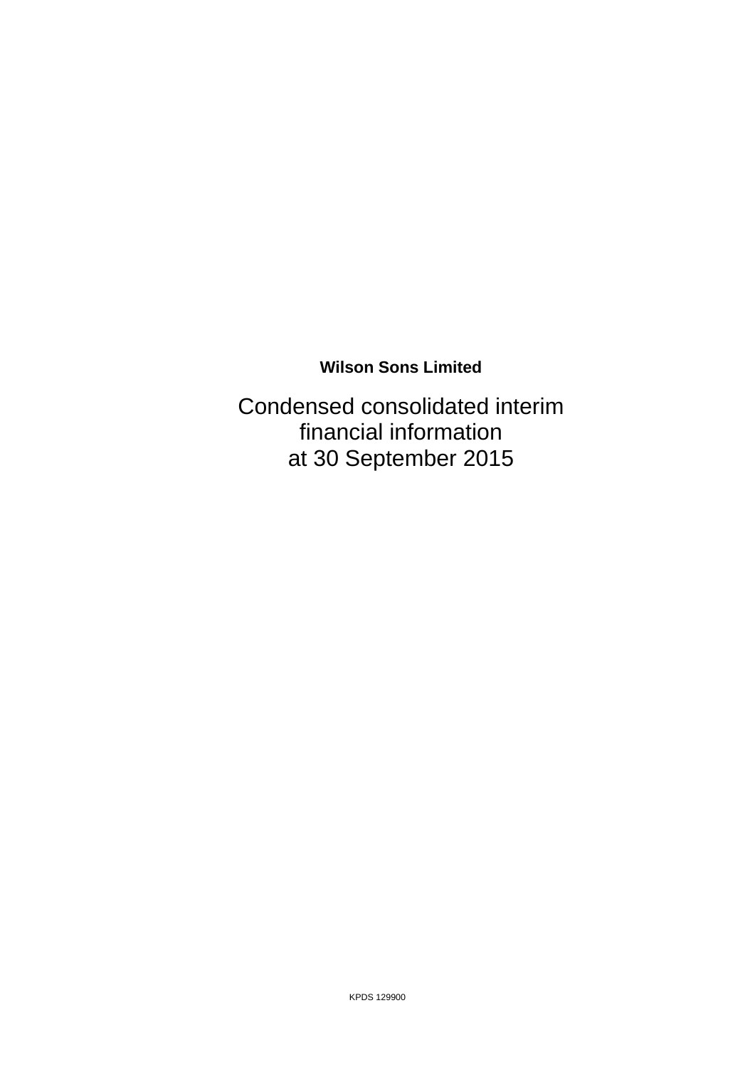**Wilson Sons Limited**

# Condensed consolidated interim financial information at 30 September 2015

KPDS 129900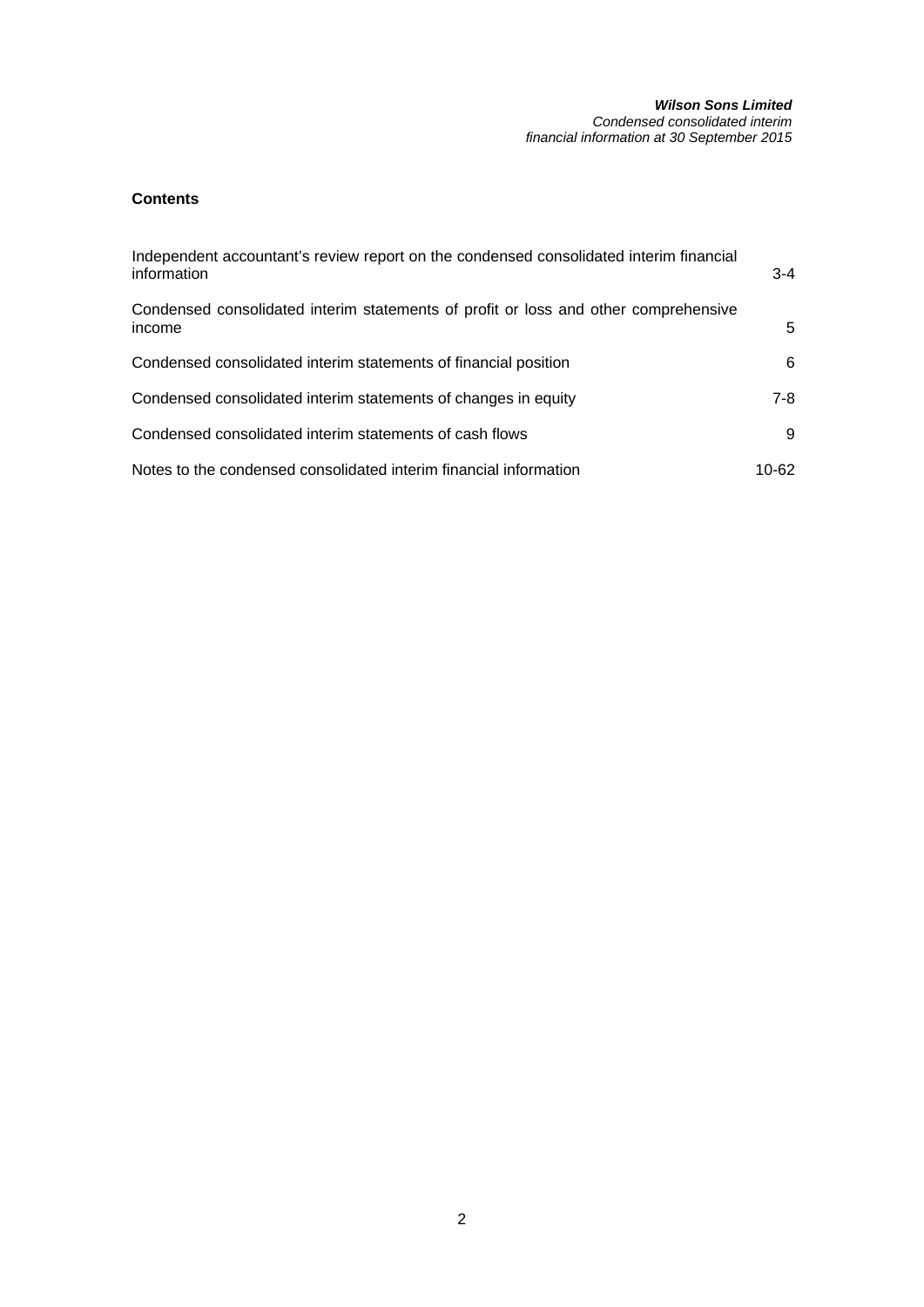**Contents**

| | |
|---|---|
| Independent accountant's review report on the condensed consolidated interim financial information | 3-4 |
| Condensed consolidated interim statements of profit or loss and other comprehensive income | 5 |
| Condensed consolidated interim statements of financial position | 6 |
| Condensed consolidated interim statements of changes in equity | 7-8 |
| Condensed consolidated interim statements of cash flows | 9 |
| Notes to the condensed consolidated interim financial information | 10-62 |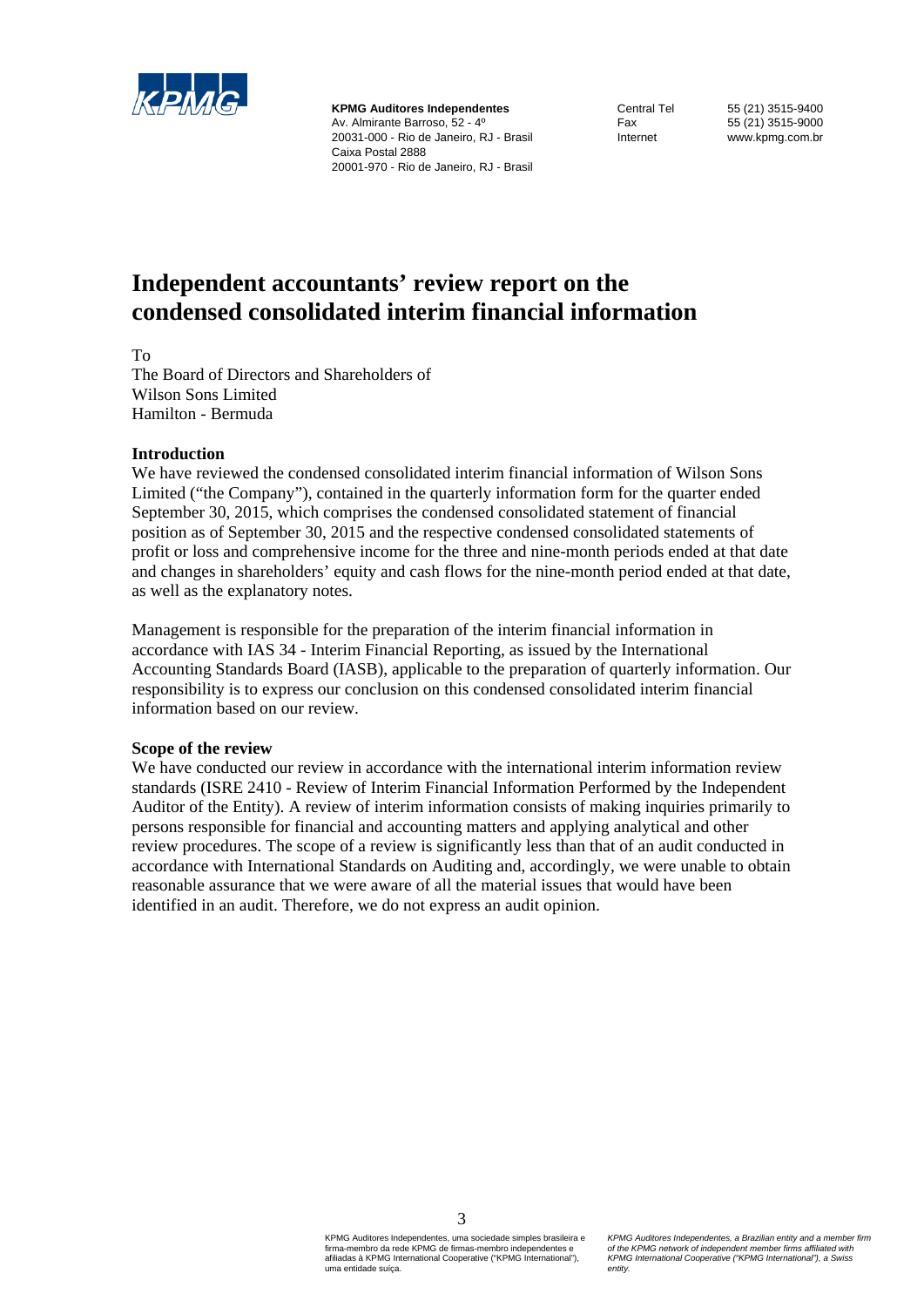**KPMG Auditores Independentes**
Av. Almirante Barroso, 52 - 4º
20031-000 - Rio de Janeiro, RJ - Brasil
Caixa Postal 2888
20001-970 - Rio de Janeiro, RJ - Brasil

Central Tel 55 (21) 3515-9400
Fax 55 (21) 3515-9000
Internet www.kpmg.com.br

# Independent accountants' review report on the condensed consolidated interim financial information

To
The Board of Directors and Shareholders of
Wilson Sons Limited
Hamilton - Bermuda

**Introduction**

We have reviewed the condensed consolidated interim financial information of Wilson Sons Limited ("the Company"), contained in the quarterly information form for the quarter ended September 30, 2015, which comprises the condensed consolidated statement of financial position as of September 30, 2015 and the respective condensed consolidated statements of profit or loss and comprehensive income for the three and nine-month periods ended at that date and changes in shareholders' equity and cash flows for the nine-month period ended at that date, as well as the explanatory notes.

Management is responsible for the preparation of the interim financial information in accordance with IAS 34 - Interim Financial Reporting, as issued by the International Accounting Standards Board (IASB), applicable to the preparation of quarterly information. Our responsibility is to express our conclusion on this condensed consolidated interim financial information based on our review.

**Scope of the review**

We have conducted our review in accordance with the international interim information review standards (ISRE 2410 - Review of Interim Financial Information Performed by the Independent Auditor of the Entity). A review of interim information consists of making inquiries primarily to persons responsible for financial and accounting matters and applying analytical and other review procedures. The scope of a review is significantly less than that of an audit conducted in accordance with International Standards on Auditing and, accordingly, we were unable to obtain reasonable assurance that we were aware of all the material issues that would have been identified in an audit. Therefore, we do not express an audit opinion.

KPMG Auditores Independentes, uma sociedade simples brasileira e firma-membro da rede KPMG de firmas-membro independentes e afiliadas à KPMG International Cooperative ("KPMG International"), uma entidade suíça.

*KPMG Auditores Independentes, a Brazilian entity and a member firm of the KPMG network of independent member firms affiliated with KPMG International Cooperative ("KPMG International"), a Swiss entity.*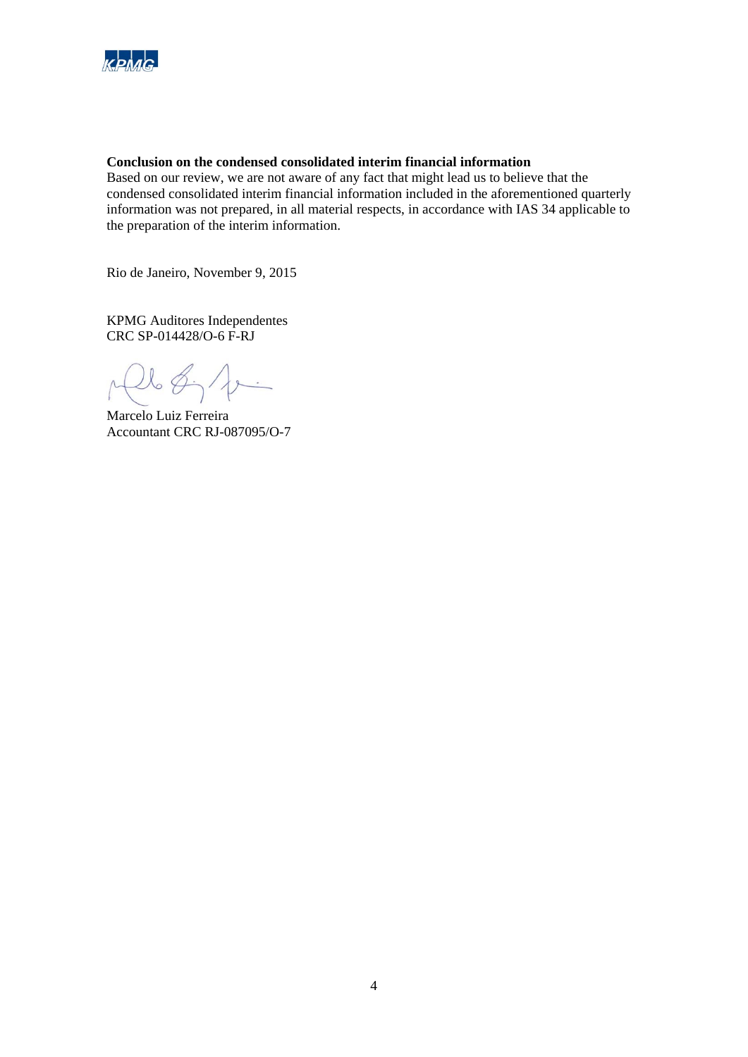**Conclusion on the condensed consolidated interim financial information**

Based on our review, we are not aware of any fact that might lead us to believe that the condensed consolidated interim financial information included in the aforementioned quarterly information was not prepared, in all material respects, in accordance with IAS 34 applicable to the preparation of the interim information.

Rio de Janeiro, November 9, 2015

KPMG Auditores Independentes
CRC SP-014428/O-6 F-RJ

Marcelo Luiz Ferreira
Accountant CRC RJ-087095/O-7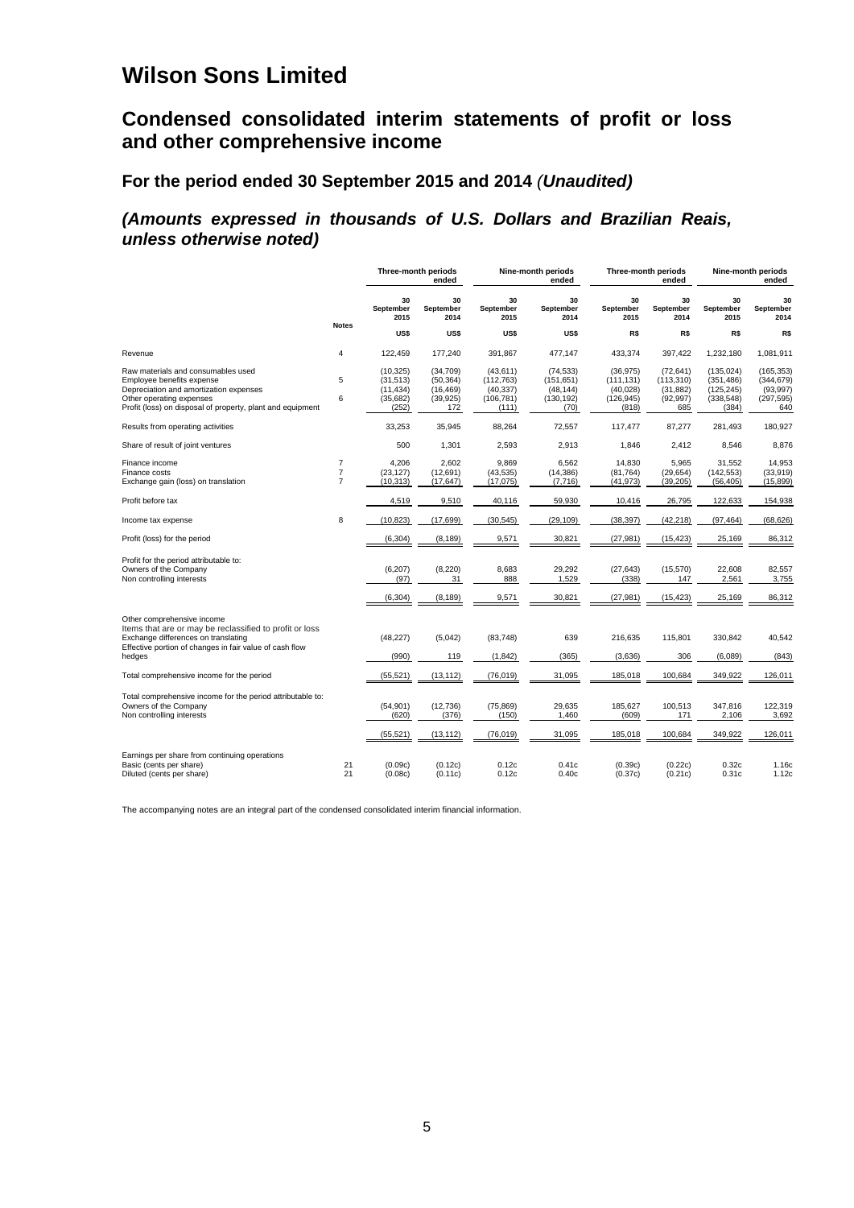# Wilson Sons Limited

## Condensed consolidated interim statements of profit or loss and other comprehensive income

### For the period ended 30 September 2015 and 2014 (*Unaudited)*

### *(Amounts expressed in thousands of U.S. Dollars and Brazilian Reais, unless otherwise noted)*

| | Notes | Three-month periods ended | | Nine-month periods ended | | Three-month periods ended | | Nine-month periods ended | |
|---|---|---|---|---|---|---|---|---|---|
| | | 30 September 2015 | 30 September 2014 | 30 September 2015 | 30 September 2014 | 30 September 2015 | 30 September 2014 | 30 September 2015 | 30 September 2014 |
| | | US$ | US$ | US$ | US$ | R$ | R$ | R$ | R$ |
| Revenue | 4 | 122,459 | 177,240 | 391,867 | 477,147 | 433,374 | 397,422 | 1,232,180 | 1,081,911 |
| Raw materials and consumables used | | (10,325) | (34,709) | (43,611) | (74,533) | (36,975) | (72,641) | (135,024) | (165,353) |
| Employee benefits expense | 5 | (31,513) | (50,364) | (112,763) | (151,651) | (111,131) | (113,310) | (351,486) | (344,679) |
| Depreciation and amortization expenses | | (11,434) | (16,469) | (40,337) | (48,144) | (40,028) | (31,882) | (125,245) | (93,997) |
| Other operating expenses | 6 | (35,682) | (39,925) | (106,781) | (130,192) | (126,945) | (92,997) | (338,548) | (297,595) |
| Profit (loss) on disposal of property, plant and equipment | | (252) | 172 | (111) | (70) | (818) | 685 | (384) | 640 |
| Results from operating activities | | 33,253 | 35,945 | 88,264 | 72,557 | 117,477 | 87,277 | 281,493 | 180,927 |
| Share of result of joint ventures | | 500 | 1,301 | 2,593 | 2,913 | 1,846 | 2,412 | 8,546 | 8,876 |
| Finance income | 7 | 4,206 | 2,602 | 9,869 | 6,562 | 14,830 | 5,965 | 31,552 | 14,953 |
| Finance costs | 7 | (23,127) | (12,691) | (43,535) | (14,386) | (81,764) | (29,654) | (142,553) | (33,919) |
| Exchange gain (loss) on translation | 7 | (10,313) | (17,647) | (17,075) | (7,716) | (41,973) | (39,205) | (56,405) | (15,899) |
| Profit before tax | | 4,519 | 9,510 | 40,116 | 59,930 | 10,416 | 26,795 | 122,633 | 154,938 |
| Income tax expense | 8 | (10,823) | (17,699) | (30,545) | (29,109) | (38,397) | (42,218) | (97,464) | (68,626) |
| Profit (loss) for the period | | (6,304) | (8,189) | 9,571 | 30,821 | (27,981) | (15,423) | 25,169 | 86,312 |
| Profit for the period attributable to: | | | | | | | | | |
| Owners of the Company | | (6,207) | (8,220) | 8,683 | 29,292 | (27,643) | (15,570) | 22,608 | 82,557 |
| Non controlling interests | | (97) | 31 | 888 | 1,529 | (338) | 147 | 2,561 | 3,755 |
| | | (6,304) | (8,189) | 9,571 | 30,821 | (27,981) | (15,423) | 25,169 | 86,312 |
| Other comprehensive income | | | | | | | | | |
| Items that are or may be reclassified to profit or loss | | | | | | | | | |
| Exchange differences on translating | | (48,227) | (5,042) | (83,748) | 639 | 216,635 | 115,801 | 330,842 | 40,542 |
| Effective portion of changes in fair value of cash flow hedges | | (990) | 119 | (1,842) | (365) | (3,636) | 306 | (6,089) | (843) |
| Total comprehensive income for the period | | (55,521) | (13,112) | (76,019) | 31,095 | 185,018 | 100,684 | 349,922 | 126,011 |
| Total comprehensive income for the period attributable to: | | | | | | | | | |
| Owners of the Company | | (54,901) | (12,736) | (75,869) | 29,635 | 185,627 | 100,513 | 347,816 | 122,319 |
| Non controlling interests | | (620) | (376) | (150) | 1,460 | (609) | 171 | 2,106 | 3,692 |
| | | (55,521) | (13,112) | (76,019) | 31,095 | 185,018 | 100,684 | 349,922 | 126,011 |
| Earnings per share from continuing operations | | | | | | | | | |
| Basic (cents per share) | 21 | (0.09c) | (0.12c) | 0.12c | 0.41c | (0.39c) | (0.22c) | 0.32c | 1.16c |
| Diluted (cents per share) | 21 | (0.08c) | (0.11c) | 0.12c | 0.40c | (0.37c) | (0.21c) | 0.31c | 1.12c |

The accompanying notes are an integral part of the condensed consolidated interim financial information.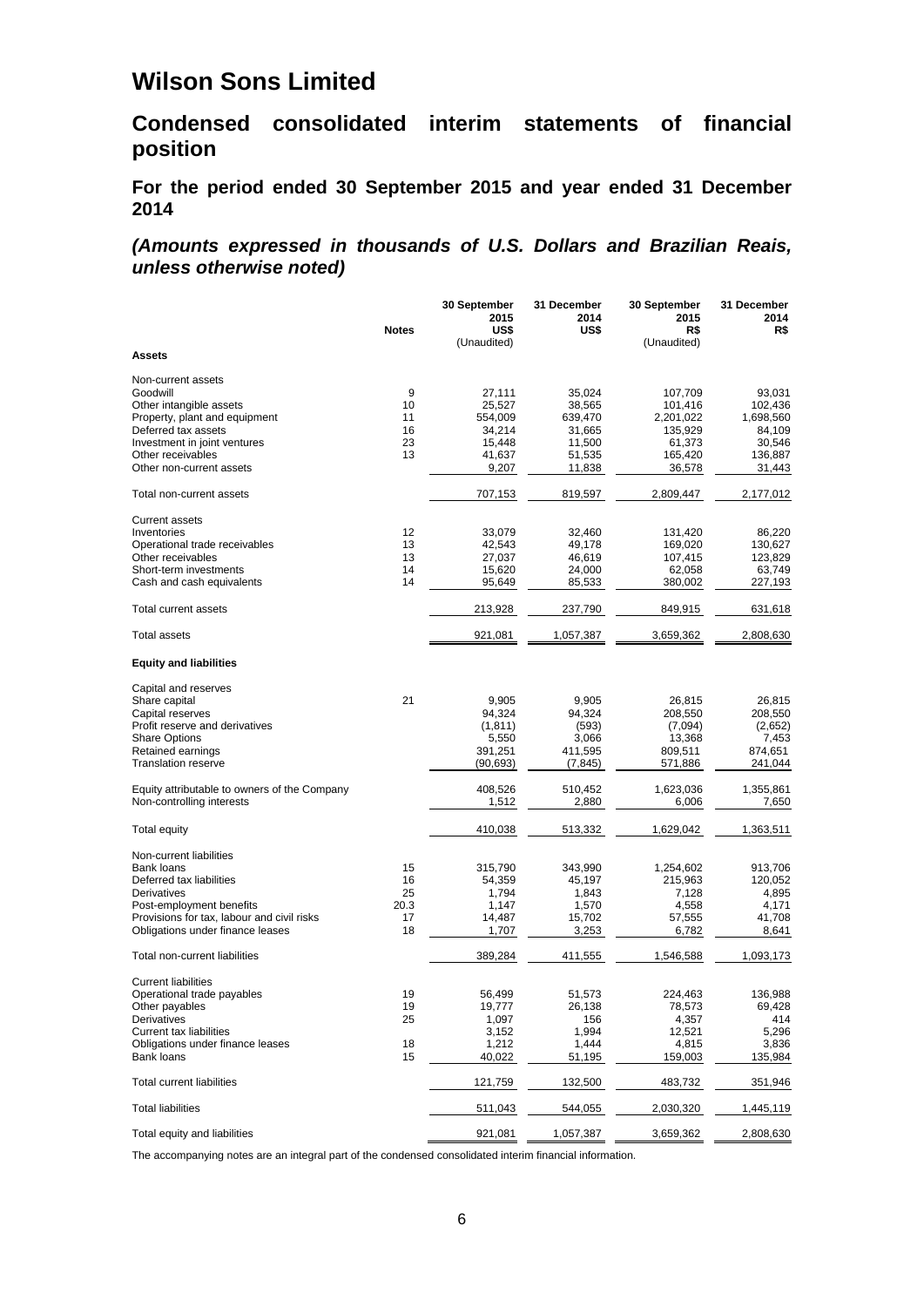# Wilson Sons Limited

## Condensed consolidated interim statements of financial position

### For the period ended 30 September 2015 and year ended 31 December 2014

### *(Amounts expressed in thousands of U.S. Dollars and Brazilian Reais, unless otherwise noted)*

| | Notes | 30 September 2015 US$ (Unaudited) | 31 December 2014 US$ | 30 September 2015 R$ (Unaudited) | 31 December 2014 R$ |
|---|---|---|---|---|---|
| **Assets** | | | | | |
| Non-current assets | | | | | |
| Goodwill | 9 | 27,111 | 35,024 | 107,709 | 93,031 |
| Other intangible assets | 10 | 25,527 | 38,565 | 101,416 | 102,436 |
| Property, plant and equipment | 11 | 554,009 | 639,470 | 2,201,022 | 1,698,560 |
| Deferred tax assets | 16 | 34,214 | 31,665 | 135,929 | 84,109 |
| Investment in joint ventures | 23 | 15,448 | 11,500 | 61,373 | 30,546 |
| Other receivables | 13 | 41,637 | 51,535 | 165,420 | 136,887 |
| Other non-current assets | | 9,207 | 11,838 | 36,578 | 31,443 |
| Total non-current assets | | 707,153 | 819,597 | 2,809,447 | 2,177,012 |
| Current assets | | | | | |
| Inventories | 12 | 33,079 | 32,460 | 131,420 | 86,220 |
| Operational trade receivables | 13 | 42,543 | 49,178 | 169,020 | 130,627 |
| Other receivables | 13 | 27,037 | 46,619 | 107,415 | 123,829 |
| Short-term investments | 14 | 15,620 | 24,000 | 62,058 | 63,749 |
| Cash and cash equivalents | 14 | 95,649 | 85,533 | 380,002 | 227,193 |
| Total current assets | | 213,928 | 237,790 | 849,915 | 631,618 |
| Total assets | | 921,081 | 1,057,387 | 3,659,362 | 2,808,630 |
| **Equity and liabilities** | | | | | |
| Capital and reserves | | | | | |
| Share capital | 21 | 9,905 | 9,905 | 26,815 | 26,815 |
| Capital reserves | | 94,324 | 94,324 | 208,550 | 208,550 |
| Profit reserve and derivatives | | (1,811) | (593) | (7,094) | (2,652) |
| Share Options | | 5,550 | 3,066 | 13,368 | 7,453 |
| Retained earnings | | 391,251 | 411,595 | 809,511 | 874,651 |
| Translation reserve | | (90,693) | (7,845) | 571,886 | 241,044 |
| Equity attributable to owners of the Company | | 408,526 | 510,452 | 1,623,036 | 1,355,861 |
| Non-controlling interests | | 1,512 | 2,880 | 6,006 | 7,650 |
| Total equity | | 410,038 | 513,332 | 1,629,042 | 1,363,511 |
| Non-current liabilities | | | | | |
| Bank loans | 15 | 315,790 | 343,990 | 1,254,602 | 913,706 |
| Deferred tax liabilities | 16 | 54,359 | 45,197 | 215,963 | 120,052 |
| Derivatives | 25 | 1,794 | 1,843 | 7,128 | 4,895 |
| Post-employment benefits | 20.3 | 1,147 | 1,570 | 4,558 | 4,171 |
| Provisions for tax, labour and civil risks | 17 | 14,487 | 15,702 | 57,555 | 41,708 |
| Obligations under finance leases | 18 | 1,707 | 3,253 | 6,782 | 8,641 |
| Total non-current liabilities | | 389,284 | 411,555 | 1,546,588 | 1,093,173 |
| Current liabilities | | | | | |
| Operational trade payables | 19 | 56,499 | 51,573 | 224,463 | 136,988 |
| Other payables | 19 | 19,777 | 26,138 | 78,573 | 69,428 |
| Derivatives | 25 | 1,097 | 156 | 4,357 | 414 |
| Current tax liabilities | | 3,152 | 1,994 | 12,521 | 5,296 |
| Obligations under finance leases | 18 | 1,212 | 1,444 | 4,815 | 3,836 |
| Bank loans | 15 | 40,022 | 51,195 | 159,003 | 135,984 |
| Total current liabilities | | 121,759 | 132,500 | 483,732 | 351,946 |
| Total liabilities | | 511,043 | 544,055 | 2,030,320 | 1,445,119 |
| Total equity and liabilities | | 921,081 | 1,057,387 | 3,659,362 | 2,808,630 |

The accompanying notes are an integral part of the condensed consolidated interim financial information.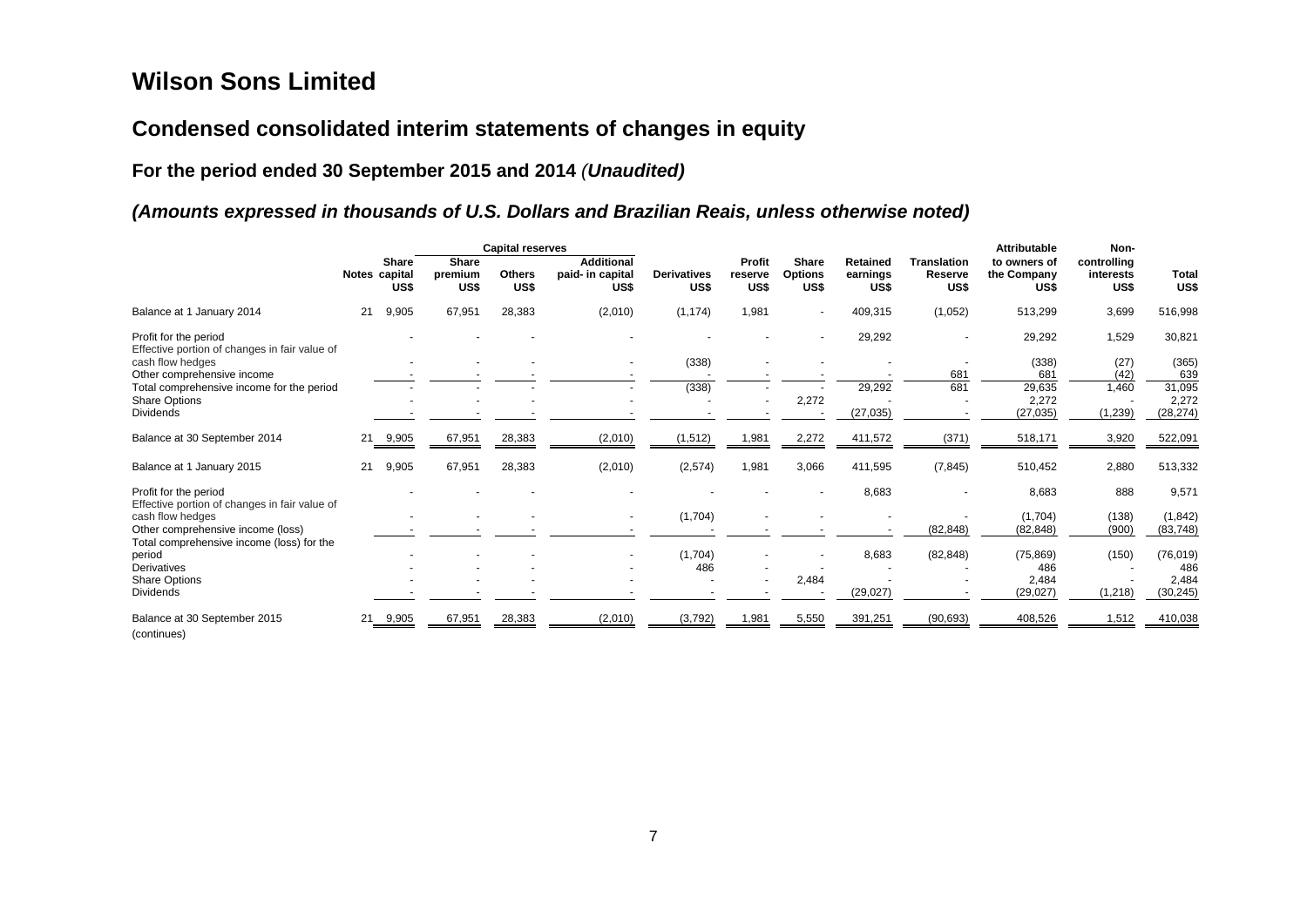# Wilson Sons Limited

## Condensed consolidated interim statements of changes in equity

### For the period ended 30 September 2015 and 2014 *(Unaudited)*

### *(Amounts expressed in thousands of U.S. Dollars and Brazilian Reais, unless otherwise noted)*

| | Notes | Share capital US$ | Capital reserves | | | Derivatives US$ | Profit reserve US$ | Share Options US$ | Retained earnings US$ | Translation Reserve US$ | Attributable to owners of the Company US$ | Non-controlling interests US$ | Total US$ |
|---|---|---|---|---|---|---|---|---|---|---|---|---|---|
| | | | Share premium US$ | Others US$ | Additional paid- in capital US$ | | | | | | | | |
| Balance at 1 January 2014 | 21 | 9,905 | 67,951 | 28,383 | (2,010) | (1,174) | 1,981 | - | 409,315 | (1,052) | 513,299 | 3,699 | 516,998 |
| Profit for the period | | - | - | - | - | - | - | - | 29,292 | - | 29,292 | 1,529 | 30,821 |
| Effective portion of changes in fair value of cash flow hedges | | - | - | - | - | (338) | - | - | - | - | (338) | (27) | (365) |
| Other comprehensive income | | - | - | - | - | - | - | - | - | 681 | 681 | (42) | 639 |
| Total comprehensive income for the period | | - | - | - | - | (338) | - | - | 29,292 | 681 | 29,635 | 1,460 | 31,095 |
| Share Options | | - | - | - | - | - | - | 2,272 | - | - | 2,272 | - | 2,272 |
| Dividends | | - | - | - | - | - | - | - | (27,035) | - | (27,035) | (1,239) | (28,274) |
| Balance at 30 September 2014 | 21 | 9,905 | 67,951 | 28,383 | (2,010) | (1,512) | 1,981 | 2,272 | 411,572 | (371) | 518,171 | 3,920 | 522,091 |
| Balance at 1 January 2015 | 21 | 9,905 | 67,951 | 28,383 | (2,010) | (2,574) | 1,981 | 3,066 | 411,595 | (7,845) | 510,452 | 2,880 | 513,332 |
| Profit for the period | | - | - | - | - | - | - | - | 8,683 | - | 8,683 | 888 | 9,571 |
| Effective portion of changes in fair value of cash flow hedges | | - | - | - | - | (1,704) | - | - | - | - | (1,704) | (138) | (1,842) |
| Other comprehensive income (loss) | | - | - | - | - | - | - | - | - | (82,848) | (82,848) | (900) | (83,748) |
| Total comprehensive income (loss) for the period | | - | - | - | - | (1,704) | - | - | 8,683 | (82,848) | (75,869) | (150) | (76,019) |
| Derivatives | | - | - | - | - | 486 | - | - | - | - | 486 | - | 486 |
| Share Options | | - | - | - | - | - | - | 2,484 | - | - | 2,484 | - | 2,484 |
| Dividends | | - | - | - | - | - | - | - | (29,027) | - | (29,027) | (1,218) | (30,245) |
| Balance at 30 September 2015 | 21 | 9,905 | 67,951 | 28,383 | (2,010) | (3,792) | 1,981 | 5,550 | 391,251 | (90,693) | 408,526 | 1,512 | 410,038 |

(continues)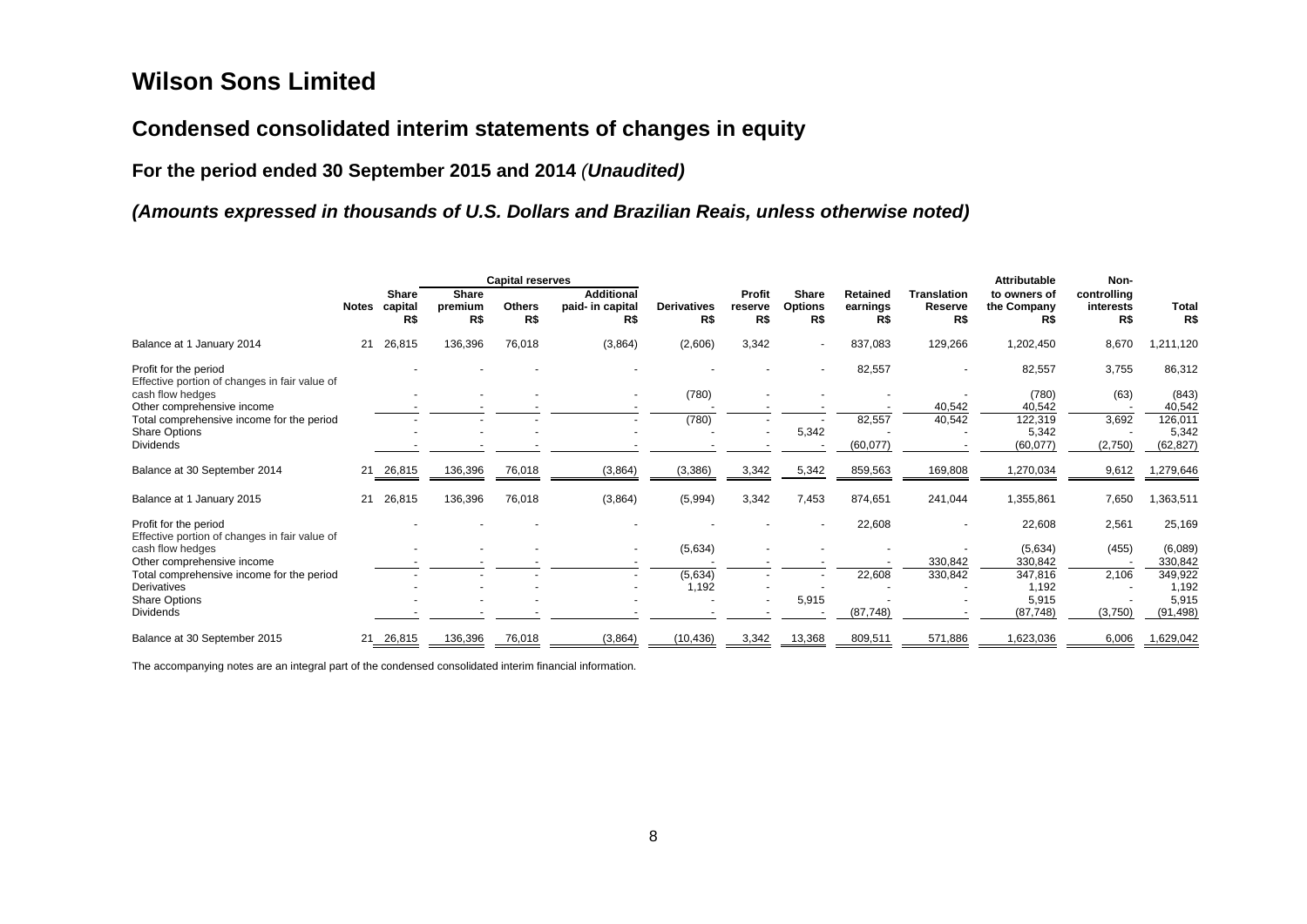# Wilson Sons Limited

## Condensed consolidated interim statements of changes in equity

### For the period ended 30 September 2015 and 2014 *(Unaudited)*

### *(Amounts expressed in thousands of U.S. Dollars and Brazilian Reais, unless otherwise noted)*

| | | | Capital reserves | | | | | | | | | | |
|---|---|---|---|---|---|---|---|---|---|---|---|---|---|
| | Notes | Share capital R$ | Share premium R$ | Others R$ | Additional paid- in capital R$ | Derivatives R$ | Profit reserve R$ | Share Options R$ | Retained earnings R$ | Translation Reserve R$ | Attributable to owners of the Company R$ | Non-controlling interests R$ | Total R$ |
| Balance at 1 January 2014 | 21 | 26,815 | 136,396 | 76,018 | (3,864) | (2,606) | 3,342 | - | 837,083 | 129,266 | 1,202,450 | 8,670 | 1,211,120 |
| Profit for the period | | - | - | - | - | - | - | - | 82,557 | - | 82,557 | 3,755 | 86,312 |
| Effective portion of changes in fair value of cash flow hedges | | - | - | - | - | (780) | - | - | - | - | (780) | (63) | (843) |
| Other comprehensive income | | - | - | - | - | - | - | - | - | 40,542 | 40,542 | - | 40,542 |
| Total comprehensive income for the period | | - | - | - | - | (780) | - | - | 82,557 | 40,542 | 122,319 | 3,692 | 126,011 |
| Share Options | | - | - | - | - | - | - | 5,342 | - | - | 5,342 | - | 5,342 |
| Dividends | | - | - | - | - | - | - | - | (60,077) | - | (60,077) | (2,750) | (62,827) |
| Balance at 30 September 2014 | 21 | 26,815 | 136,396 | 76,018 | (3,864) | (3,386) | 3,342 | 5,342 | 859,563 | 169,808 | 1,270,034 | 9,612 | 1,279,646 |
| Balance at 1 January 2015 | 21 | 26,815 | 136,396 | 76,018 | (3,864) | (5,994) | 3,342 | 7,453 | 874,651 | 241,044 | 1,355,861 | 7,650 | 1,363,511 |
| Profit for the period | | - | - | - | - | - | - | - | 22,608 | - | 22,608 | 2,561 | 25,169 |
| Effective portion of changes in fair value of cash flow hedges | | - | - | - | - | (5,634) | - | - | - | - | (5,634) | (455) | (6,089) |
| Other comprehensive income | | - | - | - | - | - | - | - | - | 330,842 | 330,842 | - | 330,842 |
| Total comprehensive income for the period | | - | - | - | - | (5,634) | - | - | 22,608 | 330,842 | 347,816 | 2,106 | 349,922 |
| Derivatives | | - | - | - | - | 1,192 | - | - | - | - | 1,192 | - | 1,192 |
| Share Options | | - | - | - | - | - | - | 5,915 | - | - | 5,915 | - | 5,915 |
| Dividends | | - | - | - | - | - | - | - | (87,748) | - | (87,748) | (3,750) | (91,498) |
| Balance at 30 September 2015 | 21 | 26,815 | 136,396 | 76,018 | (3,864) | (10,436) | 3,342 | 13,368 | 809,511 | 571,886 | 1,623,036 | 6,006 | 1,629,042 |

The accompanying notes are an integral part of the condensed consolidated interim financial information.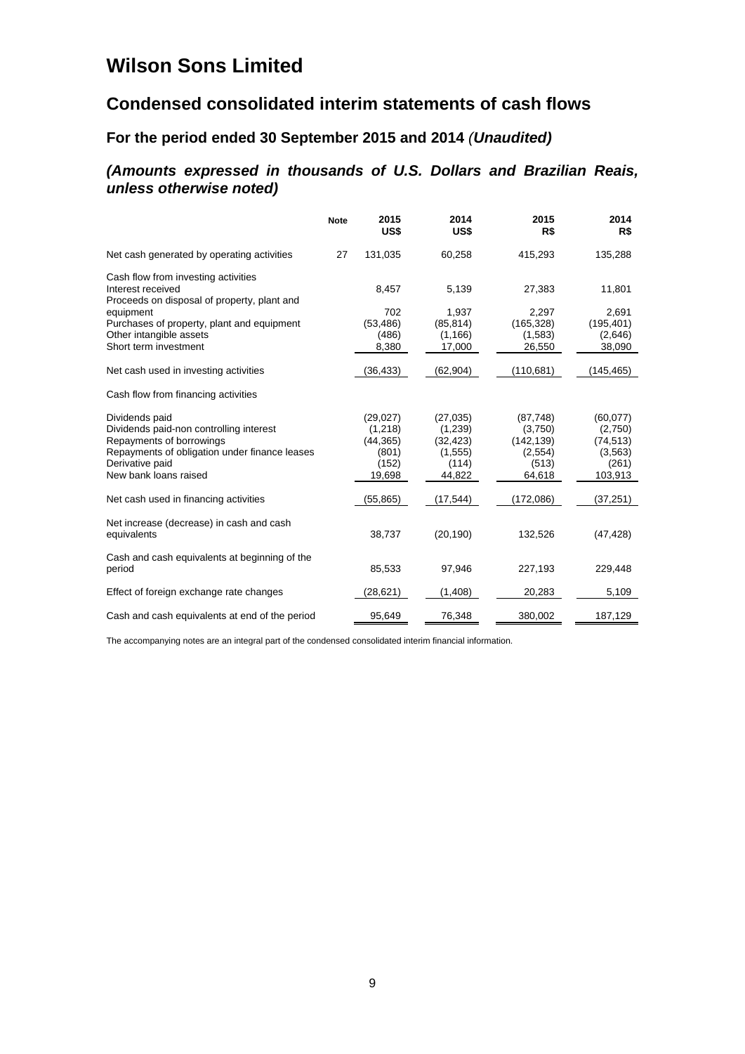# Wilson Sons Limited

## Condensed consolidated interim statements of cash flows

### For the period ended 30 September 2015 and 2014 *(Unaudited)*

#### *(Amounts expressed in thousands of U.S. Dollars and Brazilian Reais, unless otherwise noted)*

| | Note | 2015 US$ | 2014 US$ | 2015 R$ | 2014 R$ |
|---|---|---|---|---|---|
| Net cash generated by operating activities | 27 | 131,035 | 60,258 | 415,293 | 135,288 |
| Cash flow from investing activities | | | | | |
| Interest received | | 8,457 | 5,139 | 27,383 | 11,801 |
| Proceeds on disposal of property, plant and equipment | | 702 | 1,937 | 2,297 | 2,691 |
| Purchases of property, plant and equipment | | (53,486) | (85,814) | (165,328) | (195,401) |
| Other intangible assets | | (486) | (1,166) | (1,583) | (2,646) |
| Short term investment | | 8,380 | 17,000 | 26,550 | 38,090 |
| Net cash used in investing activities | | (36,433) | (62,904) | (110,681) | (145,465) |
| Cash flow from financing activities | | | | | |
| Dividends paid | | (29,027) | (27,035) | (87,748) | (60,077) |
| Dividends paid-non controlling interest | | (1,218) | (1,239) | (3,750) | (2,750) |
| Repayments of borrowings | | (44,365) | (32,423) | (142,139) | (74,513) |
| Repayments of obligation under finance leases | | (801) | (1,555) | (2,554) | (3,563) |
| Derivative paid | | (152) | (114) | (513) | (261) |
| New bank loans raised | | 19,698 | 44,822 | 64,618 | 103,913 |
| Net cash used in financing activities | | (55,865) | (17,544) | (172,086) | (37,251) |
| Net increase (decrease) in cash and cash equivalents | | 38,737 | (20,190) | 132,526 | (47,428) |
| Cash and cash equivalents at beginning of the period | | 85,533 | 97,946 | 227,193 | 229,448 |
| Effect of foreign exchange rate changes | | (28,621) | (1,408) | 20,283 | 5,109 |
| Cash and cash equivalents at end of the period | | 95,649 | 76,348 | 380,002 | 187,129 |

The accompanying notes are an integral part of the condensed consolidated interim financial information.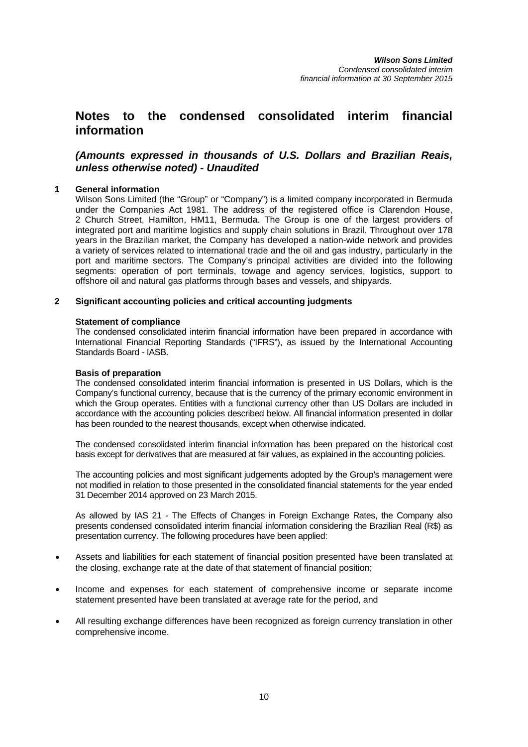# Notes to the condensed consolidated interim financial information

## *(Amounts expressed in thousands of U.S. Dollars and Brazilian Reais, unless otherwise noted) - Unaudited*

### 1 General information

Wilson Sons Limited (the "Group" or "Company") is a limited company incorporated in Bermuda under the Companies Act 1981. The address of the registered office is Clarendon House, 2 Church Street, Hamilton, HM11, Bermuda. The Group is one of the largest providers of integrated port and maritime logistics and supply chain solutions in Brazil. Throughout over 178 years in the Brazilian market, the Company has developed a nation-wide network and provides a variety of services related to international trade and the oil and gas industry, particularly in the port and maritime sectors. The Company's principal activities are divided into the following segments: operation of port terminals, towage and agency services, logistics, support to offshore oil and natural gas platforms through bases and vessels, and shipyards.

### 2 Significant accounting policies and critical accounting judgments

**Statement of compliance**

The condensed consolidated interim financial information have been prepared in accordance with International Financial Reporting Standards ("IFRS"), as issued by the International Accounting Standards Board - IASB.

**Basis of preparation**

The condensed consolidated interim financial information is presented in US Dollars, which is the Company's functional currency, because that is the currency of the primary economic environment in which the Group operates. Entities with a functional currency other than US Dollars are included in accordance with the accounting policies described below. All financial information presented in dollar has been rounded to the nearest thousands, except when otherwise indicated.

The condensed consolidated interim financial information has been prepared on the historical cost basis except for derivatives that are measured at fair values, as explained in the accounting policies.

The accounting policies and most significant judgements adopted by the Group's management were not modified in relation to those presented in the consolidated financial statements for the year ended 31 December 2014 approved on 23 March 2015.

As allowed by IAS 21 - The Effects of Changes in Foreign Exchange Rates, the Company also presents condensed consolidated interim financial information considering the Brazilian Real (R$) as presentation currency. The following procedures have been applied:

- Assets and liabilities for each statement of financial position presented have been translated at the closing, exchange rate at the date of that statement of financial position;
- Income and expenses for each statement of comprehensive income or separate income statement presented have been translated at average rate for the period, and
- All resulting exchange differences have been recognized as foreign currency translation in other comprehensive income.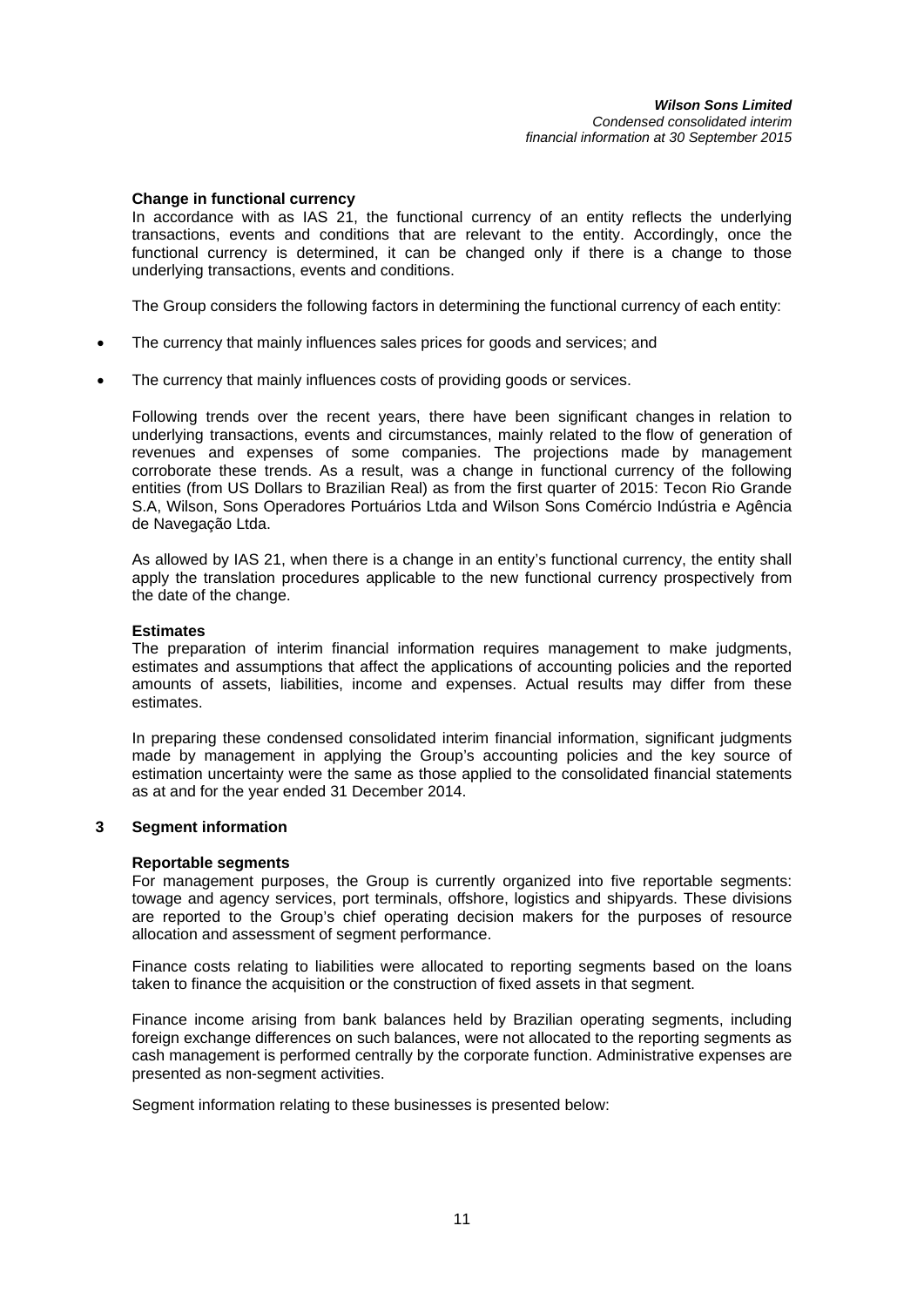**Change in functional currency**

In accordance with as IAS 21, the functional currency of an entity reflects the underlying transactions, events and conditions that are relevant to the entity. Accordingly, once the functional currency is determined, it can be changed only if there is a change to those underlying transactions, events and conditions.

The Group considers the following factors in determining the functional currency of each entity:

- The currency that mainly influences sales prices for goods and services; and
- The currency that mainly influences costs of providing goods or services.

Following trends over the recent years, there have been significant changes in relation to underlying transactions, events and circumstances, mainly related to the flow of generation of revenues and expenses of some companies. The projections made by management corroborate these trends. As a result, was a change in functional currency of the following entities (from US Dollars to Brazilian Real) as from the first quarter of 2015: Tecon Rio Grande S.A, Wilson, Sons Operadores Portuários Ltda and Wilson Sons Comércio Indústria e Agência de Navegação Ltda.

As allowed by IAS 21, when there is a change in an entity's functional currency, the entity shall apply the translation procedures applicable to the new functional currency prospectively from the date of the change.

**Estimates**

The preparation of interim financial information requires management to make judgments, estimates and assumptions that affect the applications of accounting policies and the reported amounts of assets, liabilities, income and expenses. Actual results may differ from these estimates.

In preparing these condensed consolidated interim financial information, significant judgments made by management in applying the Group's accounting policies and the key source of estimation uncertainty were the same as those applied to the consolidated financial statements as at and for the year ended 31 December 2014.

## 3 Segment information

**Reportable segments**

For management purposes, the Group is currently organized into five reportable segments: towage and agency services, port terminals, offshore, logistics and shipyards. These divisions are reported to the Group's chief operating decision makers for the purposes of resource allocation and assessment of segment performance.

Finance costs relating to liabilities were allocated to reporting segments based on the loans taken to finance the acquisition or the construction of fixed assets in that segment.

Finance income arising from bank balances held by Brazilian operating segments, including foreign exchange differences on such balances, were not allocated to the reporting segments as cash management is performed centrally by the corporate function. Administrative expenses are presented as non-segment activities.

Segment information relating to these businesses is presented below: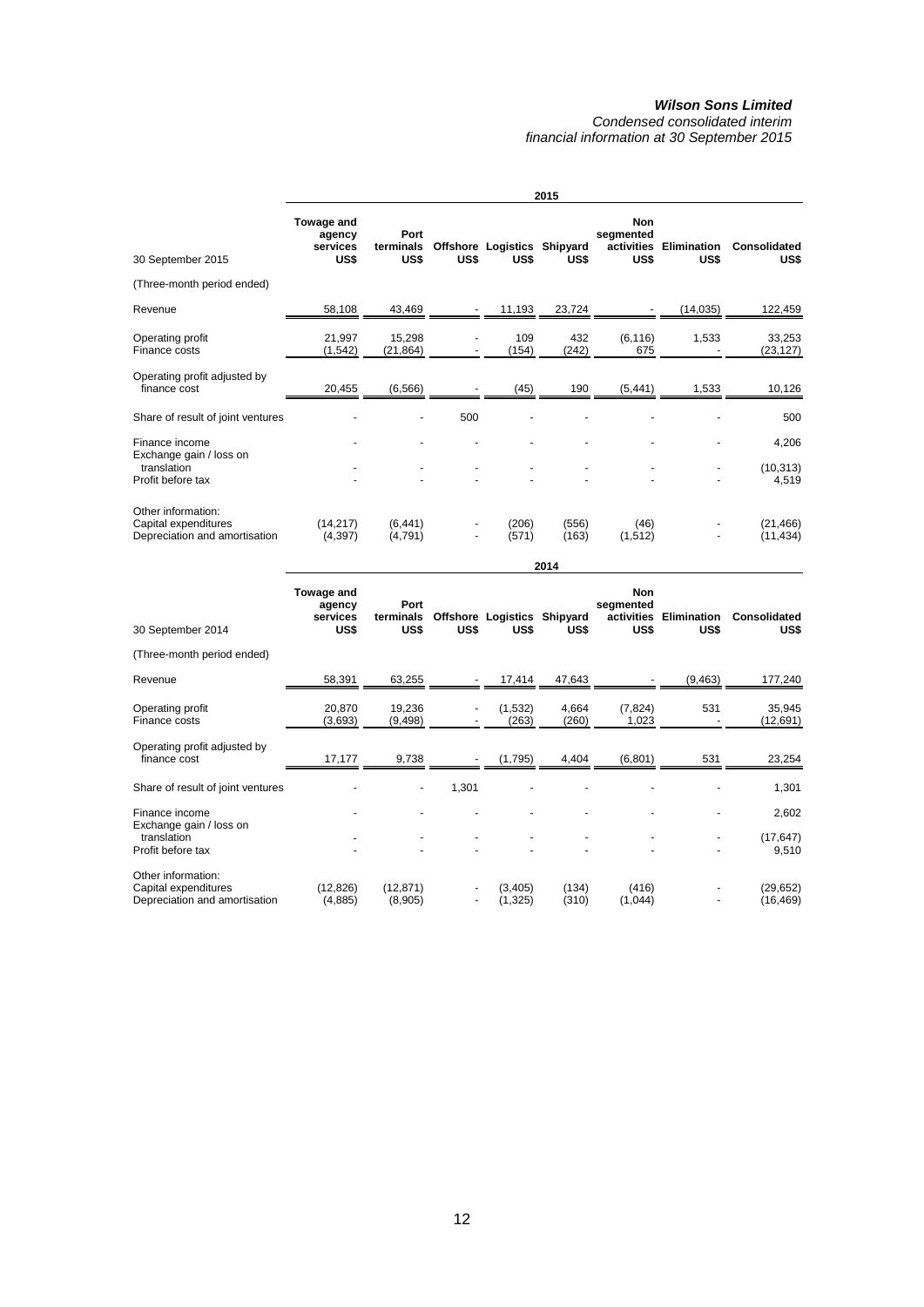***Wilson Sons Limited***
*Condensed consolidated interim financial information at 30 September 2015*

| | 2015 | | | | | | | |
|---|---|---|---|---|---|---|---|---|
| 30 September 2015 | **Towage and agency services US$** | **Port terminals US$** | **Offshore US$** | **Logistics US$** | **Shipyard US$** | **Non segmented activities US$** | **Elimination US$** | **Consolidated US$** |
| (Three-month period ended) | | | | | | | | |
| Revenue | 58,108 | 43,469 | - | 11,193 | 23,724 | - | (14,035) | 122,459 |
| Operating profit | 21,997 | 15,298 | - | 109 | 432 | (6,116) | 1,533 | 33,253 |
| Finance costs | (1,542) | (21,864) | - | (154) | (242) | 675 | - | (23,127) |
| Operating profit adjusted by finance cost | 20,455 | (6,566) | - | (45) | 190 | (5,441) | 1,533 | 10,126 |
| Share of result of joint ventures | - | - | 500 | - | - | - | - | 500 |
| Finance income | - | - | - | - | - | - | - | 4,206 |
| Exchange gain / loss on translation | - | - | - | - | - | - | - | (10,313) |
| Profit before tax | - | - | - | - | - | - | - | 4,519 |
| Other information: | | | | | | | | |
| Capital expenditures | (14,217) | (6,441) | - | (206) | (556) | (46) | - | (21,466) |
| Depreciation and amortisation | (4,397) | (4,791) | - | (571) | (163) | (1,512) | - | (11,434) |

| | 2014 | | | | | | | |
|---|---|---|---|---|---|---|---|---|
| 30 September 2014 | **Towage and agency services US$** | **Port terminals US$** | **Offshore US$** | **Logistics US$** | **Shipyard US$** | **Non segmented activities US$** | **Elimination US$** | **Consolidated US$** |
| (Three-month period ended) | | | | | | | | |
| Revenue | 58,391 | 63,255 | - | 17,414 | 47,643 | - | (9,463) | 177,240 |
| Operating profit | 20,870 | 19,236 | - | (1,532) | 4,664 | (7,824) | 531 | 35,945 |
| Finance costs | (3,693) | (9,498) | - | (263) | (260) | 1,023 | - | (12,691) |
| Operating profit adjusted by finance cost | 17,177 | 9,738 | - | (1,795) | 4,404 | (6,801) | 531 | 23,254 |
| Share of result of joint ventures | - | - | 1,301 | - | - | - | - | 1,301 |
| Finance income | - | - | - | - | - | - | - | 2,602 |
| Exchange gain / loss on translation | - | - | - | - | - | - | - | (17,647) |
| Profit before tax | - | - | - | - | - | - | - | 9,510 |
| Other information: | | | | | | | | |
| Capital expenditures | (12,826) | (12,871) | - | (3,405) | (134) | (416) | - | (29,652) |
| Depreciation and amortisation | (4,885) | (8,905) | - | (1,325) | (310) | (1,044) | - | (16,469) |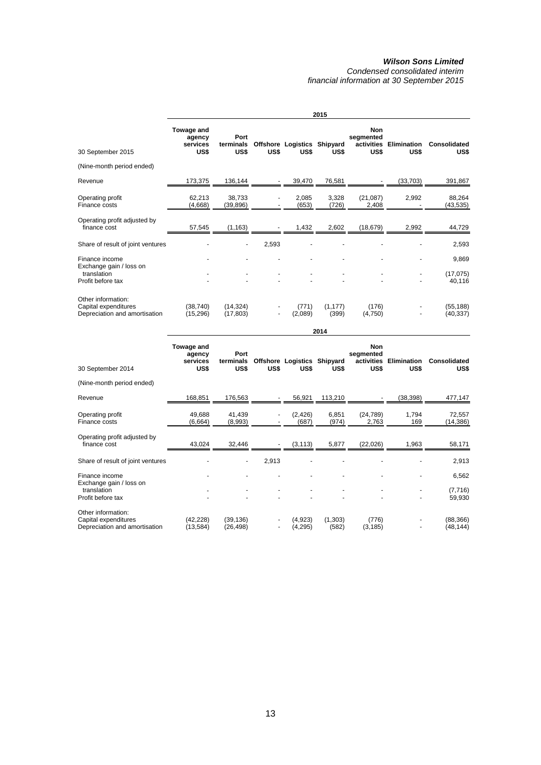| 2015 | | | | | | | | |
|---|---|---|---|---|---|---|---|---|
| 30 September 2015 | Towage and agency services US$ | Port terminals US$ | Offshore US$ | Logistics US$ | Shipyard US$ | Non segmented activities US$ | Elimination US$ | Consolidated US$ |
| (Nine-month period ended) | | | | | | | | |
| Revenue | 173,375 | 136,144 | - | 39,470 | 76,581 | - | (33,703) | 391,867 |
| Operating profit | 62,213 | 38,733 | - | 2,085 | 3,328 | (21,087) | 2,992 | 88,264 |
| Finance costs | (4,668) | (39,896) | - | (653) | (726) | 2,408 | - | (43,535) |
| Operating profit adjusted by finance cost | 57,545 | (1,163) | - | 1,432 | 2,602 | (18,679) | 2,992 | 44,729 |
| Share of result of joint ventures | - | - | 2,593 | - | - | - | - | 2,593 |
| Finance income | - | - | - | - | - | - | - | 9,869 |
| Exchange gain / loss on translation | - | - | - | - | - | - | - | (17,075) |
| Profit before tax | - | - | - | - | - | - | - | 40,116 |
| Other information: | | | | | | | | |
| Capital expenditures | (38,740) | (14,324) | - | (771) | (1,177) | (176) | - | (55,188) |
| Depreciation and amortisation | (15,296) | (17,803) | - | (2,089) | (399) | (4,750) | - | (40,337) |

| 2014 | | | | | | | | |
|---|---|---|---|---|---|---|---|---|
| 30 September 2014 | Towage and agency services US$ | Port terminals US$ | Offshore US$ | Logistics US$ | Shipyard US$ | Non segmented activities US$ | Elimination US$ | Consolidated US$ |
| (Nine-month period ended) | | | | | | | | |
| Revenue | 168,851 | 176,563 | - | 56,921 | 113,210 | - | (38,398) | 477,147 |
| Operating profit | 49,688 | 41,439 | - | (2,426) | 6,851 | (24,789) | 1,794 | 72,557 |
| Finance costs | (6,664) | (8,993) | - | (687) | (974) | 2,763 | 169 | (14,386) |
| Operating profit adjusted by finance cost | 43,024 | 32,446 | - | (3,113) | 5,877 | (22,026) | 1,963 | 58,171 |
| Share of result of joint ventures | - | - | 2,913 | - | - | - | - | 2,913 |
| Finance income | - | - | - | - | - | - | - | 6,562 |
| Exchange gain / loss on translation | - | - | - | - | - | - | - | (7,716) |
| Profit before tax | - | - | - | - | - | - | - | 59,930 |
| Other information: | | | | | | | | |
| Capital expenditures | (42,228) | (39,136) | - | (4,923) | (1,303) | (776) | - | (88,366) |
| Depreciation and amortisation | (13,584) | (26,498) | - | (4,295) | (582) | (3,185) | - | (48,144) |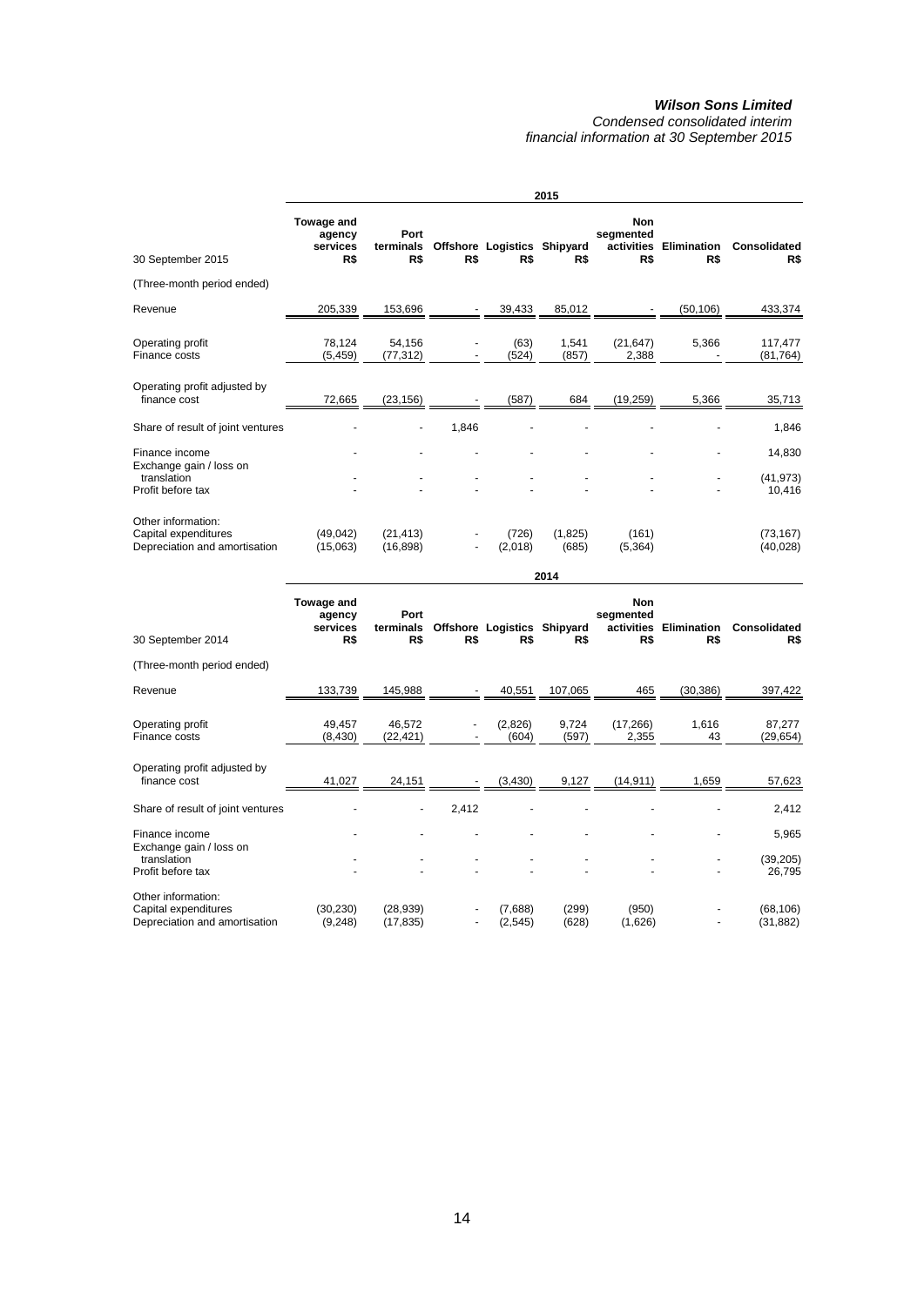*Wilson Sons Limited*
*Condensed consolidated interim financial information at 30 September 2015*

| | 2015 | | | | | | | |
|---|---|---|---|---|---|---|---|---|
| **30 September 2015** | **Towage and agency services R$** | **Port terminals R$** | **Offshore R$** | **Logistics R$** | **Shipyard R$** | **Non segmented activities R$** | **Elimination R$** | **Consolidated R$** |
| (Three-month period ended) | | | | | | | | |
| Revenue | 205,339 | 153,696 | - | 39,433 | 85,012 | - | (50,106) | 433,374 |
| Operating profit | 78,124 | 54,156 | - | (63) | 1,541 | (21,647) | 5,366 | 117,477 |
| Finance costs | (5,459) | (77,312) | - | (524) | (857) | 2,388 | - | (81,764) |
| Operating profit adjusted by finance cost | 72,665 | (23,156) | - | (587) | 684 | (19,259) | 5,366 | 35,713 |
| Share of result of joint ventures | - | - | 1,846 | - | - | - | - | 1,846 |
| Finance income | - | - | - | - | - | - | - | 14,830 |
| Exchange gain / loss on translation | - | - | - | - | - | - | - | (41,973) |
| Profit before tax | - | - | - | - | - | - | - | 10,416 |
| Other information: | | | | | | | | |
| Capital expenditures | (49,042) | (21,413) | - | (726) | (1,825) | (161) | | (73,167) |
| Depreciation and amortisation | (15,063) | (16,898) | - | (2,018) | (685) | (5,364) | | (40,028) |

| | 2014 | | | | | | | |
|---|---|---|---|---|---|---|---|---|
| **30 September 2014** | **Towage and agency services R$** | **Port terminals R$** | **Offshore R$** | **Logistics R$** | **Shipyard R$** | **Non segmented activities R$** | **Elimination R$** | **Consolidated R$** |
| (Three-month period ended) | | | | | | | | |
| Revenue | 133,739 | 145,988 | - | 40,551 | 107,065 | 465 | (30,386) | 397,422 |
| Operating profit | 49,457 | 46,572 | - | (2,826) | 9,724 | (17,266) | 1,616 | 87,277 |
| Finance costs | (8,430) | (22,421) | - | (604) | (597) | 2,355 | 43 | (29,654) |
| Operating profit adjusted by finance cost | 41,027 | 24,151 | - | (3,430) | 9,127 | (14,911) | 1,659 | 57,623 |
| Share of result of joint ventures | - | - | 2,412 | - | - | - | - | 2,412 |
| Finance income | - | - | - | - | - | - | - | 5,965 |
| Exchange gain / loss on translation | - | - | - | - | - | - | - | (39,205) |
| Profit before tax | - | - | - | - | - | - | - | 26,795 |
| Other information: | | | | | | | | |
| Capital expenditures | (30,230) | (28,939) | - | (7,688) | (299) | (950) | - | (68,106) |
| Depreciation and amortisation | (9,248) | (17,835) | - | (2,545) | (628) | (1,626) | - | (31,882) |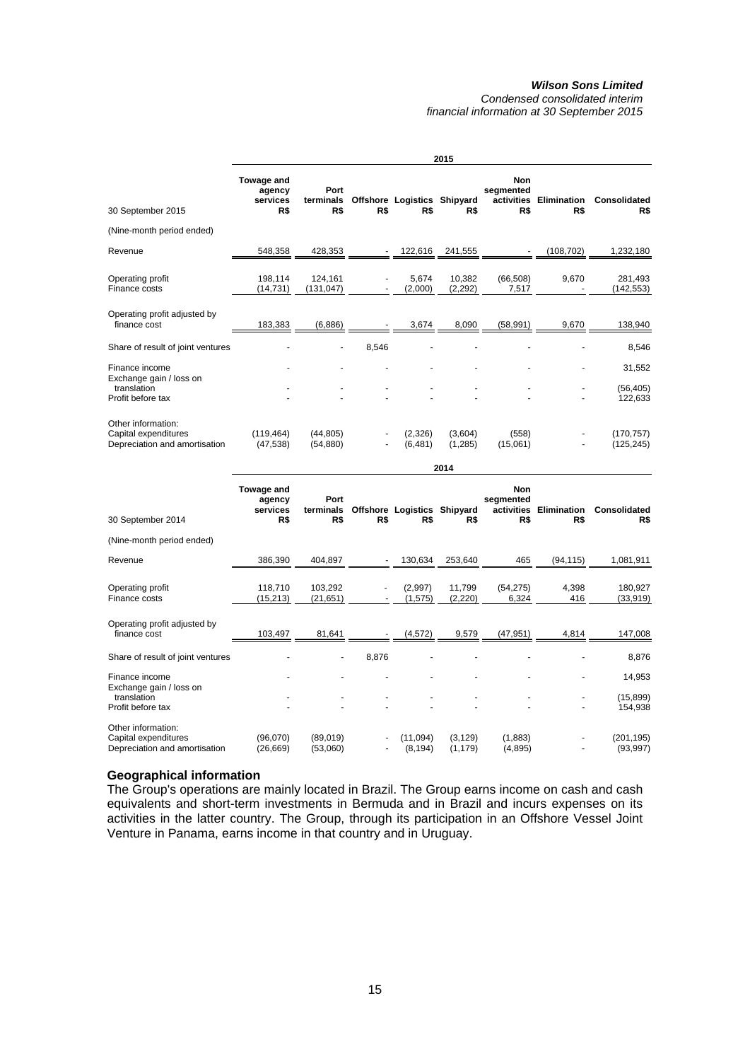| 30 September 2015 | Towage and agency services R$ | Port terminals R$ | Offshore R$ | Logistics R$ | Shipyard R$ | Non segmented activities R$ | Elimination R$ | Consolidated R$ |
|---|---|---|---|---|---|---|---|---|
| | **2015** | | | | | | | |
| (Nine-month period ended) | | | | | | | | |
| Revenue | 548,358 | 428,353 | - | 122,616 | 241,555 | - | (108,702) | 1,232,180 |
| Operating profit | 198,114 | 124,161 | - | 5,674 | 10,382 | (66,508) | 9,670 | 281,493 |
| Finance costs | (14,731) | (131,047) | - | (2,000) | (2,292) | 7,517 | - | (142,553) |
| Operating profit adjusted by finance cost | 183,383 | (6,886) | - | 3,674 | 8,090 | (58,991) | 9,670 | 138,940 |
| Share of result of joint ventures | - | - | 8,546 | - | - | - | - | 8,546 |
| Finance income | - | - | - | - | - | - | - | 31,552 |
| Exchange gain / loss on translation | - | - | - | - | - | - | - | (56,405) |
| Profit before tax | - | - | - | - | - | - | - | 122,633 |
| Other information: | | | | | | | | |
| Capital expenditures | (119,464) | (44,805) | - | (2,326) | (3,604) | (558) | - | (170,757) |
| Depreciation and amortisation | (47,538) | (54,880) | - | (6,481) | (1,285) | (15,061) | - | (125,245) |

| 30 September 2014 | Towage and agency services R$ | Port terminals R$ | Offshore R$ | Logistics R$ | Shipyard R$ | Non segmented activities R$ | Elimination R$ | Consolidated R$ |
|---|---|---|---|---|---|---|---|---|
| | **2014** | | | | | | | |
| (Nine-month period ended) | | | | | | | | |
| Revenue | 386,390 | 404,897 | - | 130,634 | 253,640 | 465 | (94,115) | 1,081,911 |
| Operating profit | 118,710 | 103,292 | - | (2,997) | 11,799 | (54,275) | 4,398 | 180,927 |
| Finance costs | (15,213) | (21,651) | - | (1,575) | (2,220) | 6,324 | 416 | (33,919) |
| Operating profit adjusted by finance cost | 103,497 | 81,641 | - | (4,572) | 9,579 | (47,951) | 4,814 | 147,008 |
| Share of result of joint ventures | - | - | 8,876 | - | - | - | - | 8,876 |
| Finance income | - | - | - | - | - | - | - | 14,953 |
| Exchange gain / loss on translation | - | - | - | - | - | - | - | (15,899) |
| Profit before tax | - | - | - | - | - | - | - | 154,938 |
| Other information: | | | | | | | | |
| Capital expenditures | (96,070) | (89,019) | - | (11,094) | (3,129) | (1,883) | - | (201,195) |
| Depreciation and amortisation | (26,669) | (53,060) | - | (8,194) | (1,179) | (4,895) | - | (93,997) |

## Geographical information

The Group's operations are mainly located in Brazil. The Group earns income on cash and cash equivalents and short-term investments in Bermuda and in Brazil and incurs expenses on its activities in the latter country. The Group, through its participation in an Offshore Vessel Joint Venture in Panama, earns income in that country and in Uruguay.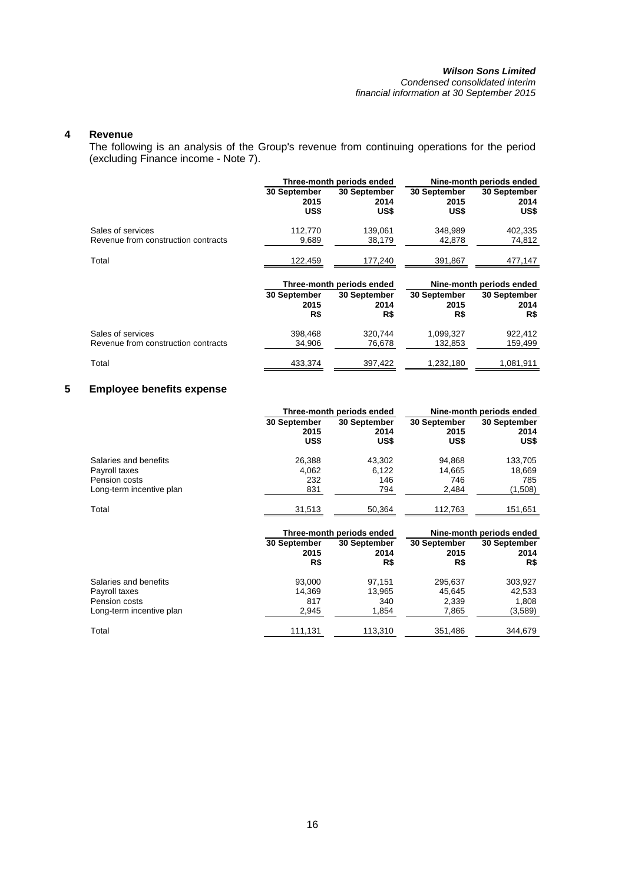## 4 Revenue

The following is an analysis of the Group's revenue from continuing operations for the period (excluding Finance income - Note 7).

| | Three-month periods ended | | Nine-month periods ended | |
|---|---|---|---|---|
| | 30 September 2015 US$ | 30 September 2014 US$ | 30 September 2015 US$ | 30 September 2014 US$ |
| Sales of services | 112,770 | 139,061 | 348,989 | 402,335 |
| Revenue from construction contracts | 9,689 | 38,179 | 42,878 | 74,812 |
| Total | 122,459 | 177,240 | 391,867 | 477,147 |

| | Three-month periods ended | | Nine-month periods ended | |
|---|---|---|---|---|
| | 30 September 2015 R$ | 30 September 2014 R$ | 30 September 2015 R$ | 30 September 2014 R$ |
| Sales of services | 398,468 | 320,744 | 1,099,327 | 922,412 |
| Revenue from construction contracts | 34,906 | 76,678 | 132,853 | 159,499 |
| Total | 433,374 | 397,422 | 1,232,180 | 1,081,911 |

## 5 Employee benefits expense

| | Three-month periods ended | | Nine-month periods ended | |
|---|---|---|---|---|
| | 30 September 2015 US$ | 30 September 2014 US$ | 30 September 2015 US$ | 30 September 2014 US$ |
| Salaries and benefits | 26,388 | 43,302 | 94,868 | 133,705 |
| Payroll taxes | 4,062 | 6,122 | 14,665 | 18,669 |
| Pension costs | 232 | 146 | 746 | 785 |
| Long-term incentive plan | 831 | 794 | 2,484 | (1,508) |
| Total | 31,513 | 50,364 | 112,763 | 151,651 |

| | Three-month periods ended | | Nine-month periods ended | |
|---|---|---|---|---|
| | 30 September 2015 R$ | 30 September 2014 R$ | 30 September 2015 R$ | 30 September 2014 R$ |
| Salaries and benefits | 93,000 | 97,151 | 295,637 | 303,927 |
| Payroll taxes | 14,369 | 13,965 | 45,645 | 42,533 |
| Pension costs | 817 | 340 | 2,339 | 1,808 |
| Long-term incentive plan | 2,945 | 1,854 | 7,865 | (3,589) |
| Total | 111,131 | 113,310 | 351,486 | 344,679 |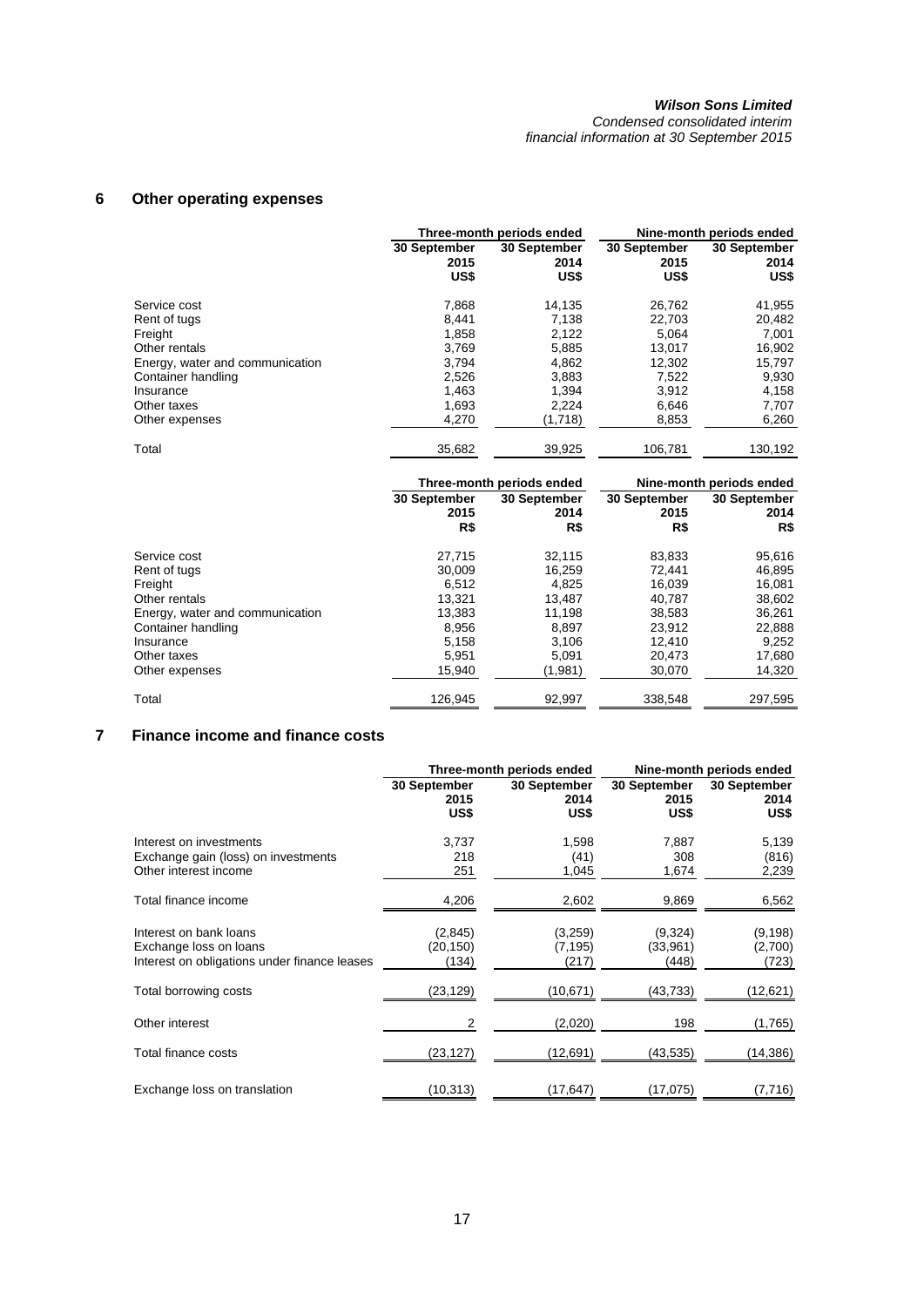## 6 Other operating expenses

| | Three-month periods ended | | Nine-month periods ended | |
|---|---|---|---|---|
| | 30 September 2015 US$ | 30 September 2014 US$ | 30 September 2015 US$ | 30 September 2014 US$ |
| Service cost | 7,868 | 14,135 | 26,762 | 41,955 |
| Rent of tugs | 8,441 | 7,138 | 22,703 | 20,482 |
| Freight | 1,858 | 2,122 | 5,064 | 7,001 |
| Other rentals | 3,769 | 5,885 | 13,017 | 16,902 |
| Energy, water and communication | 3,794 | 4,862 | 12,302 | 15,797 |
| Container handling | 2,526 | 3,883 | 7,522 | 9,930 |
| Insurance | 1,463 | 1,394 | 3,912 | 4,158 |
| Other taxes | 1,693 | 2,224 | 6,646 | 7,707 |
| Other expenses | 4,270 | (1,718) | 8,853 | 6,260 |
| Total | 35,682 | 39,925 | 106,781 | 130,192 |

| | Three-month periods ended | | Nine-month periods ended | |
|---|---|---|---|---|
| | 30 September 2015 R$ | 30 September 2014 R$ | 30 September 2015 R$ | 30 September 2014 R$ |
| Service cost | 27,715 | 32,115 | 83,833 | 95,616 |
| Rent of tugs | 30,009 | 16,259 | 72,441 | 46,895 |
| Freight | 6,512 | 4,825 | 16,039 | 16,081 |
| Other rentals | 13,321 | 13,487 | 40,787 | 38,602 |
| Energy, water and communication | 13,383 | 11,198 | 38,583 | 36,261 |
| Container handling | 8,956 | 8,897 | 23,912 | 22,888 |
| Insurance | 5,158 | 3,106 | 12,410 | 9,252 |
| Other taxes | 5,951 | 5,091 | 20,473 | 17,680 |
| Other expenses | 15,940 | (1,981) | 30,070 | 14,320 |
| Total | 126,945 | 92,997 | 338,548 | 297,595 |

## 7 Finance income and finance costs

| | Three-month periods ended | | Nine-month periods ended | |
|---|---|---|---|---|
| | 30 September 2015 US$ | 30 September 2014 US$ | 30 September 2015 US$ | 30 September 2014 US$ |
| Interest on investments | 3,737 | 1,598 | 7,887 | 5,139 |
| Exchange gain (loss) on investments | 218 | (41) | 308 | (816) |
| Other interest income | 251 | 1,045 | 1,674 | 2,239 |
| Total finance income | 4,206 | 2,602 | 9,869 | 6,562 |
| Interest on bank loans | (2,845) | (3,259) | (9,324) | (9,198) |
| Exchange loss on loans | (20,150) | (7,195) | (33,961) | (2,700) |
| Interest on obligations under finance leases | (134) | (217) | (448) | (723) |
| Total borrowing costs | (23,129) | (10,671) | (43,733) | (12,621) |
| Other interest | 2 | (2,020) | 198 | (1,765) |
| Total finance costs | (23,127) | (12,691) | (43,535) | (14,386) |
| Exchange loss on translation | (10,313) | (17,647) | (17,075) | (7,716) |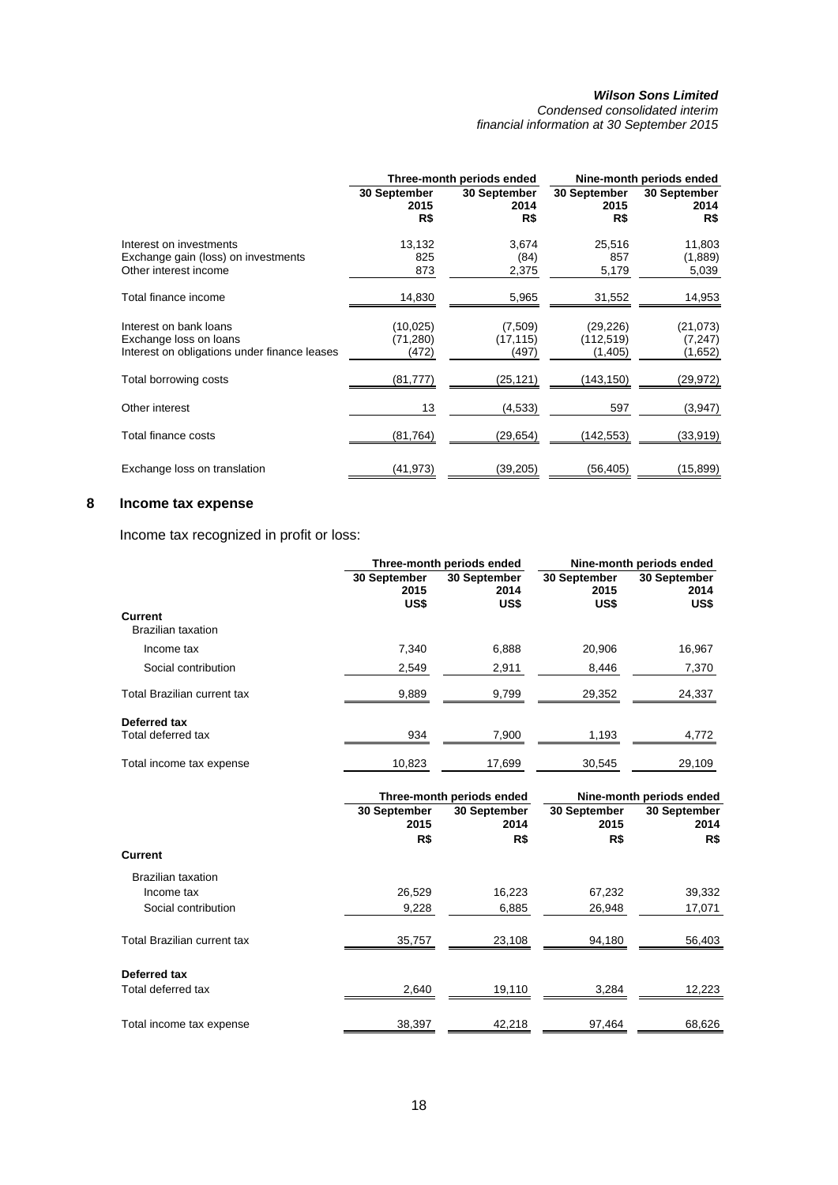| | Three-month periods ended | | Nine-month periods ended | |
|---|---|---|---|---|
| | 30 September 2015 R$ | 30 September 2014 R$ | 30 September 2015 R$ | 30 September 2014 R$ |
| Interest on investments | 13,132 | 3,674 | 25,516 | 11,803 |
| Exchange gain (loss) on investments | 825 | (84) | 857 | (1,889) |
| Other interest income | 873 | 2,375 | 5,179 | 5,039 |
| Total finance income | 14,830 | 5,965 | 31,552 | 14,953 |
| Interest on bank loans | (10,025) | (7,509) | (29,226) | (21,073) |
| Exchange loss on loans | (71,280) | (17,115) | (112,519) | (7,247) |
| Interest on obligations under finance leases | (472) | (497) | (1,405) | (1,652) |
| Total borrowing costs | (81,777) | (25,121) | (143,150) | (29,972) |
| Other interest | 13 | (4,533) | 597 | (3,947) |
| Total finance costs | (81,764) | (29,654) | (142,553) | (33,919) |
| Exchange loss on translation | (41,973) | (39,205) | (56,405) | (15,899) |

## 8 Income tax expense

Income tax recognized in profit or loss:

| | Three-month periods ended | | Nine-month periods ended | |
|---|---|---|---|---|
| | 30 September 2015 US$ | 30 September 2014 US$ | 30 September 2015 US$ | 30 September 2014 US$ |
| **Current** | | | | |
| Brazilian taxation | | | | |
| Income tax | 7,340 | 6,888 | 20,906 | 16,967 |
| Social contribution | 2,549 | 2,911 | 8,446 | 7,370 |
| Total Brazilian current tax | 9,889 | 9,799 | 29,352 | 24,337 |
| **Deferred tax** | | | | |
| Total deferred tax | 934 | 7,900 | 1,193 | 4,772 |
| Total income tax expense | 10,823 | 17,699 | 30,545 | 29,109 |

| | Three-month periods ended | | Nine-month periods ended | |
|---|---|---|---|---|
| | 30 September 2015 R$ | 30 September 2014 R$ | 30 September 2015 R$ | 30 September 2014 R$ |
| **Current** | | | | |
| Brazilian taxation | | | | |
| Income tax | 26,529 | 16,223 | 67,232 | 39,332 |
| Social contribution | 9,228 | 6,885 | 26,948 | 17,071 |
| Total Brazilian current tax | 35,757 | 23,108 | 94,180 | 56,403 |
| **Deferred tax** | | | | |
| Total deferred tax | 2,640 | 19,110 | 3,284 | 12,223 |
| Total income tax expense | 38,397 | 42,218 | 97,464 | 68,626 |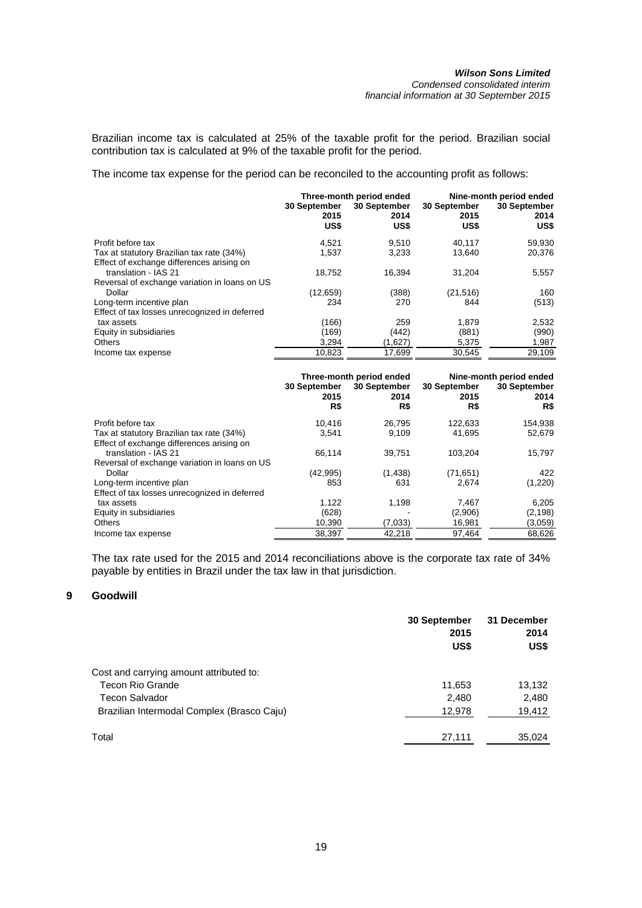Brazilian income tax is calculated at 25% of the taxable profit for the period. Brazilian social contribution tax is calculated at 9% of the taxable profit for the period.

The income tax expense for the period can be reconciled to the accounting profit as follows:

| | Three-month period ended | | Nine-month period ended | |
|---|---|---|---|---|
| | 30 September 2015 US$ | 30 September 2014 US$ | 30 September 2015 US$ | 30 September 2014 US$ |
| Profit before tax | 4,521 | 9,510 | 40,117 | 59,930 |
| Tax at statutory Brazilian tax rate (34%) | 1,537 | 3,233 | 13,640 | 20,376 |
| Effect of exchange differences arising on translation - IAS 21 | 18,752 | 16,394 | 31,204 | 5,557 |
| Reversal of exchange variation in loans on US Dollar | (12,659) | (388) | (21,516) | 160 |
| Long-term incentive plan | 234 | 270 | 844 | (513) |
| Effect of tax losses unrecognized in deferred tax assets | (166) | 259 | 1,879 | 2,532 |
| Equity in subsidiaries | (169) | (442) | (881) | (990) |
| Others | 3,294 | (1,627) | 5,375 | 1,987 |
| Income tax expense | 10,823 | 17,699 | 30,545 | 29,109 |

| | Three-month period ended | | Nine-month period ended | |
|---|---|---|---|---|
| | 30 September 2015 R$ | 30 September 2014 R$ | 30 September 2015 R$ | 30 September 2014 R$ |
| Profit before tax | 10,416 | 26,795 | 122,633 | 154,938 |
| Tax at statutory Brazilian tax rate (34%) | 3,541 | 9,109 | 41,695 | 52,679 |
| Effect of exchange differences arising on translation - IAS 21 | 66,114 | 39,751 | 103,204 | 15,797 |
| Reversal of exchange variation in loans on US Dollar | (42,995) | (1,438) | (71,651) | 422 |
| Long-term incentive plan | 853 | 631 | 2,674 | (1,220) |
| Effect of tax losses unrecognized in deferred tax assets | 1,122 | 1,198 | 7,467 | 6,205 |
| Equity in subsidiaries | (628) | - | (2,906) | (2,198) |
| Others | 10,390 | (7,033) | 16,981 | (3,059) |
| Income tax expense | 38,397 | 42,218 | 97,464 | 68,626 |

The tax rate used for the 2015 and 2014 reconciliations above is the corporate tax rate of 34% payable by entities in Brazil under the tax law in that jurisdiction.

## 9 Goodwill

| | 30 September 2015 US$ | 31 December 2014 US$ |
|---|---|---|
| Cost and carrying amount attributed to: | | |
| Tecon Rio Grande | 11,653 | 13,132 |
| Tecon Salvador | 2,480 | 2,480 |
| Brazilian Intermodal Complex (Brasco Caju) | 12,978 | 19,412 |
| Total | 27,111 | 35,024 |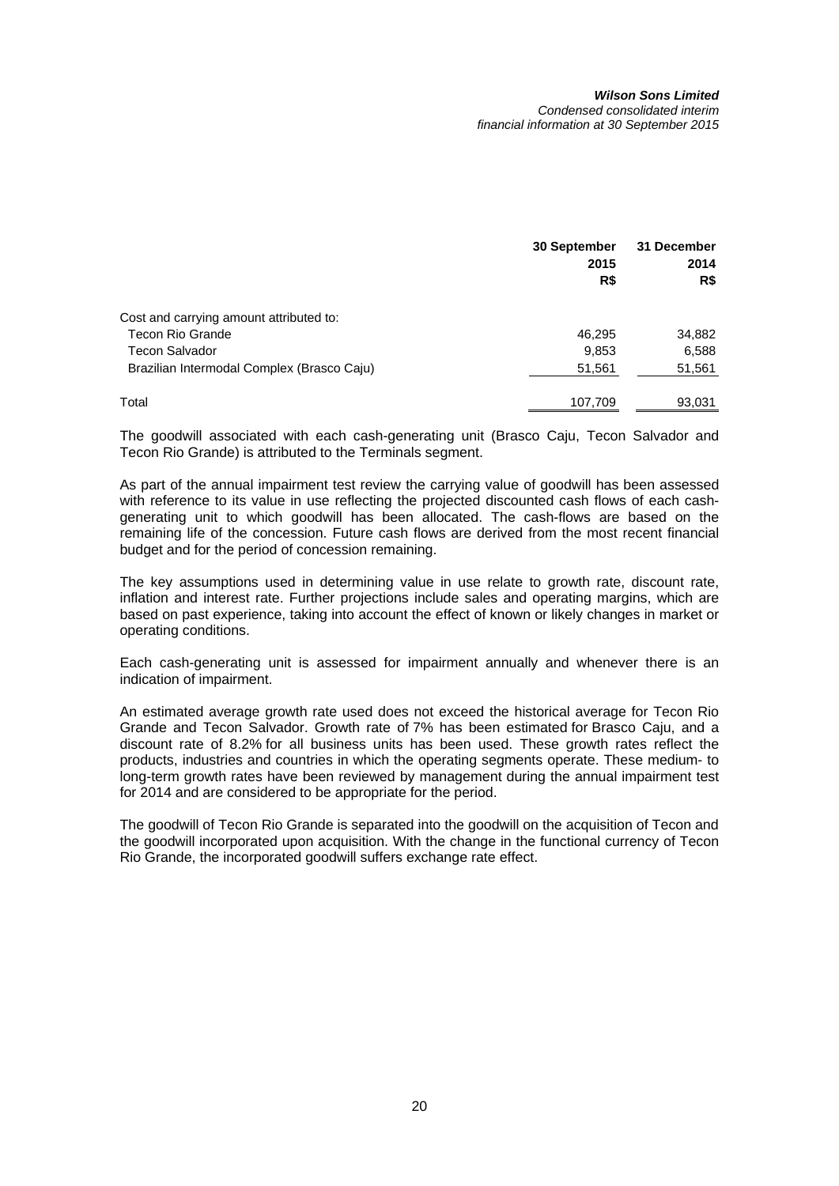| | 30 September 2015 R$ | 31 December 2014 R$ |
|---|---|---|
| Cost and carrying amount attributed to: | | |
| Tecon Rio Grande | 46,295 | 34,882 |
| Tecon Salvador | 9,853 | 6,588 |
| Brazilian Intermodal Complex (Brasco Caju) | 51,561 | 51,561 |
| Total | 107,709 | 93,031 |

The goodwill associated with each cash-generating unit (Brasco Caju, Tecon Salvador and Tecon Rio Grande) is attributed to the Terminals segment.

As part of the annual impairment test review the carrying value of goodwill has been assessed with reference to its value in use reflecting the projected discounted cash flows of each cash-generating unit to which goodwill has been allocated. The cash-flows are based on the remaining life of the concession. Future cash flows are derived from the most recent financial budget and for the period of concession remaining.

The key assumptions used in determining value in use relate to growth rate, discount rate, inflation and interest rate. Further projections include sales and operating margins, which are based on past experience, taking into account the effect of known or likely changes in market or operating conditions.

Each cash-generating unit is assessed for impairment annually and whenever there is an indication of impairment.

An estimated average growth rate used does not exceed the historical average for Tecon Rio Grande and Tecon Salvador. Growth rate of 7% has been estimated for Brasco Caju, and a discount rate of 8.2% for all business units has been used. These growth rates reflect the products, industries and countries in which the operating segments operate. These medium- to long-term growth rates have been reviewed by management during the annual impairment test for 2014 and are considered to be appropriate for the period.

The goodwill of Tecon Rio Grande is separated into the goodwill on the acquisition of Tecon and the goodwill incorporated upon acquisition. With the change in the functional currency of Tecon Rio Grande, the incorporated goodwill suffers exchange rate effect.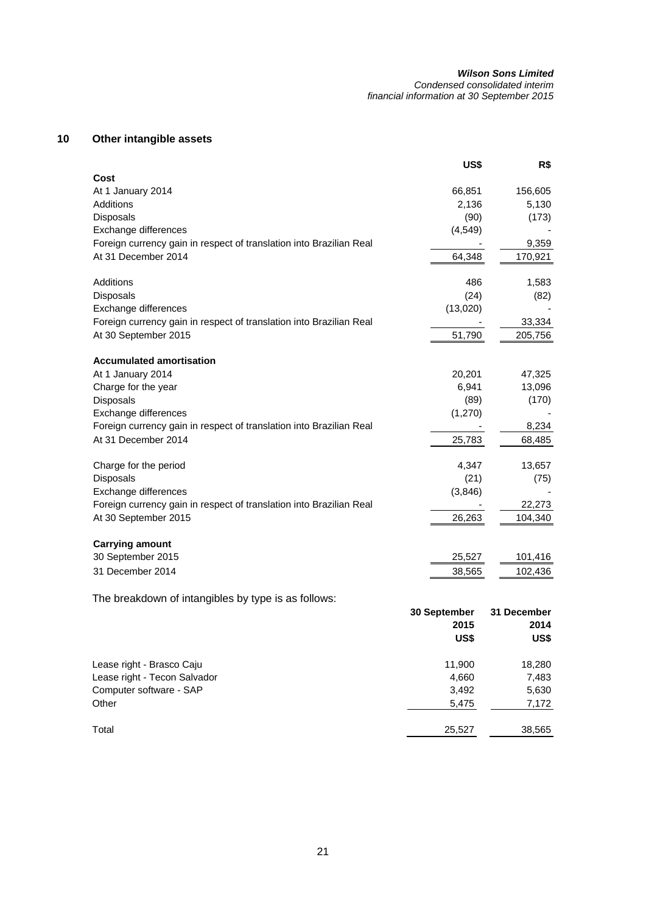## 10 Other intangible assets

| | US$ | R$ |
|---|---|---|
| **Cost** | | |
| At 1 January 2014 | 66,851 | 156,605 |
| Additions | 2,136 | 5,130 |
| Disposals | (90) | (173) |
| Exchange differences | (4,549) | - |
| Foreign currency gain in respect of translation into Brazilian Real | - | 9,359 |
| At 31 December 2014 | 64,348 | 170,921 |
| | | |
| Additions | 486 | 1,583 |
| Disposals | (24) | (82) |
| Exchange differences | (13,020) | - |
| Foreign currency gain in respect of translation into Brazilian Real | - | 33,334 |
| At 30 September 2015 | 51,790 | 205,756 |
| | | |
| **Accumulated amortisation** | | |
| At 1 January 2014 | 20,201 | 47,325 |
| Charge for the year | 6,941 | 13,096 |
| Disposals | (89) | (170) |
| Exchange differences | (1,270) | - |
| Foreign currency gain in respect of translation into Brazilian Real | - | 8,234 |
| At 31 December 2014 | 25,783 | 68,485 |
| | | |
| Charge for the period | 4,347 | 13,657 |
| Disposals | (21) | (75) |
| Exchange differences | (3,846) | - |
| Foreign currency gain in respect of translation into Brazilian Real | - | 22,273 |
| At 30 September 2015 | 26,263 | 104,340 |
| | | |
| **Carrying amount** | | |
| 30 September 2015 | 25,527 | 101,416 |
| 31 December 2014 | 38,565 | 102,436 |

The breakdown of intangibles by type is as follows:

| | 30 September 2015 US$ | 31 December 2014 US$ |
|---|---|---|
| Lease right - Brasco Caju | 11,900 | 18,280 |
| Lease right - Tecon Salvador | 4,660 | 7,483 |
| Computer software - SAP | 3,492 | 5,630 |
| Other | 5,475 | 7,172 |
| | | |
| Total | 25,527 | 38,565 |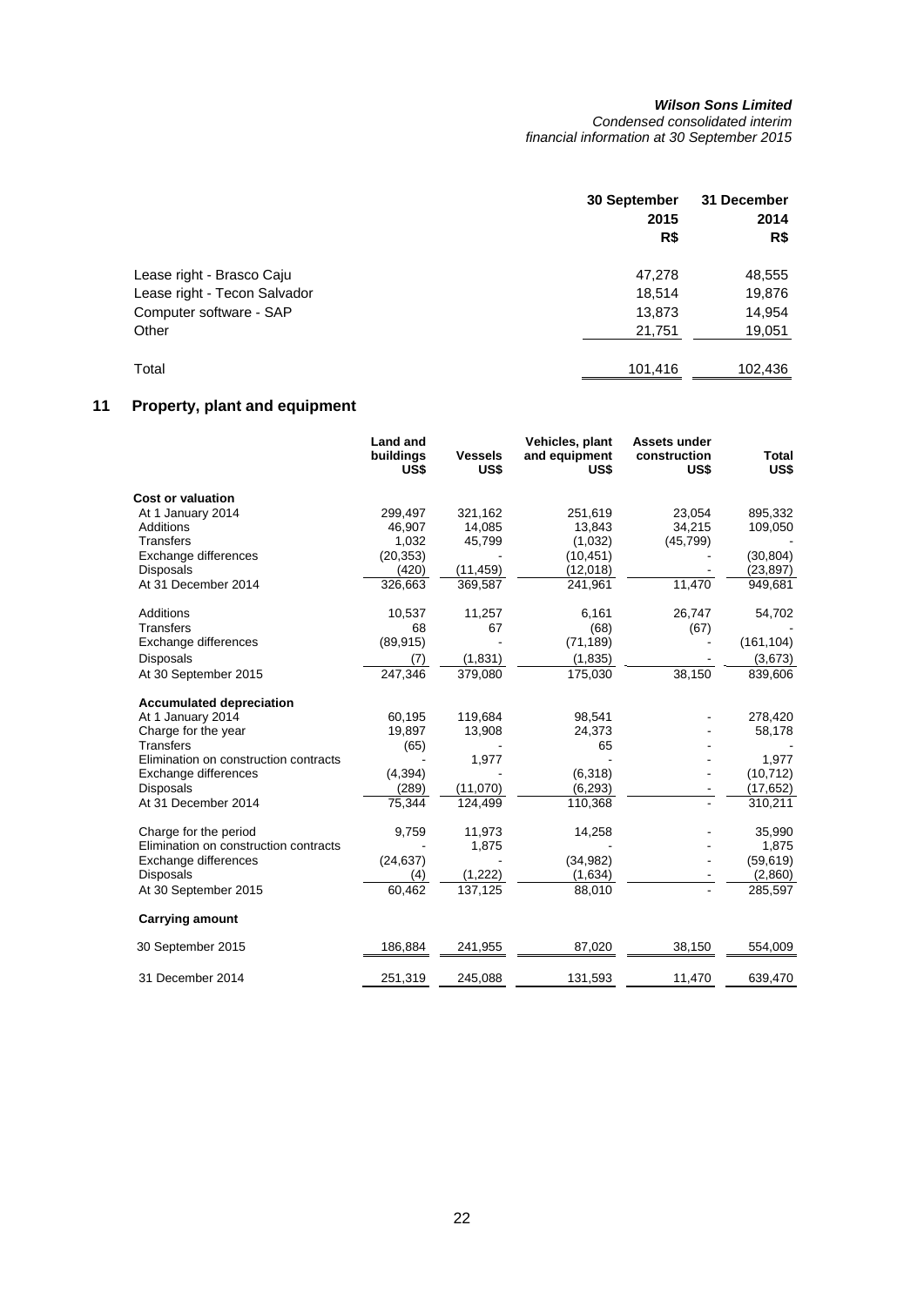| | 30 September 2015 R$ | 31 December 2014 R$ |
|---|---|---|
| Lease right - Brasco Caju | 47,278 | 48,555 |
| Lease right - Tecon Salvador | 18,514 | 19,876 |
| Computer software - SAP | 13,873 | 14,954 |
| Other | 21,751 | 19,051 |
| Total | 101,416 | 102,436 |

## 11 Property, plant and equipment

| | Land and buildings US$ | Vessels US$ | Vehicles, plant and equipment US$ | Assets under construction US$ | Total US$ |
|---|---|---|---|---|---|
| **Cost or valuation** | | | | | |
| At 1 January 2014 | 299,497 | 321,162 | 251,619 | 23,054 | 895,332 |
| Additions | 46,907 | 14,085 | 13,843 | 34,215 | 109,050 |
| Transfers | 1,032 | 45,799 | (1,032) | (45,799) | - |
| Exchange differences | (20,353) | - | (10,451) | - | (30,804) |
| Disposals | (420) | (11,459) | (12,018) | - | (23,897) |
| At 31 December 2014 | 326,663 | 369,587 | 241,961 | 11,470 | 949,681 |
| Additions | 10,537 | 11,257 | 6,161 | 26,747 | 54,702 |
| Transfers | 68 | 67 | (68) | (67) | - |
| Exchange differences | (89,915) | - | (71,189) | - | (161,104) |
| Disposals | (7) | (1,831) | (1,835) | - | (3,673) |
| At 30 September 2015 | 247,346 | 379,080 | 175,030 | 38,150 | 839,606 |
| **Accumulated depreciation** | | | | | |
| At 1 January 2014 | 60,195 | 119,684 | 98,541 | - | 278,420 |
| Charge for the year | 19,897 | 13,908 | 24,373 | - | 58,178 |
| Transfers | (65) | - | 65 | - | - |
| Elimination on construction contracts | - | 1,977 | - | - | 1,977 |
| Exchange differences | (4,394) | - | (6,318) | - | (10,712) |
| Disposals | (289) | (11,070) | (6,293) | - | (17,652) |
| At 31 December 2014 | 75,344 | 124,499 | 110,368 | - | 310,211 |
| Charge for the period | 9,759 | 11,973 | 14,258 | - | 35,990 |
| Elimination on construction contracts | - | 1,875 | - | - | 1,875 |
| Exchange differences | (24,637) | - | (34,982) | - | (59,619) |
| Disposals | (4) | (1,222) | (1,634) | - | (2,860) |
| At 30 September 2015 | 60,462 | 137,125 | 88,010 | - | 285,597 |
| **Carrying amount** | | | | | |
| 30 September 2015 | 186,884 | 241,955 | 87,020 | 38,150 | 554,009 |
| 31 December 2014 | 251,319 | 245,088 | 131,593 | 11,470 | 639,470 |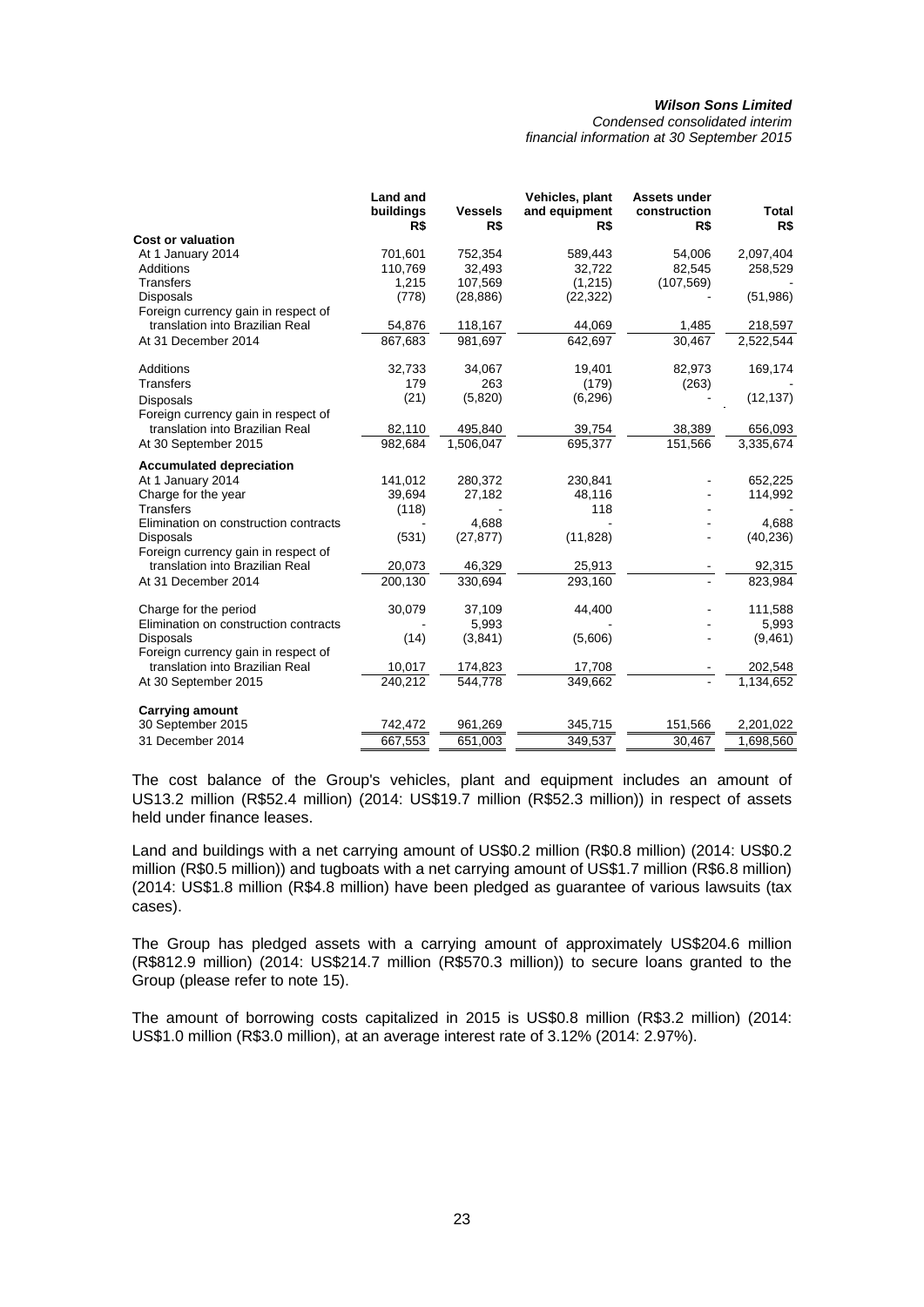| | Land and buildings R$ | Vessels R$ | Vehicles, plant and equipment R$ | Assets under construction R$ | Total R$ |
|---|---|---|---|---|---|
| **Cost or valuation** | | | | | |
| At 1 January 2014 | 701,601 | 752,354 | 589,443 | 54,006 | 2,097,404 |
| Additions | 110,769 | 32,493 | 32,722 | 82,545 | 258,529 |
| Transfers | 1,215 | 107,569 | (1,215) | (107,569) | - |
| Disposals | (778) | (28,886) | (22,322) | - | (51,986) |
| Foreign currency gain in respect of translation into Brazilian Real | 54,876 | 118,167 | 44,069 | 1,485 | 218,597 |
| At 31 December 2014 | 867,683 | 981,697 | 642,697 | 30,467 | 2,522,544 |
| Additions | 32,733 | 34,067 | 19,401 | 82,973 | 169,174 |
| Transfers | 179 | 263 | (179) | (263) | - |
| Disposals | (21) | (5,820) | (6,296) | - | (12,137) |
| Foreign currency gain in respect of translation into Brazilian Real | 82,110 | 495,840 | 39,754 | 38,389 | 656,093 |
| At 30 September 2015 | 982,684 | 1,506,047 | 695,377 | 151,566 | 3,335,674 |
| **Accumulated depreciation** | | | | | |
| At 1 January 2014 | 141,012 | 280,372 | 230,841 | - | 652,225 |
| Charge for the year | 39,694 | 27,182 | 48,116 | - | 114,992 |
| Transfers | (118) | - | 118 | - | - |
| Elimination on construction contracts | - | 4,688 | - | - | 4,688 |
| Disposals | (531) | (27,877) | (11,828) | - | (40,236) |
| Foreign currency gain in respect of translation into Brazilian Real | 20,073 | 46,329 | 25,913 | - | 92,315 |
| At 31 December 2014 | 200,130 | 330,694 | 293,160 | - | 823,984 |
| Charge for the period | 30,079 | 37,109 | 44,400 | - | 111,588 |
| Elimination on construction contracts | - | 5,993 | - | - | 5,993 |
| Disposals | (14) | (3,841) | (5,606) | - | (9,461) |
| Foreign currency gain in respect of translation into Brazilian Real | 10,017 | 174,823 | 17,708 | - | 202,548 |
| At 30 September 2015 | 240,212 | 544,778 | 349,662 | - | 1,134,652 |
| **Carrying amount** | | | | | |
| 30 September 2015 | 742,472 | 961,269 | 345,715 | 151,566 | 2,201,022 |
| 31 December 2014 | 667,553 | 651,003 | 349,537 | 30,467 | 1,698,560 |

The cost balance of the Group's vehicles, plant and equipment includes an amount of US13.2 million (R$52.4 million) (2014: US$19.7 million (R$52.3 million)) in respect of assets held under finance leases.

Land and buildings with a net carrying amount of US$0.2 million (R$0.8 million) (2014: US$0.2 million (R$0.5 million)) and tugboats with a net carrying amount of US$1.7 million (R$6.8 million) (2014: US$1.8 million (R$4.8 million) have been pledged as guarantee of various lawsuits (tax cases).

The Group has pledged assets with a carrying amount of approximately US$204.6 million (R$812.9 million) (2014: US$214.7 million (R$570.3 million)) to secure loans granted to the Group (please refer to note 15).

The amount of borrowing costs capitalized in 2015 is US$0.8 million (R$3.2 million) (2014: US$1.0 million (R$3.0 million), at an average interest rate of 3.12% (2014: 2.97%).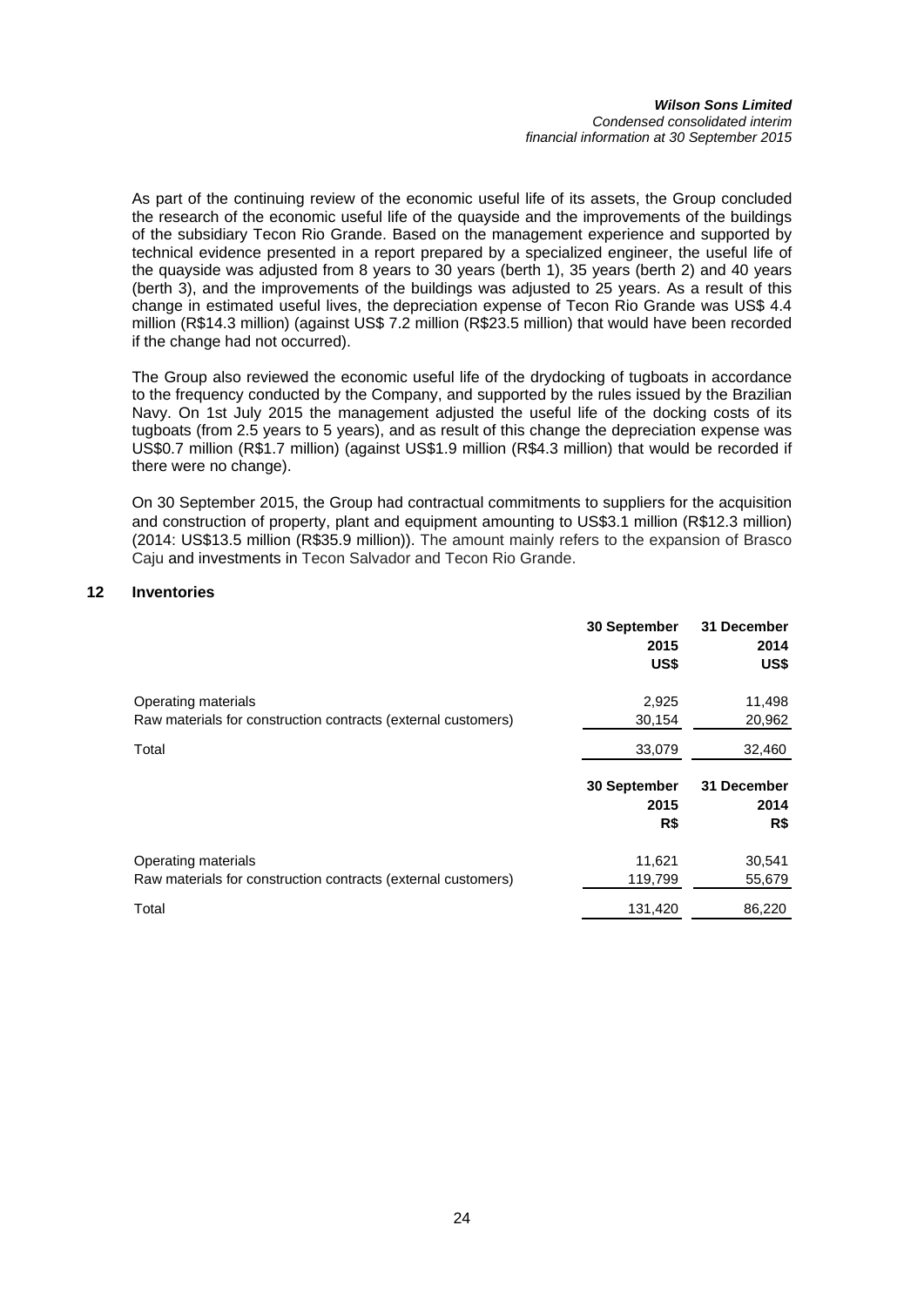As part of the continuing review of the economic useful life of its assets, the Group concluded the research of the economic useful life of the quayside and the improvements of the buildings of the subsidiary Tecon Rio Grande. Based on the management experience and supported by technical evidence presented in a report prepared by a specialized engineer, the useful life of the quayside was adjusted from 8 years to 30 years (berth 1), 35 years (berth 2) and 40 years (berth 3), and the improvements of the buildings was adjusted to 25 years. As a result of this change in estimated useful lives, the depreciation expense of Tecon Rio Grande was US$ 4.4 million (R$14.3 million) (against US$ 7.2 million (R$23.5 million) that would have been recorded if the change had not occurred).

The Group also reviewed the economic useful life of the drydocking of tugboats in accordance to the frequency conducted by the Company, and supported by the rules issued by the Brazilian Navy. On 1st July 2015 the management adjusted the useful life of the docking costs of its tugboats (from 2.5 years to 5 years), and as result of this change the depreciation expense was US$0.7 million (R$1.7 million) (against US$1.9 million (R$4.3 million) that would be recorded if there were no change).

On 30 September 2015, the Group had contractual commitments to suppliers for the acquisition and construction of property, plant and equipment amounting to US$3.1 million (R$12.3 million) (2014: US$13.5 million (R$35.9 million)). The amount mainly refers to the expansion of Brasco Caju and investments in Tecon Salvador and Tecon Rio Grande.

## 12 Inventories

| | 30 September 2015 US$ | 31 December 2014 US$ |
|---|---|---|
| Operating materials | 2,925 | 11,498 |
| Raw materials for construction contracts (external customers) | 30,154 | 20,962 |
| Total | 33,079 | 32,460 |

| | 30 September 2015 R$ | 31 December 2014 R$ |
|---|---|---|
| Operating materials | 11,621 | 30,541 |
| Raw materials for construction contracts (external customers) | 119,799 | 55,679 |
| Total | 131,420 | 86,220 |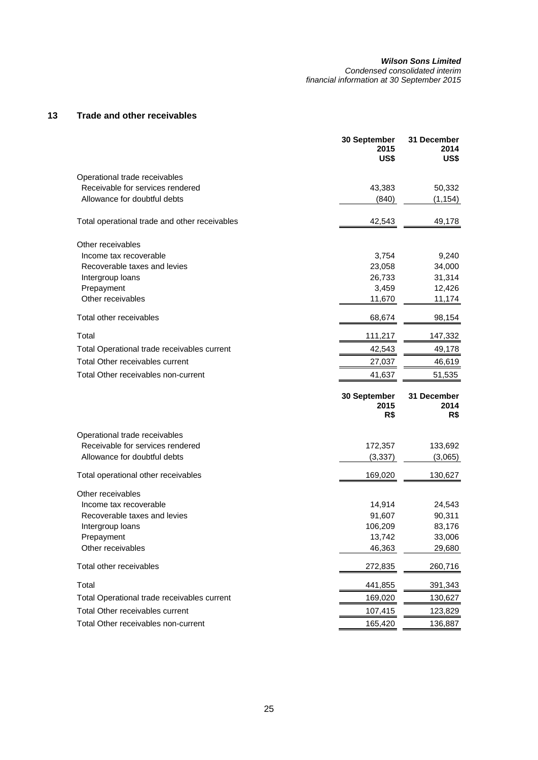## 13 Trade and other receivables

| | 30 September 2015 US$ | 31 December 2014 US$ |
|---|---|---|
| Operational trade receivables | | |
| Receivable for services rendered | 43,383 | 50,332 |
| Allowance for doubtful debts | (840) | (1,154) |
| Total operational trade and other receivables | 42,543 | 49,178 |
| Other receivables | | |
| Income tax recoverable | 3,754 | 9,240 |
| Recoverable taxes and levies | 23,058 | 34,000 |
| Intergroup loans | 26,733 | 31,314 |
| Prepayment | 3,459 | 12,426 |
| Other receivables | 11,670 | 11,174 |
| Total other receivables | 68,674 | 98,154 |
| Total | 111,217 | 147,332 |
| Total Operational trade receivables current | 42,543 | 49,178 |
| Total Other receivables current | 27,037 | 46,619 |
| Total Other receivables non-current | 41,637 | 51,535 |

| | 30 September 2015 R$ | 31 December 2014 R$ |
|---|---|---|
| Operational trade receivables | | |
| Receivable for services rendered | 172,357 | 133,692 |
| Allowance for doubtful debts | (3,337) | (3,065) |
| Total operational other receivables | 169,020 | 130,627 |
| Other receivables | | |
| Income tax recoverable | 14,914 | 24,543 |
| Recoverable taxes and levies | 91,607 | 90,311 |
| Intergroup loans | 106,209 | 83,176 |
| Prepayment | 13,742 | 33,006 |
| Other receivables | 46,363 | 29,680 |
| Total other receivables | 272,835 | 260,716 |
| Total | 441,855 | 391,343 |
| Total Operational trade receivables current | 169,020 | 130,627 |
| Total Other receivables current | 107,415 | 123,829 |
| Total Other receivables non-current | 165,420 | 136,887 |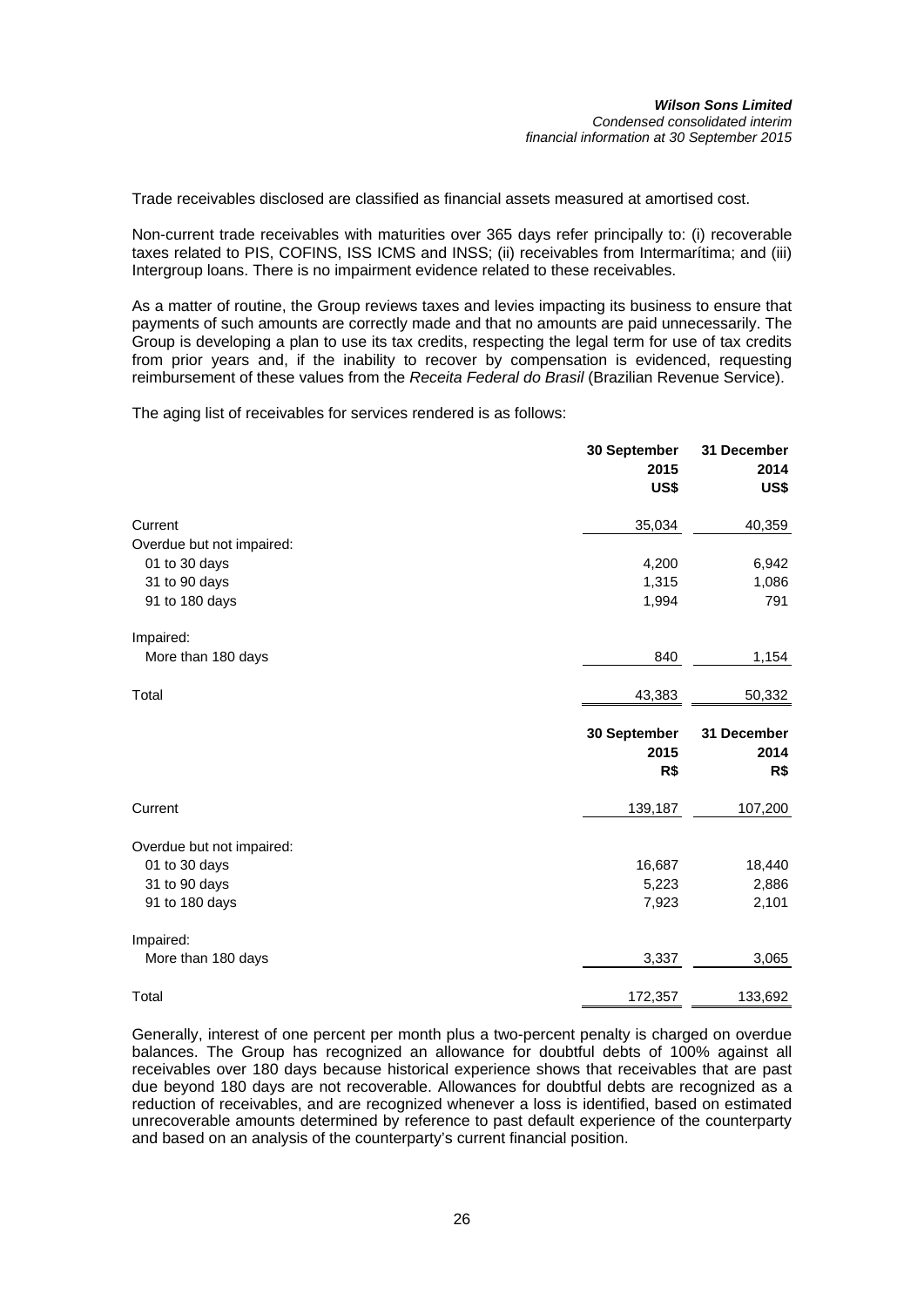Trade receivables disclosed are classified as financial assets measured at amortised cost.

Non-current trade receivables with maturities over 365 days refer principally to: (i) recoverable taxes related to PIS, COFINS, ISS ICMS and INSS; (ii) receivables from Intermarítima; and (iii) Intergroup loans. There is no impairment evidence related to these receivables.

As a matter of routine, the Group reviews taxes and levies impacting its business to ensure that payments of such amounts are correctly made and that no amounts are paid unnecessarily. The Group is developing a plan to use its tax credits, respecting the legal term for use of tax credits from prior years and, if the inability to recover by compensation is evidenced, requesting reimbursement of these values from the *Receita Federal do Brasil* (Brazilian Revenue Service).

The aging list of receivables for services rendered is as follows:

| | 30 September 2015 US$ | 31 December 2014 US$ |
|---|---|---|
| Current | 35,034 | 40,359 |
| Overdue but not impaired: | | |
| 01 to 30 days | 4,200 | 6,942 |
| 31 to 90 days | 1,315 | 1,086 |
| 91 to 180 days | 1,994 | 791 |
| Impaired: | | |
| More than 180 days | 840 | 1,154 |
| Total | 43,383 | 50,332 |

| | 30 September 2015 R$ | 31 December 2014 R$ |
|---|---|---|
| Current | 139,187 | 107,200 |
| Overdue but not impaired: | | |
| 01 to 30 days | 16,687 | 18,440 |
| 31 to 90 days | 5,223 | 2,886 |
| 91 to 180 days | 7,923 | 2,101 |
| Impaired: | | |
| More than 180 days | 3,337 | 3,065 |
| Total | 172,357 | 133,692 |

Generally, interest of one percent per month plus a two-percent penalty is charged on overdue balances. The Group has recognized an allowance for doubtful debts of 100% against all receivables over 180 days because historical experience shows that receivables that are past due beyond 180 days are not recoverable. Allowances for doubtful debts are recognized as a reduction of receivables, and are recognized whenever a loss is identified, based on estimated unrecoverable amounts determined by reference to past default experience of the counterparty and based on an analysis of the counterparty's current financial position.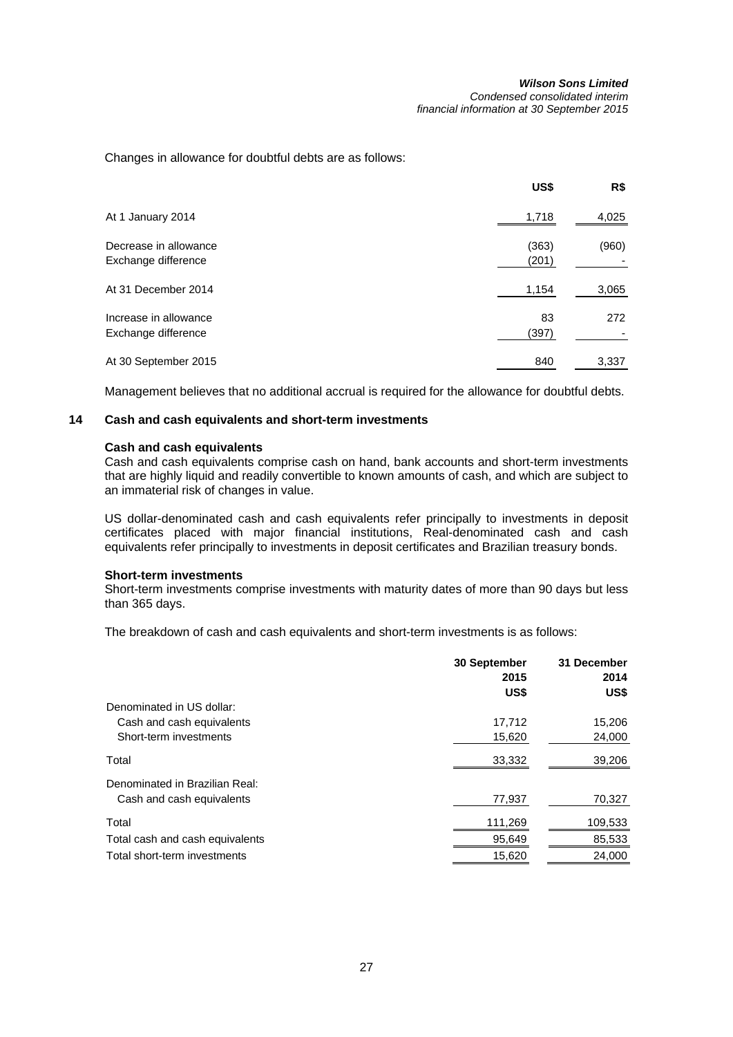Changes in allowance for doubtful debts are as follows:

| | US$ | R$ |
|---|---|---|
| At 1 January 2014 | 1,718 | 4,025 |
| Decrease in allowance | (363) | (960) |
| Exchange difference | (201) | - |
| At 31 December 2014 | 1,154 | 3,065 |
| Increase in allowance | 83 | 272 |
| Exchange difference | (397) | - |
| At 30 September 2015 | 840 | 3,337 |

Management believes that no additional accrual is required for the allowance for doubtful debts.

## 14 Cash and cash equivalents and short-term investments

**Cash and cash equivalents**

Cash and cash equivalents comprise cash on hand, bank accounts and short-term investments that are highly liquid and readily convertible to known amounts of cash, and which are subject to an immaterial risk of changes in value.

US dollar-denominated cash and cash equivalents refer principally to investments in deposit certificates placed with major financial institutions, Real-denominated cash and cash equivalents refer principally to investments in deposit certificates and Brazilian treasury bonds.

**Short-term investments**

Short-term investments comprise investments with maturity dates of more than 90 days but less than 365 days.

The breakdown of cash and cash equivalents and short-term investments is as follows:

| | 30 September 2015 US$ | 31 December 2014 US$ |
|---|---|---|
| Denominated in US dollar: | | |
| Cash and cash equivalents | 17,712 | 15,206 |
| Short-term investments | 15,620 | 24,000 |
| Total | 33,332 | 39,206 |
| Denominated in Brazilian Real: | | |
| Cash and cash equivalents | 77,937 | 70,327 |
| Total | 111,269 | 109,533 |
| Total cash and cash equivalents | 95,649 | 85,533 |
| Total short-term investments | 15,620 | 24,000 |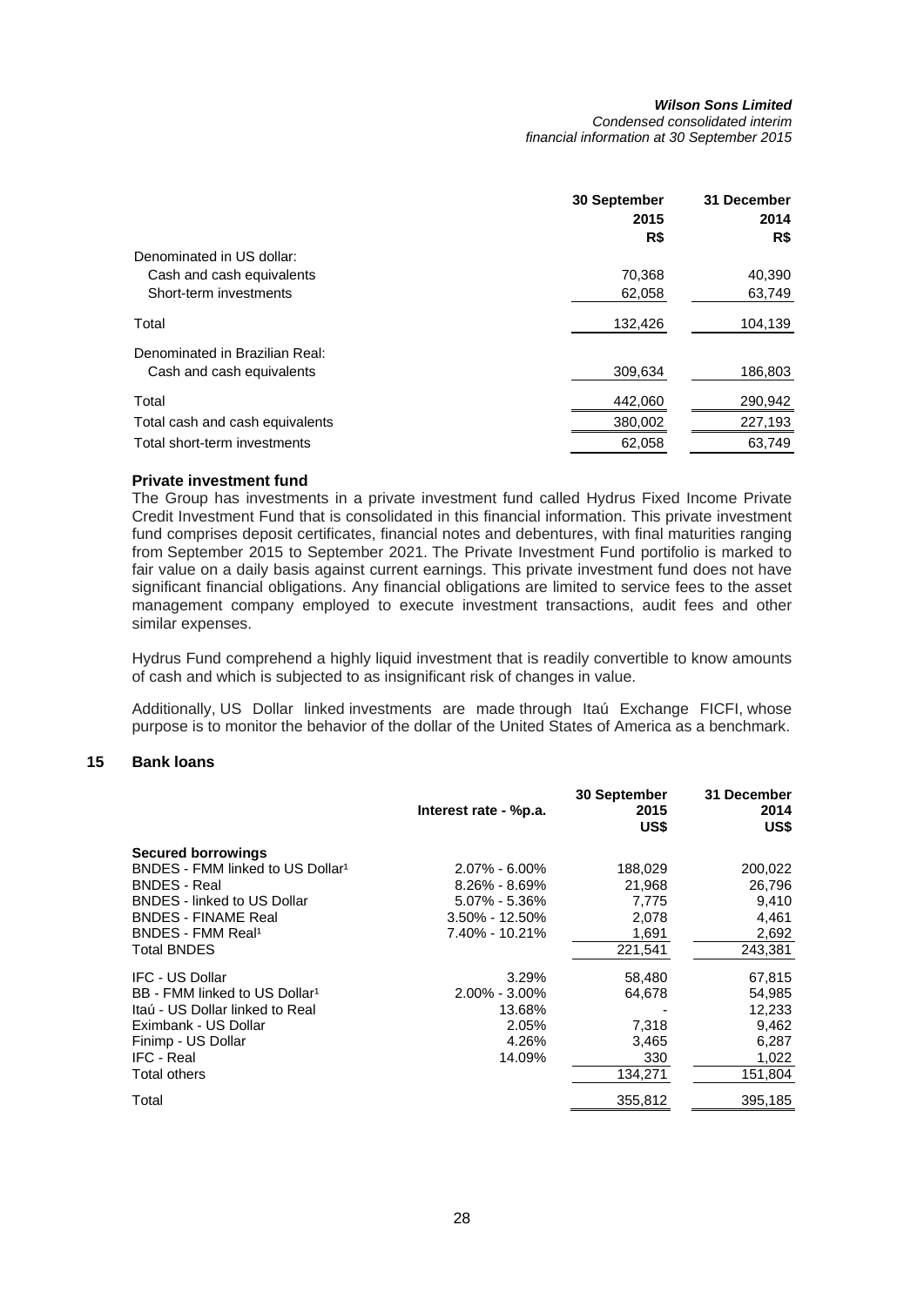| | 30 September 2015 R$ | 31 December 2014 R$ |
|---|---|---|
| Denominated in US dollar: | | |
| Cash and cash equivalents | 70,368 | 40,390 |
| Short-term investments | 62,058 | 63,749 |
| Total | 132,426 | 104,139 |
| Denominated in Brazilian Real: | | |
| Cash and cash equivalents | 309,634 | 186,803 |
| Total | 442,060 | 290,942 |
| Total cash and cash equivalents | 380,002 | 227,193 |
| Total short-term investments | 62,058 | 63,749 |

**Private investment fund**

The Group has investments in a private investment fund called Hydrus Fixed Income Private Credit Investment Fund that is consolidated in this financial information. This private investment fund comprises deposit certificates, financial notes and debentures, with final maturities ranging from September 2015 to September 2021. The Private Investment Fund portifolio is marked to fair value on a daily basis against current earnings. This private investment fund does not have significant financial obligations. Any financial obligations are limited to service fees to the asset management company employed to execute investment transactions, audit fees and other similar expenses.

Hydrus Fund comprehend a highly liquid investment that is readily convertible to know amounts of cash and which is subjected to as insignificant risk of changes in value.

Additionally, US Dollar linked investments are made through Itaú Exchange FICFI, whose purpose is to monitor the behavior of the dollar of the United States of America as a benchmark.

## 15 Bank loans

| | Interest rate - %p.a. | 30 September 2015 US$ | 31 December 2014 US$ |
|---|---|---|---|
| **Secured borrowings** | | | |
| BNDES - FMM linked to US Dollar[1] | 2.07% - 6.00% | 188,029 | 200,022 |
| BNDES - Real | 8.26% - 8.69% | 21,968 | 26,796 |
| BNDES - linked to US Dollar | 5.07% - 5.36% | 7,775 | 9,410 |
| BNDES - FINAME Real | 3.50% - 12.50% | 2,078 | 4,461 |
| BNDES - FMM Real[1] | 7.40% - 10.21% | 1,691 | 2,692 |
| Total BNDES | | 221,541 | 243,381 |
| IFC - US Dollar | 3.29% | 58,480 | 67,815 |
| BB - FMM linked to US Dollar[1] | 2.00% - 3.00% | 64,678 | 54,985 |
| Itaú - US Dollar linked to Real | 13.68% | - | 12,233 |
| Eximbank - US Dollar | 2.05% | 7,318 | 9,462 |
| Finimp - US Dollar | 4.26% | 3,465 | 6,287 |
| IFC - Real | 14.09% | 330 | 1,022 |
| Total others | | 134,271 | 151,804 |
| Total | | 355,812 | 395,185 |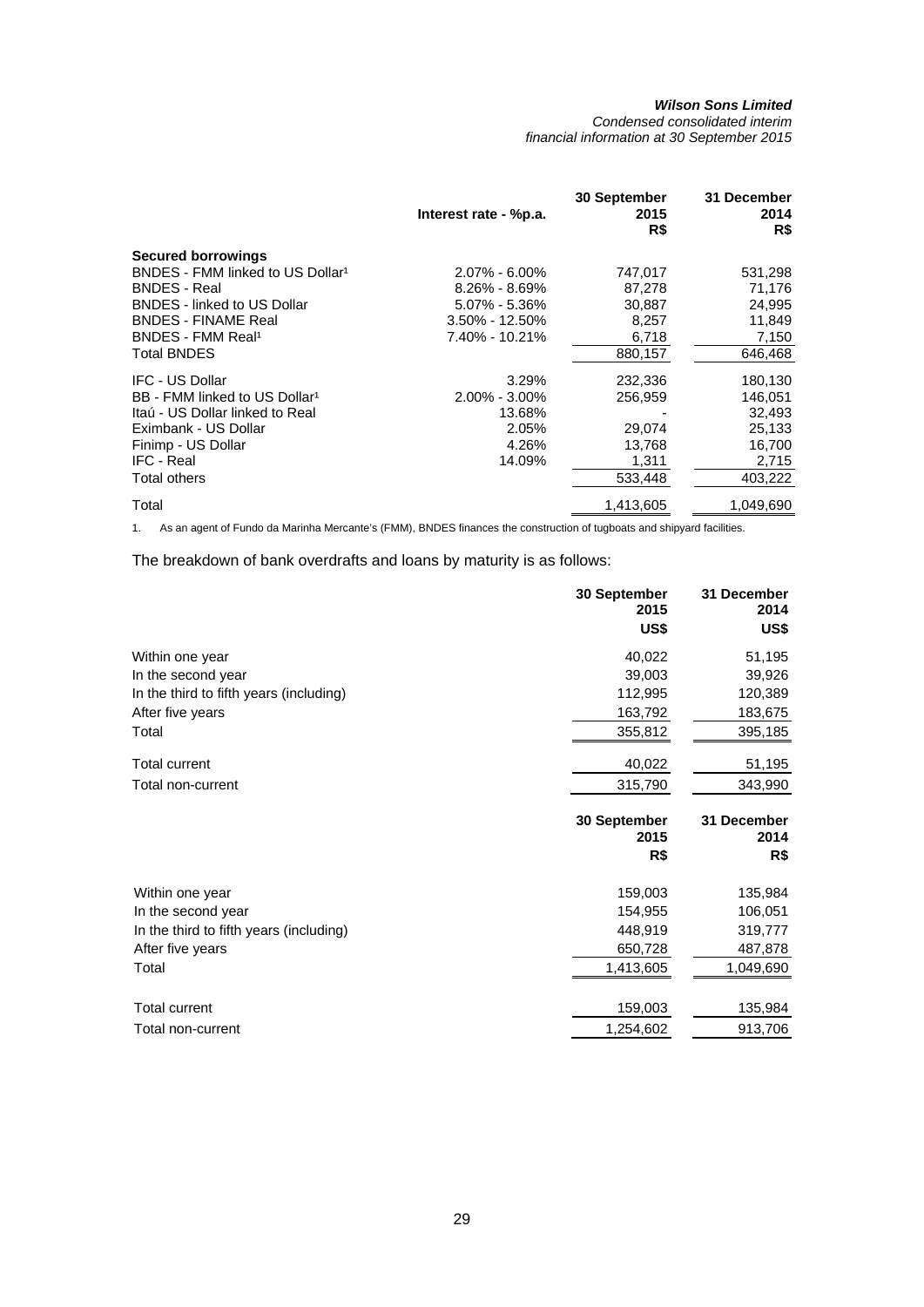| | Interest rate - %p.a. | 30 September 2015 R$ | 31 December 2014 R$ |
|---|---|---|---|
| **Secured borrowings** | | | |
| BNDES - FMM linked to US Dollar[1] | 2.07% - 6.00% | 747,017 | 531,298 |
| BNDES - Real | 8.26% - 8.69% | 87,278 | 71,176 |
| BNDES - linked to US Dollar | 5.07% - 5.36% | 30,887 | 24,995 |
| BNDES - FINAME Real | 3.50% - 12.50% | 8,257 | 11,849 |
| BNDES - FMM Real[1] | 7.40% - 10.21% | 6,718 | 7,150 |
| Total BNDES | | 880,157 | 646,468 |
| IFC - US Dollar | 3.29% | 232,336 | 180,130 |
| BB - FMM linked to US Dollar[1] | 2.00% - 3.00% | 256,959 | 146,051 |
| Itaú - US Dollar linked to Real | 13.68% | - | 32,493 |
| Eximbank - US Dollar | 2.05% | 29,074 | 25,133 |
| Finimp - US Dollar | 4.26% | 13,768 | 16,700 |
| IFC - Real | 14.09% | 1,311 | 2,715 |
| Total others | | 533,448 | 403,222 |
| Total | | 1,413,605 | 1,049,690 |

1. As an agent of Fundo da Marinha Mercante's (FMM), BNDES finances the construction of tugboats and shipyard facilities.

The breakdown of bank overdrafts and loans by maturity is as follows:

| | 30 September 2015 US$ | 31 December 2014 US$ |
|---|---|---|
| Within one year | 40,022 | 51,195 |
| In the second year | 39,003 | 39,926 |
| In the third to fifth years (including) | 112,995 | 120,389 |
| After five years | 163,792 | 183,675 |
| Total | 355,812 | 395,185 |
| Total current | 40,022 | 51,195 |
| Total non-current | 315,790 | 343,990 |

| | 30 September 2015 R$ | 31 December 2014 R$ |
|---|---|---|
| Within one year | 159,003 | 135,984 |
| In the second year | 154,955 | 106,051 |
| In the third to fifth years (including) | 448,919 | 319,777 |
| After five years | 650,728 | 487,878 |
| Total | 1,413,605 | 1,049,690 |
| Total current | 159,003 | 135,984 |
| Total non-current | 1,254,602 | 913,706 |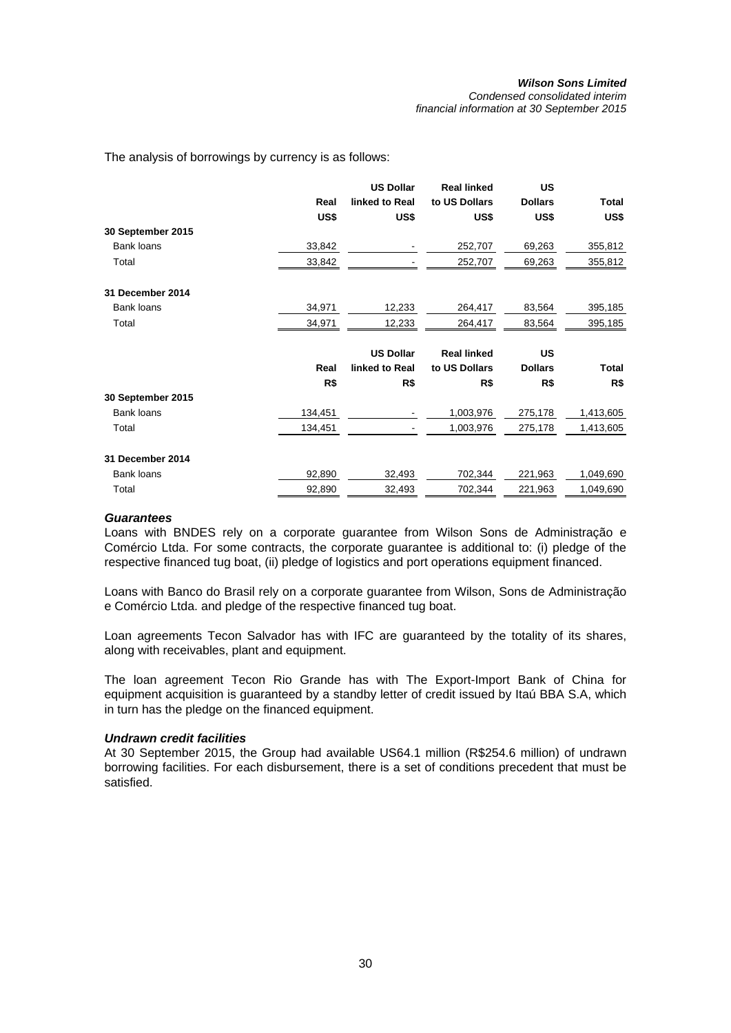The analysis of borrowings by currency is as follows:

| | Real | US Dollar linked to Real | Real linked to US Dollars | US Dollars | Total |
|---|---|---|---|---|---|
| | US$ | US$ | US$ | US$ | US$ |
| **30 September 2015** | | | | | |
| Bank loans | 33,842 | - | 252,707 | 69,263 | 355,812 |
| Total | 33,842 | - | 252,707 | 69,263 | 355,812 |
| **31 December 2014** | | | | | |
| Bank loans | 34,971 | 12,233 | 264,417 | 83,564 | 395,185 |
| Total | 34,971 | 12,233 | 264,417 | 83,564 | 395,185 |

| | Real | US Dollar linked to Real | Real linked to US Dollars | US Dollars | Total |
|---|---|---|---|---|---|
| | R$ | R$ | R$ | R$ | R$ |
| **30 September 2015** | | | | | |
| Bank loans | 134,451 | - | 1,003,976 | 275,178 | 1,413,605 |
| Total | 134,451 | - | 1,003,976 | 275,178 | 1,413,605 |
| **31 December 2014** | | | | | |
| Bank loans | 92,890 | 32,493 | 702,344 | 221,963 | 1,049,690 |
| Total | 92,890 | 32,493 | 702,344 | 221,963 | 1,049,690 |

***Guarantees***

Loans with BNDES rely on a corporate guarantee from Wilson Sons de Administração e Comércio Ltda. For some contracts, the corporate guarantee is additional to: (i) pledge of the respective financed tug boat, (ii) pledge of logistics and port operations equipment financed.

Loans with Banco do Brasil rely on a corporate guarantee from Wilson, Sons de Administração e Comércio Ltda. and pledge of the respective financed tug boat.

Loan agreements Tecon Salvador has with IFC are guaranteed by the totality of its shares, along with receivables, plant and equipment.

The loan agreement Tecon Rio Grande has with The Export-Import Bank of China for equipment acquisition is guaranteed by a standby letter of credit issued by Itaú BBA S.A, which in turn has the pledge on the financed equipment.

***Undrawn credit facilities***

At 30 September 2015, the Group had available US64.1 million (R$254.6 million) of undrawn borrowing facilities. For each disbursement, there is a set of conditions precedent that must be satisfied.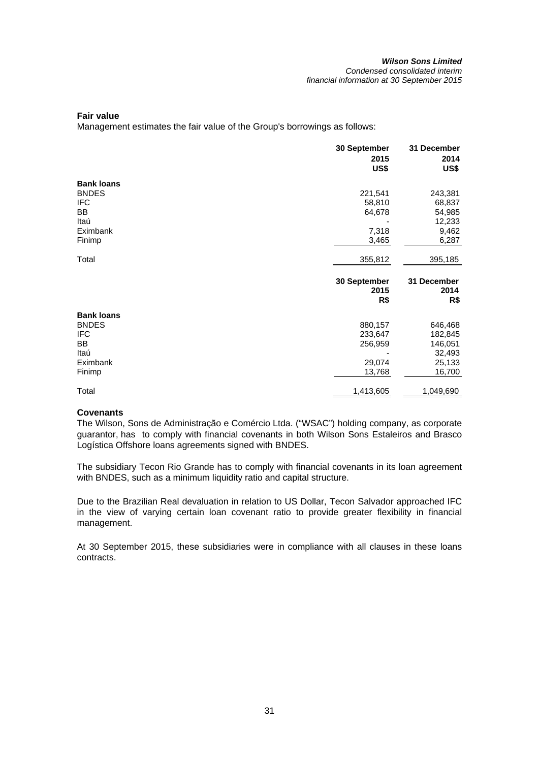### Fair value

Management estimates the fair value of the Group's borrowings as follows:

| | 30 September 2015 US$ | 31 December 2014 US$ |
|---|---|---|
| **Bank loans** | | |
| BNDES | 221,541 | 243,381 |
| IFC | 58,810 | 68,837 |
| BB | 64,678 | 54,985 |
| Itaú | - | 12,233 |
| Eximbank | 7,318 | 9,462 |
| Finimp | 3,465 | 6,287 |
| Total | 355,812 | 395,185 |

| | 30 September 2015 R$ | 31 December 2014 R$ |
|---|---|---|
| **Bank loans** | | |
| BNDES | 880,157 | 646,468 |
| IFC | 233,647 | 182,845 |
| BB | 256,959 | 146,051 |
| Itaú | - | 32,493 |
| Eximbank | 29,074 | 25,133 |
| Finimp | 13,768 | 16,700 |
| Total | 1,413,605 | 1,049,690 |

### Covenants

The Wilson, Sons de Administração e Comércio Ltda. ("WSAC") holding company, as corporate guarantor, has to comply with financial covenants in both Wilson Sons Estaleiros and Brasco Logística Offshore loans agreements signed with BNDES.

The subsidiary Tecon Rio Grande has to comply with financial covenants in its loan agreement with BNDES, such as a minimum liquidity ratio and capital structure.

Due to the Brazilian Real devaluation in relation to US Dollar, Tecon Salvador approached IFC in the view of varying certain loan covenant ratio to provide greater flexibility in financial management.

At 30 September 2015, these subsidiaries were in compliance with all clauses in these loans contracts.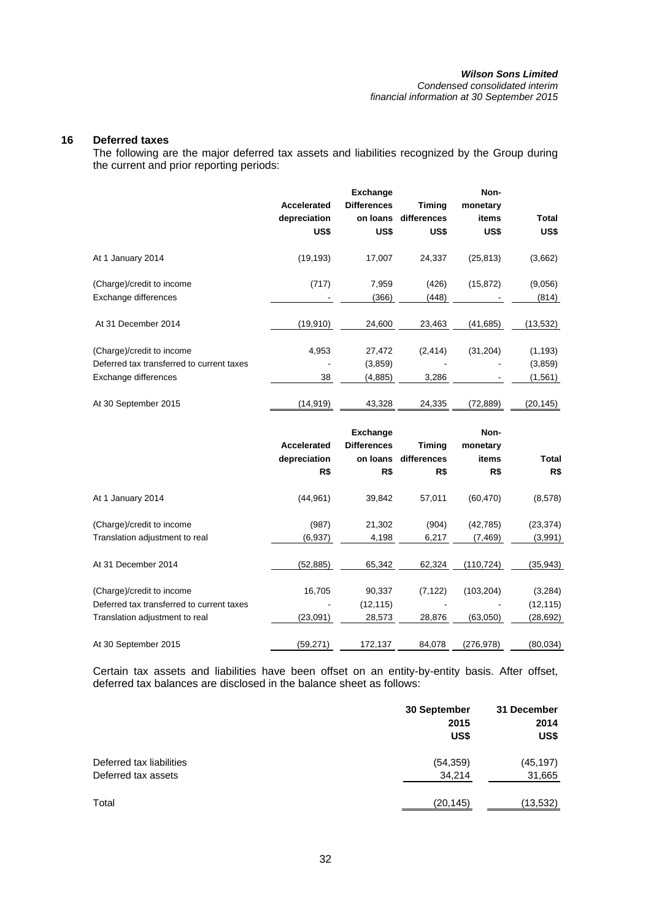## 16 Deferred taxes

The following are the major deferred tax assets and liabilities recognized by the Group during the current and prior reporting periods:

| | Accelerated depreciation US$ | Exchange Differences on loans US$ | Timing differences US$ | Non-monetary items US$ | Total US$ |
|---|---|---|---|---|---|
| At 1 January 2014 | (19,193) | 17,007 | 24,337 | (25,813) | (3,662) |
| (Charge)/credit to income | (717) | 7,959 | (426) | (15,872) | (9,056) |
| Exchange differences | - | (366) | (448) | - | (814) |
| At 31 December 2014 | (19,910) | 24,600 | 23,463 | (41,685) | (13,532) |
| (Charge)/credit to income | 4,953 | 27,472 | (2,414) | (31,204) | (1,193) |
| Deferred tax transferred to current taxes | - | (3,859) | - | - | (3,859) |
| Exchange differences | 38 | (4,885) | 3,286 | - | (1,561) |
| At 30 September 2015 | (14,919) | 43,328 | 24,335 | (72,889) | (20,145) |

| | Accelerated depreciation R$ | Exchange Differences on loans R$ | Timing differences R$ | Non-monetary items R$ | Total R$ |
|---|---|---|---|---|---|
| At 1 January 2014 | (44,961) | 39,842 | 57,011 | (60,470) | (8,578) |
| (Charge)/credit to income | (987) | 21,302 | (904) | (42,785) | (23,374) |
| Translation adjustment to real | (6,937) | 4,198 | 6,217 | (7,469) | (3,991) |
| At 31 December 2014 | (52,885) | 65,342 | 62,324 | (110,724) | (35,943) |
| (Charge)/credit to income | 16,705 | 90,337 | (7,122) | (103,204) | (3,284) |
| Deferred tax transferred to current taxes | - | (12,115) | - | - | (12,115) |
| Translation adjustment to real | (23,091) | 28,573 | 28,876 | (63,050) | (28,692) |
| At 30 September 2015 | (59,271) | 172,137 | 84,078 | (276,978) | (80,034) |

Certain tax assets and liabilities have been offset on an entity-by-entity basis. After offset, deferred tax balances are disclosed in the balance sheet as follows:

| | 30 September 2015 US$ | 31 December 2014 US$ |
|---|---|---|
| Deferred tax liabilities | (54,359) | (45,197) |
| Deferred tax assets | 34,214 | 31,665 |
| Total | (20,145) | (13,532) |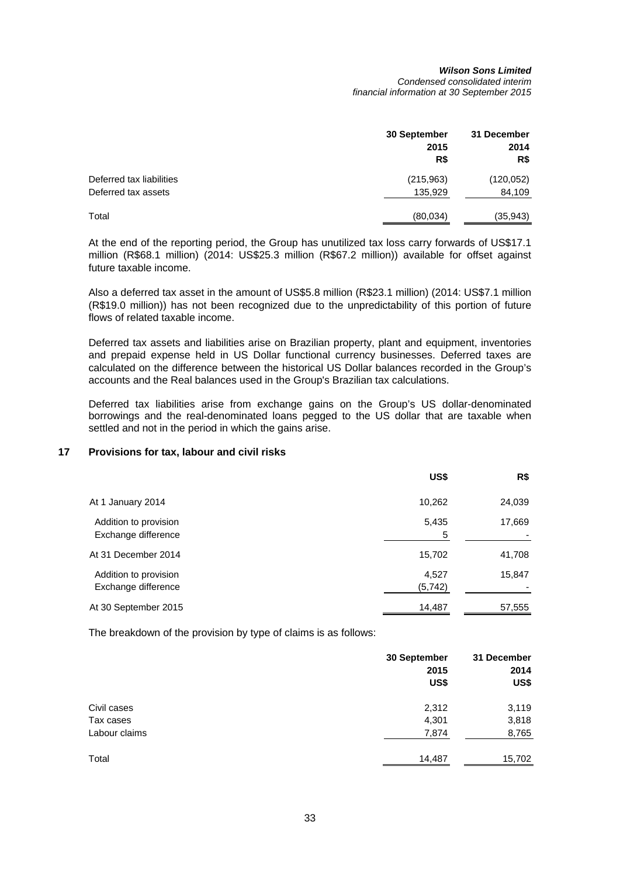| | 30 September 2015 R$ | 31 December 2014 R$ |
|---|---|---|
| Deferred tax liabilities | (215,963) | (120,052) |
| Deferred tax assets | 135,929 | 84,109 |
| Total | (80,034) | (35,943) |

At the end of the reporting period, the Group has unutilized tax loss carry forwards of US$17.1 million (R$68.1 million) (2014: US$25.3 million (R$67.2 million)) available for offset against future taxable income.

Also a deferred tax asset in the amount of US$5.8 million (R$23.1 million) (2014: US$7.1 million (R$19.0 million)) has not been recognized due to the unpredictability of this portion of future flows of related taxable income.

Deferred tax assets and liabilities arise on Brazilian property, plant and equipment, inventories and prepaid expense held in US Dollar functional currency businesses. Deferred taxes are calculated on the difference between the historical US Dollar balances recorded in the Group's accounts and the Real balances used in the Group's Brazilian tax calculations.

Deferred tax liabilities arise from exchange gains on the Group's US dollar-denominated borrowings and the real-denominated loans pegged to the US dollar that are taxable when settled and not in the period in which the gains arise.

## 17 Provisions for tax, labour and civil risks

| | US$ | R$ |
|---|---|---|
| At 1 January 2014 | 10,262 | 24,039 |
| Addition to provision | 5,435 | 17,669 |
| Exchange difference | 5 | - |
| At 31 December 2014 | 15,702 | 41,708 |
| Addition to provision | 4,527 | 15,847 |
| Exchange difference | (5,742) | - |
| At 30 September 2015 | 14,487 | 57,555 |

The breakdown of the provision by type of claims is as follows:

| | 30 September 2015 US$ | 31 December 2014 US$ |
|---|---|---|
| Civil cases | 2,312 | 3,119 |
| Tax cases | 4,301 | 3,818 |
| Labour claims | 7,874 | 8,765 |
| Total | 14,487 | 15,702 |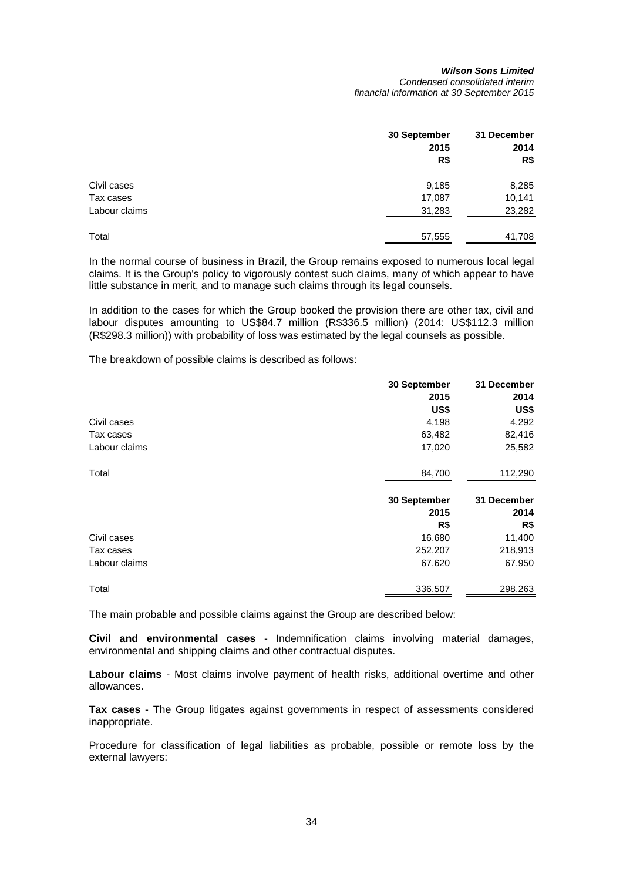| | 30 September 2015 R$ | 31 December 2014 R$ |
|---|---|---|
| Civil cases | 9,185 | 8,285 |
| Tax cases | 17,087 | 10,141 |
| Labour claims | 31,283 | 23,282 |
| Total | 57,555 | 41,708 |

In the normal course of business in Brazil, the Group remains exposed to numerous local legal claims. It is the Group's policy to vigorously contest such claims, many of which appear to have little substance in merit, and to manage such claims through its legal counsels.

In addition to the cases for which the Group booked the provision there are other tax, civil and labour disputes amounting to US$84.7 million (R$336.5 million) (2014: US$112.3 million (R$298.3 million)) with probability of loss was estimated by the legal counsels as possible.

The breakdown of possible claims is described as follows:

| | 30 September 2015 US$ | 31 December 2014 US$ |
|---|---|---|
| Civil cases | 4,198 | 4,292 |
| Tax cases | 63,482 | 82,416 |
| Labour claims | 17,020 | 25,582 |
| Total | 84,700 | 112,290 |

| | 30 September 2015 R$ | 31 December 2014 R$ |
|---|---|---|
| Civil cases | 16,680 | 11,400 |
| Tax cases | 252,207 | 218,913 |
| Labour claims | 67,620 | 67,950 |
| Total | 336,507 | 298,263 |

The main probable and possible claims against the Group are described below:

**Civil and environmental cases** - Indemnification claims involving material damages, environmental and shipping claims and other contractual disputes.

**Labour claims** - Most claims involve payment of health risks, additional overtime and other allowances.

**Tax cases** - The Group litigates against governments in respect of assessments considered inappropriate.

Procedure for classification of legal liabilities as probable, possible or remote loss by the external lawyers: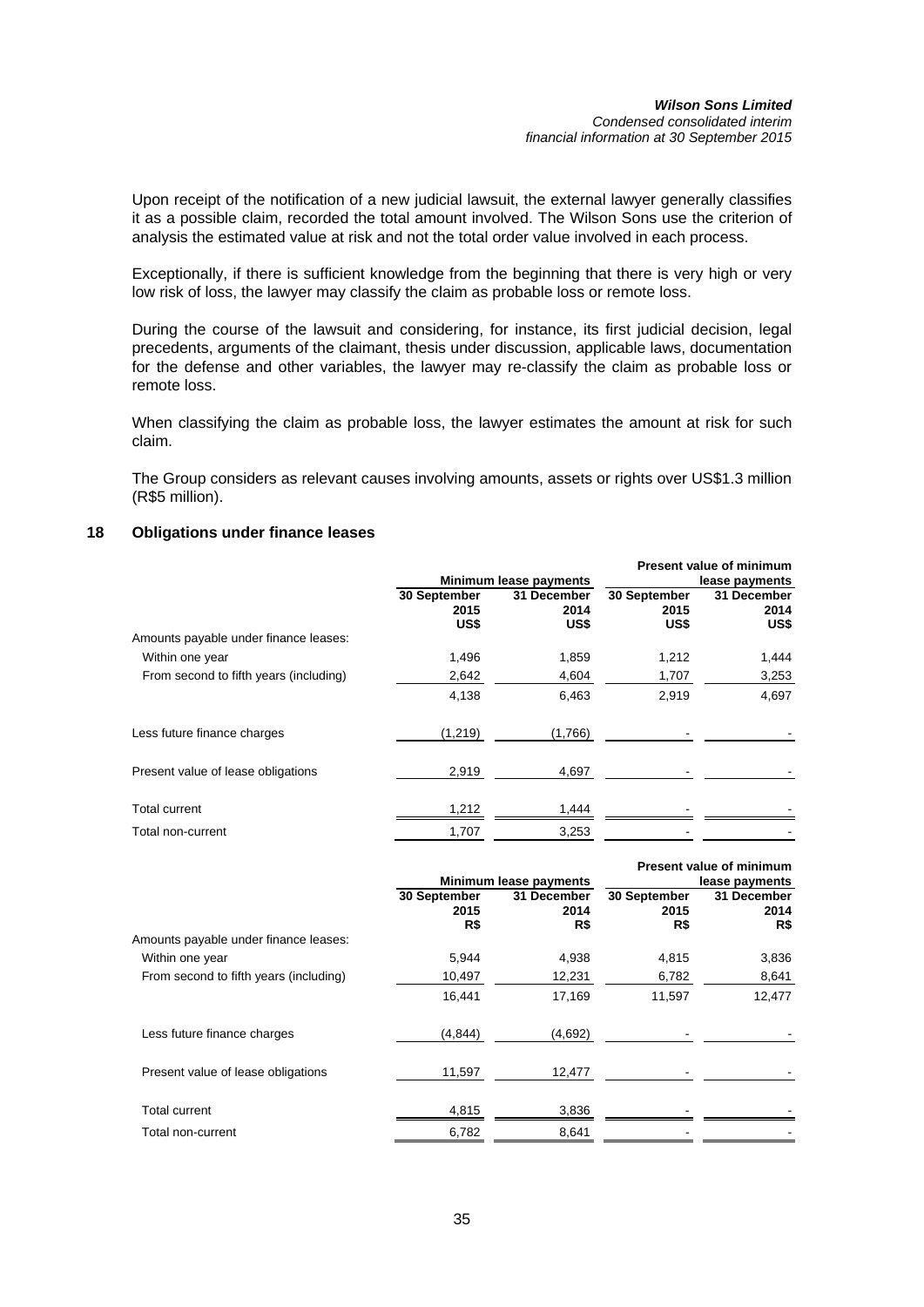Upon receipt of the notification of a new judicial lawsuit, the external lawyer generally classifies it as a possible claim, recorded the total amount involved. The Wilson Sons use the criterion of analysis the estimated value at risk and not the total order value involved in each process.

Exceptionally, if there is sufficient knowledge from the beginning that there is very high or very low risk of loss, the lawyer may classify the claim as probable loss or remote loss.

During the course of the lawsuit and considering, for instance, its first judicial decision, legal precedents, arguments of the claimant, thesis under discussion, applicable laws, documentation for the defense and other variables, the lawyer may re-classify the claim as probable loss or remote loss.

When classifying the claim as probable loss, the lawyer estimates the amount at risk for such claim.

The Group considers as relevant causes involving amounts, assets or rights over US$1.3 million (R$5 million).

## 18 Obligations under finance leases

| | Minimum lease payments | | Present value of minimum lease payments | |
|---|---|---|---|---|
| | **30 September 2015 US$** | **31 December 2014 US$** | **30 September 2015 US$** | **31 December 2014 US$** |
| Amounts payable under finance leases: | | | | |
| Within one year | 1,496 | 1,859 | 1,212 | 1,444 |
| From second to fifth years (including) | 2,642 | 4,604 | 1,707 | 3,253 |
| | 4,138 | 6,463 | 2,919 | 4,697 |
| Less future finance charges | (1,219) | (1,766) | - | - |
| Present value of lease obligations | 2,919 | 4,697 | - | - |
| Total current | 1,212 | 1,444 | - | - |
| Total non-current | 1,707 | 3,253 | - | - |

| | Minimum lease payments | | Present value of minimum lease payments | |
|---|---|---|---|---|
| | **30 September 2015 R$** | **31 December 2014 R$** | **30 September 2015 R$** | **31 December 2014 R$** |
| Amounts payable under finance leases: | | | | |
| Within one year | 5,944 | 4,938 | 4,815 | 3,836 |
| From second to fifth years (including) | 10,497 | 12,231 | 6,782 | 8,641 |
| | 16,441 | 17,169 | 11,597 | 12,477 |
| Less future finance charges | (4,844) | (4,692) | - | - |
| Present value of lease obligations | 11,597 | 12,477 | - | - |
| Total current | 4,815 | 3,836 | - | - |
| Total non-current | 6,782 | 8,641 | - | - |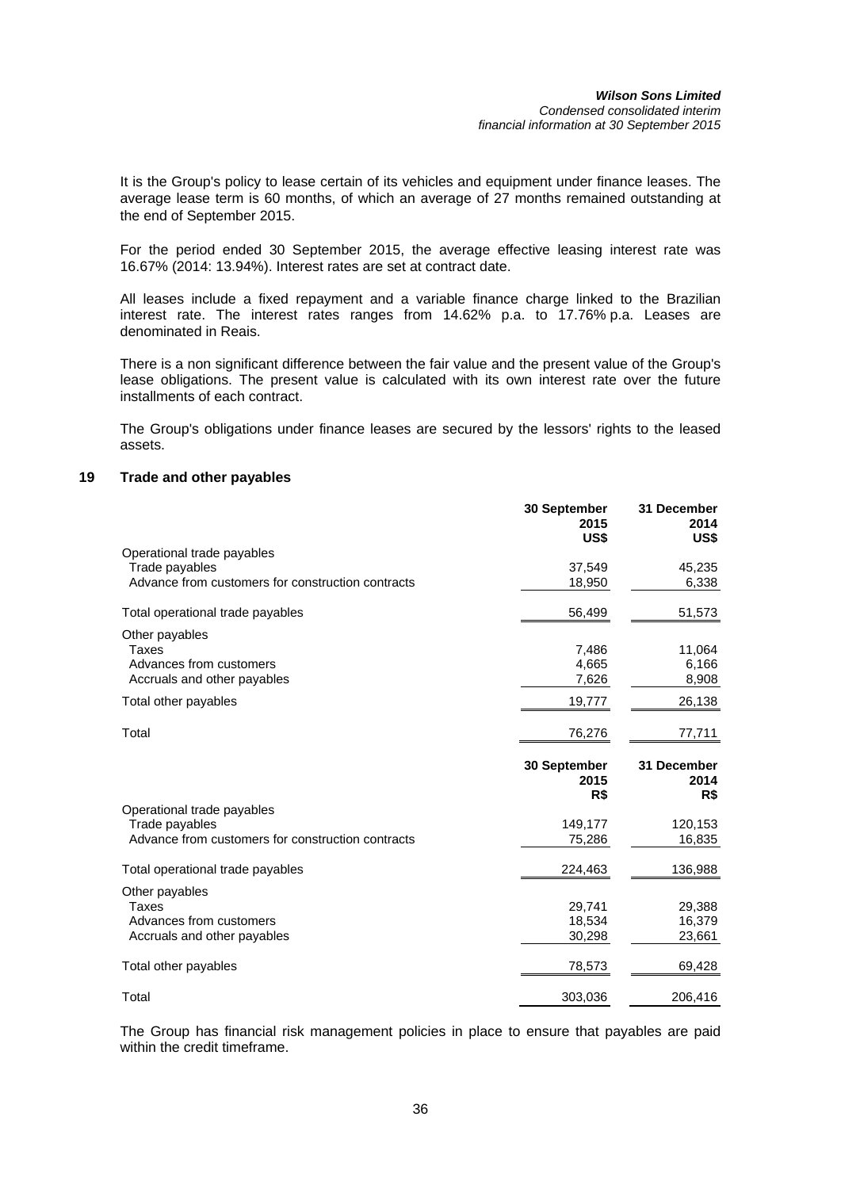It is the Group's policy to lease certain of its vehicles and equipment under finance leases. The average lease term is 60 months, of which an average of 27 months remained outstanding at the end of September 2015.

For the period ended 30 September 2015, the average effective leasing interest rate was 16.67% (2014: 13.94%). Interest rates are set at contract date.

All leases include a fixed repayment and a variable finance charge linked to the Brazilian interest rate. The interest rates ranges from 14.62% p.a. to 17.76% p.a. Leases are denominated in Reais.

There is a non significant difference between the fair value and the present value of the Group's lease obligations. The present value is calculated with its own interest rate over the future installments of each contract.

The Group's obligations under finance leases are secured by the lessors' rights to the leased assets.

## 19 Trade and other payables

| | 30 September 2015 US$ | 31 December 2014 US$ |
|---|---|---|
| Operational trade payables | | |
| Trade payables | 37,549 | 45,235 |
| Advance from customers for construction contracts | 18,950 | 6,338 |
| Total operational trade payables | 56,499 | 51,573 |
| Other payables | | |
| Taxes | 7,486 | 11,064 |
| Advances from customers | 4,665 | 6,166 |
| Accruals and other payables | 7,626 | 8,908 |
| Total other payables | 19,777 | 26,138 |
| Total | 76,276 | 77,711 |

| | 30 September 2015 R$ | 31 December 2014 R$ |
|---|---|---|
| Operational trade payables | | |
| Trade payables | 149,177 | 120,153 |
| Advance from customers for construction contracts | 75,286 | 16,835 |
| Total operational trade payables | 224,463 | 136,988 |
| Other payables | | |
| Taxes | 29,741 | 29,388 |
| Advances from customers | 18,534 | 16,379 |
| Accruals and other payables | 30,298 | 23,661 |
| Total other payables | 78,573 | 69,428 |
| Total | 303,036 | 206,416 |

The Group has financial risk management policies in place to ensure that payables are paid within the credit timeframe.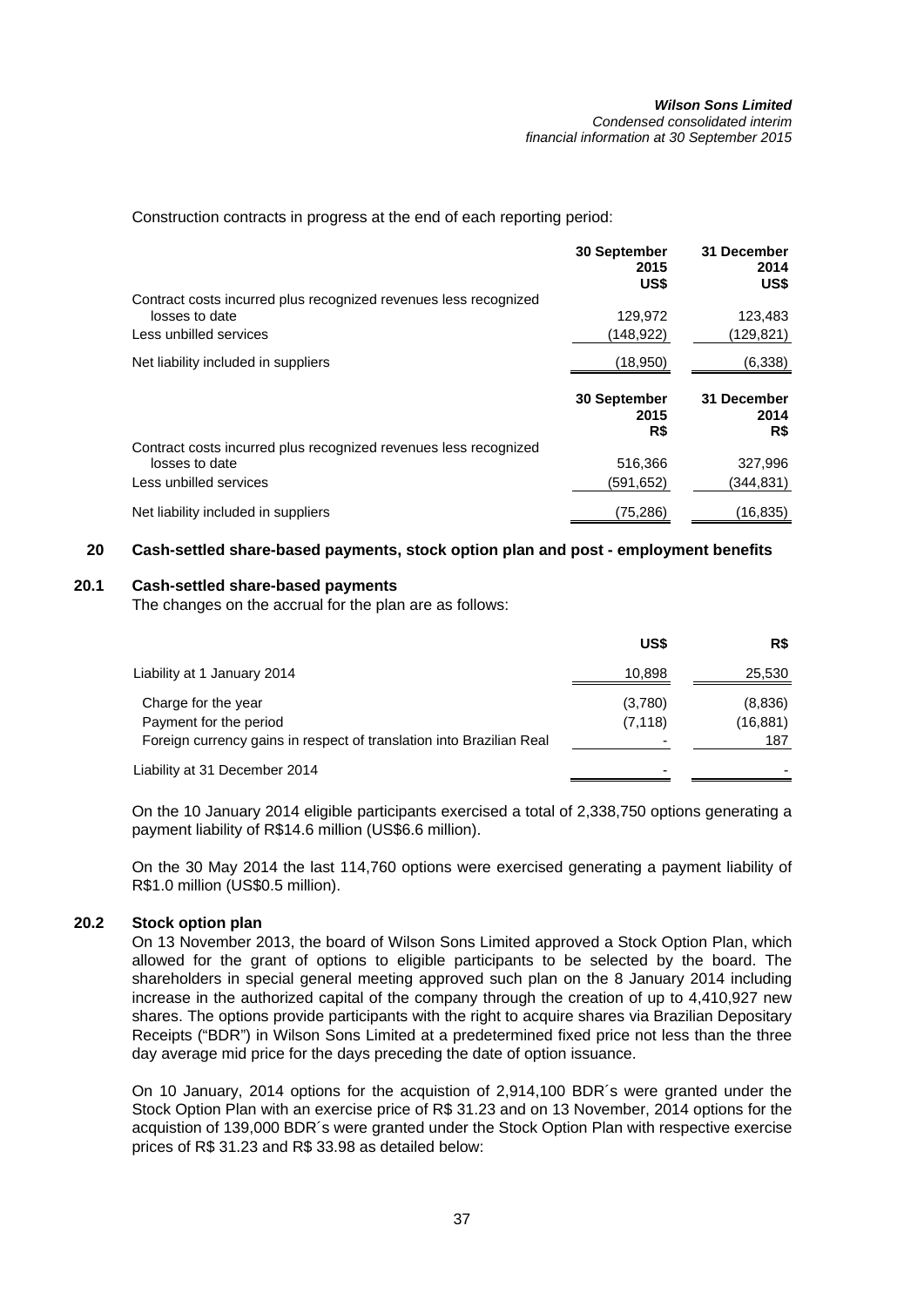Construction contracts in progress at the end of each reporting period:

| | 30 September 2015 US$ | 31 December 2014 US$ |
|---|---|---|
| Contract costs incurred plus recognized revenues less recognized losses to date | 129,972 | 123,483 |
| Less unbilled services | (148,922) | (129,821) |
| Net liability included in suppliers | (18,950) | (6,338) |

| | 30 September 2015 R$ | 31 December 2014 R$ |
|---|---|---|
| Contract costs incurred plus recognized revenues less recognized losses to date | 516,366 | 327,996 |
| Less unbilled services | (591,652) | (344,831) |
| Net liability included in suppliers | (75,286) | (16,835) |

## 20 Cash-settled share-based payments, stock option plan and post - employment benefits

### 20.1 Cash-settled share-based payments

The changes on the accrual for the plan are as follows:

| | US$ | R$ |
|---|---|---|
| Liability at 1 January 2014 | 10,898 | 25,530 |
| Charge for the year | (3,780) | (8,836) |
| Payment for the period | (7,118) | (16,881) |
| Foreign currency gains in respect of translation into Brazilian Real | - | 187 |
| Liability at 31 December 2014 | - | - |

On the 10 January 2014 eligible participants exercised a total of 2,338,750 options generating a payment liability of R$14.6 million (US$6.6 million).

On the 30 May 2014 the last 114,760 options were exercised generating a payment liability of R$1.0 million (US$0.5 million).

### 20.2 Stock option plan

On 13 November 2013, the board of Wilson Sons Limited approved a Stock Option Plan, which allowed for the grant of options to eligible participants to be selected by the board. The shareholders in special general meeting approved such plan on the 8 January 2014 including increase in the authorized capital of the company through the creation of up to 4,410,927 new shares. The options provide participants with the right to acquire shares via Brazilian Depositary Receipts ("BDR") in Wilson Sons Limited at a predetermined fixed price not less than the three day average mid price for the days preceding the date of option issuance.

On 10 January, 2014 options for the acquistion of 2,914,100 BDR´s were granted under the Stock Option Plan with an exercise price of R$ 31.23 and on 13 November, 2014 options for the acquistion of 139,000 BDR´s were granted under the Stock Option Plan with respective exercise prices of R$ 31.23 and R$ 33.98 as detailed below: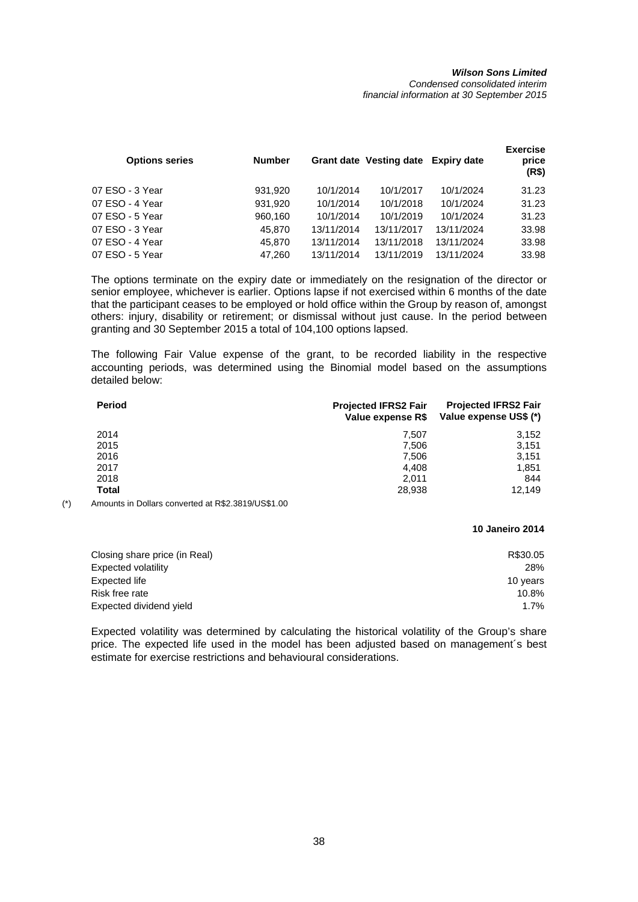| Options series | Number | Grant date | Vesting date | Expiry date | Exercise price (R$) |
|---|---|---|---|---|---|
| 07 ESO - 3 Year | 931,920 | 10/1/2014 | 10/1/2017 | 10/1/2024 | 31.23 |
| 07 ESO - 4 Year | 931,920 | 10/1/2014 | 10/1/2018 | 10/1/2024 | 31.23 |
| 07 ESO - 5 Year | 960,160 | 10/1/2014 | 10/1/2019 | 10/1/2024 | 31.23 |
| 07 ESO - 3 Year | 45,870 | 13/11/2014 | 13/11/2017 | 13/11/2024 | 33.98 |
| 07 ESO - 4 Year | 45,870 | 13/11/2014 | 13/11/2018 | 13/11/2024 | 33.98 |
| 07 ESO - 5 Year | 47,260 | 13/11/2014 | 13/11/2019 | 13/11/2024 | 33.98 |

The options terminate on the expiry date or immediately on the resignation of the director or senior employee, whichever is earlier. Options lapse if not exercised within 6 months of the date that the participant ceases to be employed or hold office within the Group by reason of, amongst others: injury, disability or retirement; or dismissal without just cause. In the period between granting and 30 September 2015 a total of 104,100 options lapsed.

The following Fair Value expense of the grant, to be recorded liability in the respective accounting periods, was determined using the Binomial model based on the assumptions detailed below:

| Period | Projected IFRS2 Fair Value expense R$ | Projected IFRS2 Fair Value expense US$ (*) |
|---|---|---|
| 2014 | 7,507 | 3,152 |
| 2015 | 7,506 | 3,151 |
| 2016 | 7,506 | 3,151 |
| 2017 | 4,408 | 1,851 |
| 2018 | 2,011 | 844 |
| **Total** | 28,938 | 12,149 |

(*) Amounts in Dollars converted at R$2.3819/US$1.00

| | 10 Janeiro 2014 |
|---|---|
| Closing share price (in Real) | R$30.05 |
| Expected volatility | 28% |
| Expected life | 10 years |
| Risk free rate | 10.8% |
| Expected dividend yield | 1.7% |

Expected volatility was determined by calculating the historical volatility of the Group's share price. The expected life used in the model has been adjusted based on management´s best estimate for exercise restrictions and behavioural considerations.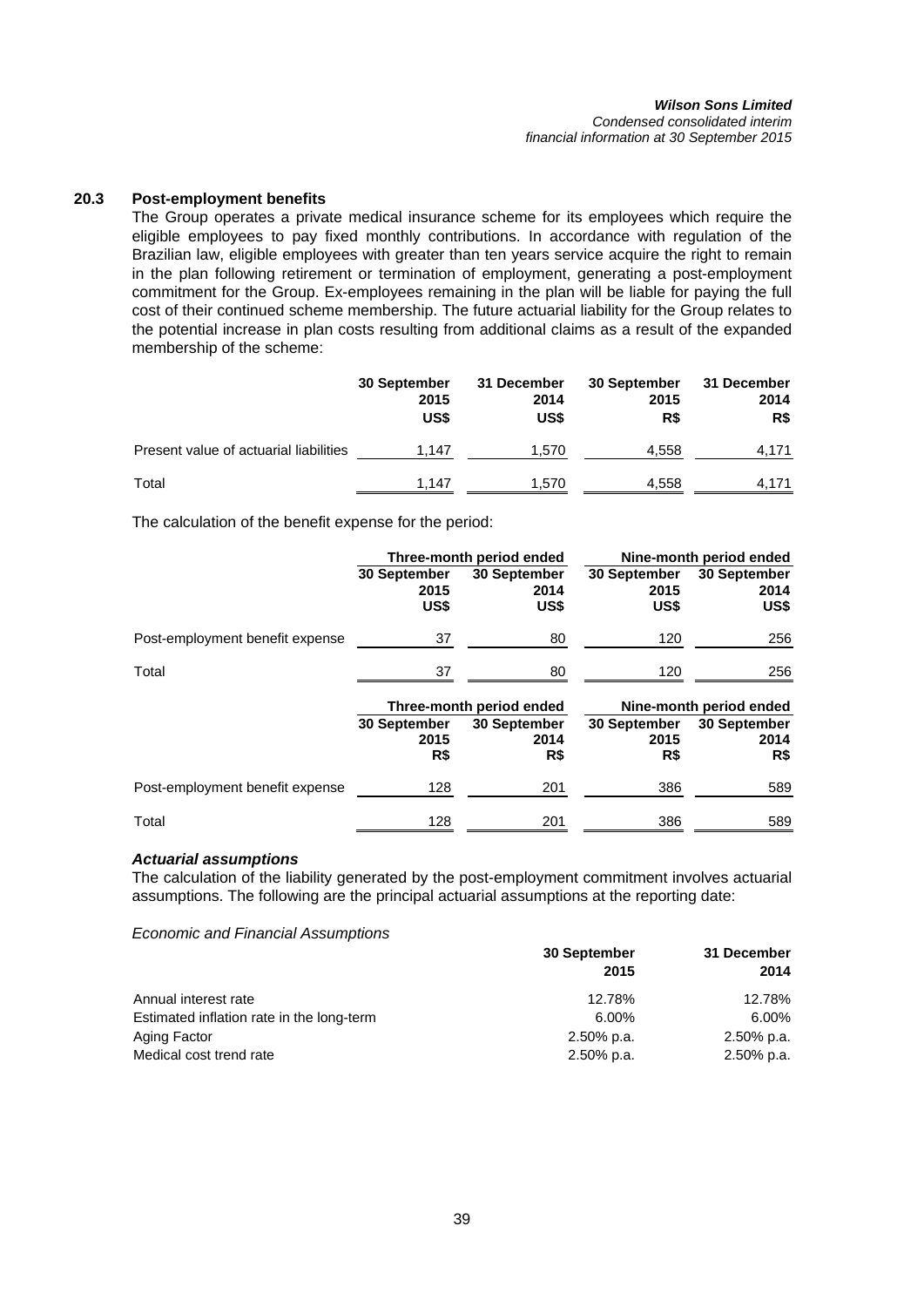### 20.3 Post-employment benefits

The Group operates a private medical insurance scheme for its employees which require the eligible employees to pay fixed monthly contributions. In accordance with regulation of the Brazilian law, eligible employees with greater than ten years service acquire the right to remain in the plan following retirement or termination of employment, generating a post-employment commitment for the Group. Ex-employees remaining in the plan will be liable for paying the full cost of their continued scheme membership. The future actuarial liability for the Group relates to the potential increase in plan costs resulting from additional claims as a result of the expanded membership of the scheme:

| | 30 September 2015 US$ | 31 December 2014 US$ | 30 September 2015 R$ | 31 December 2014 R$ |
|---|---|---|---|---|
| Present value of actuarial liabilities | 1,147 | 1,570 | 4,558 | 4,171 |
| Total | 1,147 | 1,570 | 4,558 | 4,171 |

The calculation of the benefit expense for the period:

| | Three-month period ended | | Nine-month period ended | |
|---|---|---|---|---|
| | 30 September 2015 US$ | 30 September 2014 US$ | 30 September 2015 US$ | 30 September 2014 US$ |
| Post-employment benefit expense | 37 | 80 | 120 | 256 |
| Total | 37 | 80 | 120 | 256 |

| | Three-month period ended | | Nine-month period ended | |
|---|---|---|---|---|
| | 30 September 2015 R$ | 30 September 2014 R$ | 30 September 2015 R$ | 30 September 2014 R$ |
| Post-employment benefit expense | 128 | 201 | 386 | 589 |
| Total | 128 | 201 | 386 | 589 |

***Actuarial assumptions***

The calculation of the liability generated by the post-employment commitment involves actuarial assumptions. The following are the principal actuarial assumptions at the reporting date:

*Economic and Financial Assumptions*

| | 30 September 2015 | 31 December 2014 |
|---|---|---|
| Annual interest rate | 12.78% | 12.78% |
| Estimated inflation rate in the long-term | 6.00% | 6.00% |
| Aging Factor | 2.50% p.a. | 2.50% p.a. |
| Medical cost trend rate | 2.50% p.a. | 2.50% p.a. |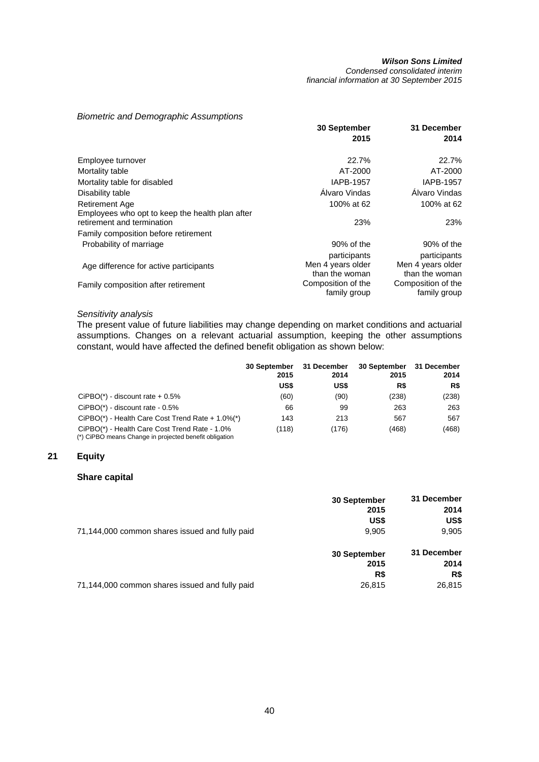*Biometric and Demographic Assumptions*

| | 30 September 2015 | 31 December 2014 |
|---|---|---|
| Employee turnover | 22.7% | 22.7% |
| Mortality table | AT-2000 | AT-2000 |
| Mortality table for disabled | IAPB-1957 | IAPB-1957 |
| Disability table | Álvaro Vindas | Álvaro Vindas |
| Retirement Age | 100% at 62 | 100% at 62 |
| Employees who opt to keep the health plan after retirement and termination | 23% | 23% |
| Family composition before retirement | | |
| Probability of marriage | 90% of the participants | 90% of the participants |
| Age difference for active participants | Men 4 years older than the woman | Men 4 years older than the woman |
| Family composition after retirement | Composition of the family group | Composition of the family group |

*Sensitivity analysis*

The present value of future liabilities may change depending on market conditions and actuarial assumptions. Changes on a relevant actuarial assumption, keeping the other assumptions constant, would have affected the defined benefit obligation as shown below:

| | 30 September 2015 | 31 December 2014 | 30 September 2015 | 31 December 2014 |
|---|---|---|---|---|
| | US$ | US$ | R$ | R$ |
| CiPBO(*) - discount rate + 0.5% | (60) | (90) | (238) | (238) |
| CiPBO(*) - discount rate - 0.5% | 66 | 99 | 263 | 263 |
| CiPBO(*) - Health Care Cost Trend Rate + 1.0%(*) | 143 | 213 | 567 | 567 |
| CiPBO(*) - Health Care Cost Trend Rate - 1.0% | (118) | (176) | (468) | (468) |

(*) CiPBO means Change in projected benefit obligation

## 21 Equity

### Share capital

| | 30 September 2015 | 31 December 2014 |
|---|---|---|
| | US$ | US$ |
| 71,144,000 common shares issued and fully paid | 9,905 | 9,905 |

| | 30 September 2015 | 31 December 2014 |
|---|---|---|
| | R$ | R$ |
| 71,144,000 common shares issued and fully paid | 26,815 | 26,815 |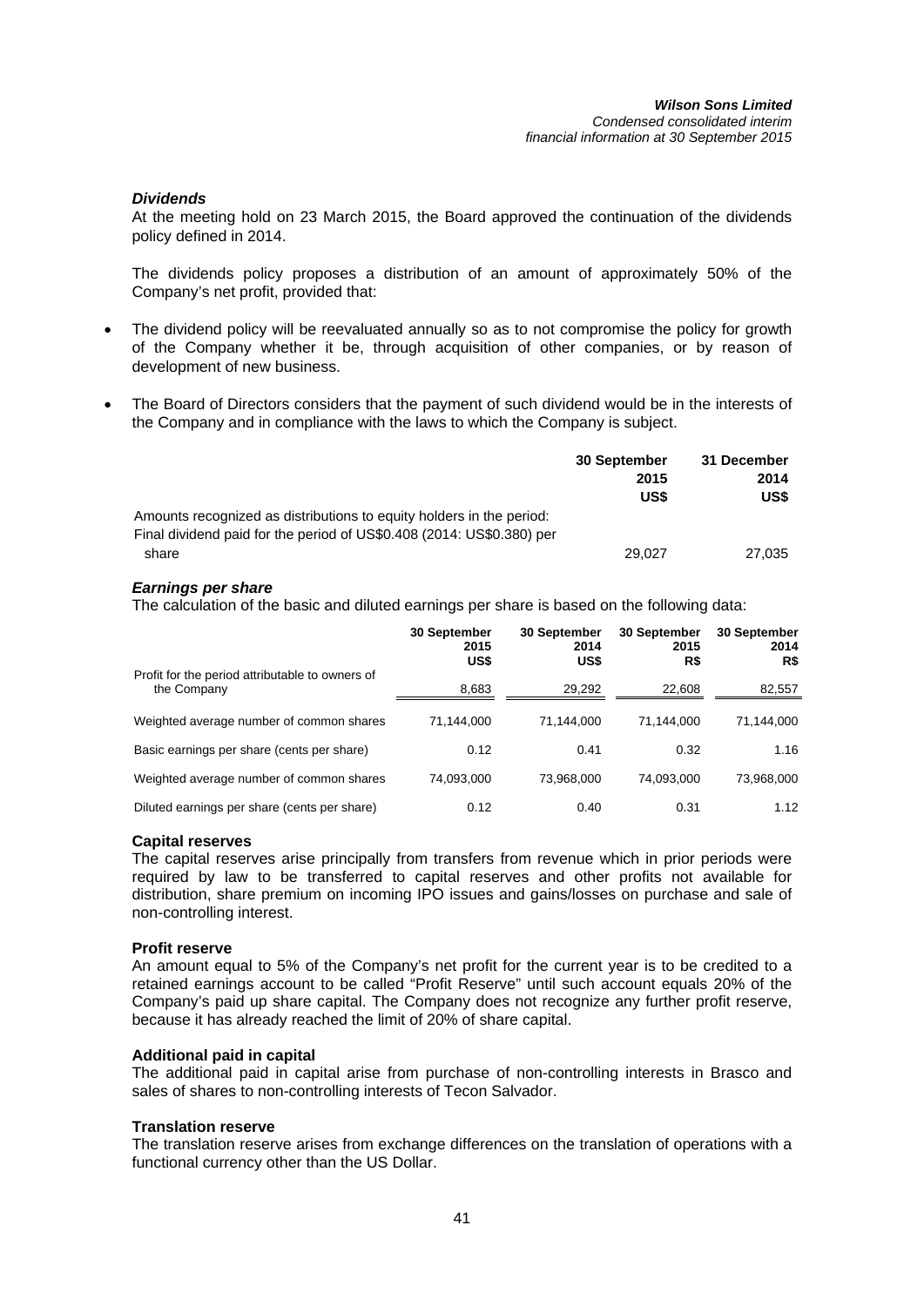### *Dividends*

At the meeting hold on 23 March 2015, the Board approved the continuation of the dividends policy defined in 2014.

The dividends policy proposes a distribution of an amount of approximately 50% of the Company's net profit, provided that:

- The dividend policy will be reevaluated annually so as to not compromise the policy for growth of the Company whether it be, through acquisition of other companies, or by reason of development of new business.
- The Board of Directors considers that the payment of such dividend would be in the interests of the Company and in compliance with the laws to which the Company is subject.

| | 30 September 2015 US$ | 31 December 2014 US$ |
|---|---|---|
| Amounts recognized as distributions to equity holders in the period: | | |
| Final dividend paid for the period of US$0.408 (2014: US$0.380) per share | 29,027 | 27,035 |

### *Earnings per share*

The calculation of the basic and diluted earnings per share is based on the following data:

| | 30 September 2015 US$ | 30 September 2014 US$ | 30 September 2015 R$ | 30 September 2014 R$ |
|---|---|---|---|---|
| Profit for the period attributable to owners of the Company | 8,683 | 29,292 | 22,608 | 82,557 |
| Weighted average number of common shares | 71,144,000 | 71,144,000 | 71,144,000 | 71,144,000 |
| Basic earnings per share (cents per share) | 0.12 | 0.41 | 0.32 | 1.16 |
| Weighted average number of common shares | 74,093,000 | 73,968,000 | 74,093,000 | 73,968,000 |
| Diluted earnings per share (cents per share) | 0.12 | 0.40 | 0.31 | 1.12 |

### Capital reserves

The capital reserves arise principally from transfers from revenue which in prior periods were required by law to be transferred to capital reserves and other profits not available for distribution, share premium on incoming IPO issues and gains/losses on purchase and sale of non-controlling interest.

### Profit reserve

An amount equal to 5% of the Company's net profit for the current year is to be credited to a retained earnings account to be called "Profit Reserve" until such account equals 20% of the Company's paid up share capital. The Company does not recognize any further profit reserve, because it has already reached the limit of 20% of share capital.

### Additional paid in capital

The additional paid in capital arise from purchase of non-controlling interests in Brasco and sales of shares to non-controlling interests of Tecon Salvador.

### Translation reserve

The translation reserve arises from exchange differences on the translation of operations with a functional currency other than the US Dollar.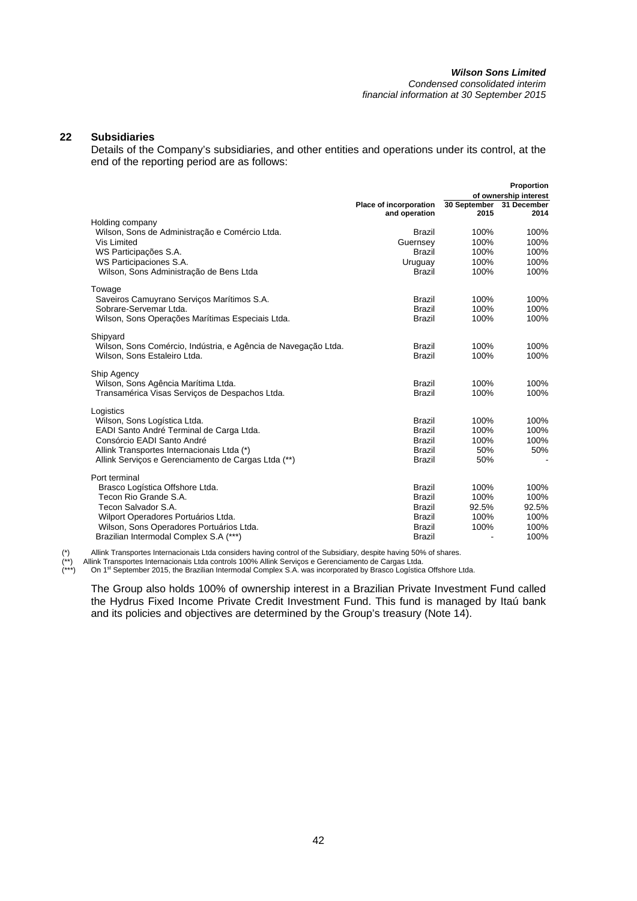## 22 Subsidiaries

Details of the Company's subsidiaries, and other entities and operations under its control, at the end of the reporting period are as follows:

| | Place of incorporation and operation | Proportion of ownership interest 30 September 2015 | 31 December 2014 |
|---|---|---|---|
| Holding company | | | |
| Wilson, Sons de Administração e Comércio Ltda. | Brazil | 100% | 100% |
| Vis Limited | Guernsey | 100% | 100% |
| WS Participações S.A. | Brazil | 100% | 100% |
| WS Participaciones S.A. | Uruguay | 100% | 100% |
| Wilson, Sons Administração de Bens Ltda | Brazil | 100% | 100% |
| Towage | | | |
| Saveiros Camuyrano Serviços Marítimos S.A. | Brazil | 100% | 100% |
| Sobrare-Servemar Ltda. | Brazil | 100% | 100% |
| Wilson, Sons Operações Marítimas Especiais Ltda. | Brazil | 100% | 100% |
| Shipyard | | | |
| Wilson, Sons Comércio, Indústria, e Agência de Navegação Ltda. | Brazil | 100% | 100% |
| Wilson, Sons Estaleiro Ltda. | Brazil | 100% | 100% |
| Ship Agency | | | |
| Wilson, Sons Agência Marítima Ltda. | Brazil | 100% | 100% |
| Transamérica Visas Serviços de Despachos Ltda. | Brazil | 100% | 100% |
| Logistics | | | |
| Wilson, Sons Logística Ltda. | Brazil | 100% | 100% |
| EADI Santo André Terminal de Carga Ltda. | Brazil | 100% | 100% |
| Consórcio EADI Santo André | Brazil | 100% | 100% |
| Allink Transportes Internacionais Ltda (*) | Brazil | 50% | 50% |
| Allink Serviços e Gerenciamento de Cargas Ltda (**) | Brazil | 50% | - |
| Port terminal | | | |
| Brasco Logística Offshore Ltda. | Brazil | 100% | 100% |
| Tecon Rio Grande S.A. | Brazil | 100% | 100% |
| Tecon Salvador S.A. | Brazil | 92.5% | 92.5% |
| Wilport Operadores Portuários Ltda. | Brazil | 100% | 100% |
| Wilson, Sons Operadores Portuários Ltda. | Brazil | 100% | 100% |
| Brazilian Intermodal Complex S.A (***) | Brazil | - | 100% |

(*) Allink Transportes Internacionais Ltda considers having control of the Subsidiary, despite having 50% of shares.
(**) Allink Transportes Internacionais Ltda controls 100% Allink Serviços e Gerenciamento de Cargas Ltda.
(***) On 1st September 2015, the Brazilian Intermodal Complex S.A. was incorporated by Brasco Logística Offshore Ltda.

The Group also holds 100% of ownership interest in a Brazilian Private Investment Fund called the Hydrus Fixed Income Private Credit Investment Fund. This fund is managed by Itaú bank and its policies and objectives are determined by the Group's treasury (Note 14).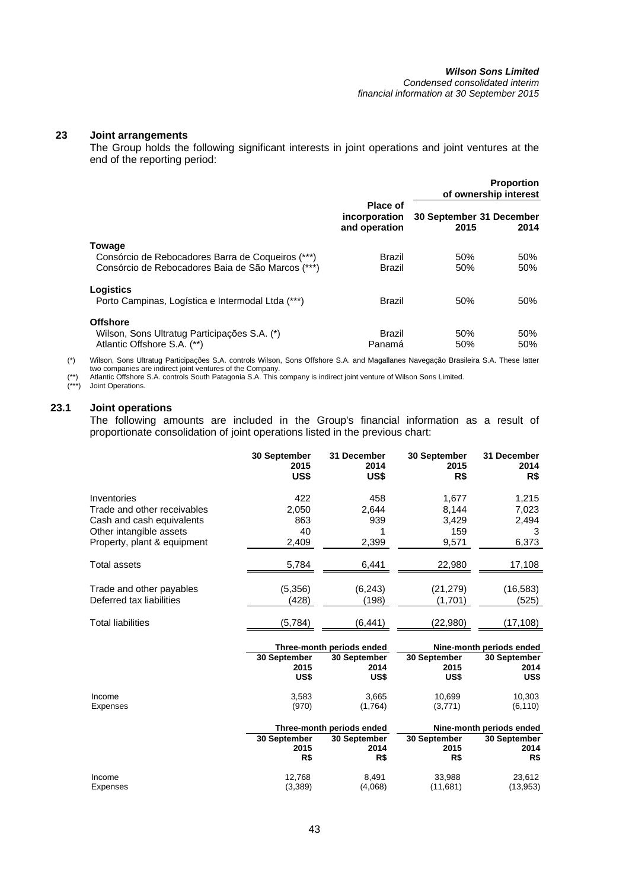## 23 Joint arrangements

The Group holds the following significant interests in joint operations and joint ventures at the end of the reporting period:

| | Place of incorporation and operation | Proportion of ownership interest | |
|---|---|---|---|
| | | 30 September 2015 | 31 December 2014 |
| **Towage** | | | |
| Consórcio de Rebocadores Barra de Coqueiros (***) | Brazil | 50% | 50% |
| Consórcio de Rebocadores Baia de São Marcos (***) | Brazil | 50% | 50% |
| **Logistics** | | | |
| Porto Campinas, Logística e Intermodal Ltda (***) | Brazil | 50% | 50% |
| **Offshore** | | | |
| Wilson, Sons Ultratug Participações S.A. (*) | Brazil | 50% | 50% |
| Atlantic Offshore S.A. (**) | Panamá | 50% | 50% |

(*) Wilson, Sons Ultratug Participações S.A. controls Wilson, Sons Offshore S.A. and Magallanes Navegação Brasileira S.A. These latter two companies are indirect joint ventures of the Company.
(**) Atlantic Offshore S.A. controls South Patagonia S.A. This company is indirect joint venture of Wilson Sons Limited.
(***) Joint Operations.

### 23.1 Joint operations

The following amounts are included in the Group's financial information as a result of proportionate consolidation of joint operations listed in the previous chart:

| | 30 September 2015 US$ | 31 December 2014 US$ | 30 September 2015 R$ | 31 December 2014 R$ |
|---|---|---|---|---|
| Inventories | 422 | 458 | 1,677 | 1,215 |
| Trade and other receivables | 2,050 | 2,644 | 8,144 | 7,023 |
| Cash and cash equivalents | 863 | 939 | 3,429 | 2,494 |
| Other intangible assets | 40 | 1 | 159 | 3 |
| Property, plant & equipment | 2,409 | 2,399 | 9,571 | 6,373 |
| Total assets | 5,784 | 6,441 | 22,980 | 17,108 |
| Trade and other payables | (5,356) | (6,243) | (21,279) | (16,583) |
| Deferred tax liabilities | (428) | (198) | (1,701) | (525) |
| Total liabilities | (5,784) | (6,441) | (22,980) | (17,108) |

| | Three-month periods ended | | Nine-month periods ended | |
|---|---|---|---|---|
| | 30 September 2015 US$ | 30 September 2014 US$ | 30 September 2015 US$ | 30 September 2014 US$ |
| Income | 3,583 | 3,665 | 10,699 | 10,303 |
| Expenses | (970) | (1,764) | (3,771) | (6,110) |

| | Three-month periods ended | | Nine-month periods ended | |
|---|---|---|---|---|
| | 30 September 2015 R$ | 30 September 2014 R$ | 30 September 2015 R$ | 30 September 2014 R$ |
| Income | 12,768 | 8,491 | 33,988 | 23,612 |
| Expenses | (3,389) | (4,068) | (11,681) | (13,953) |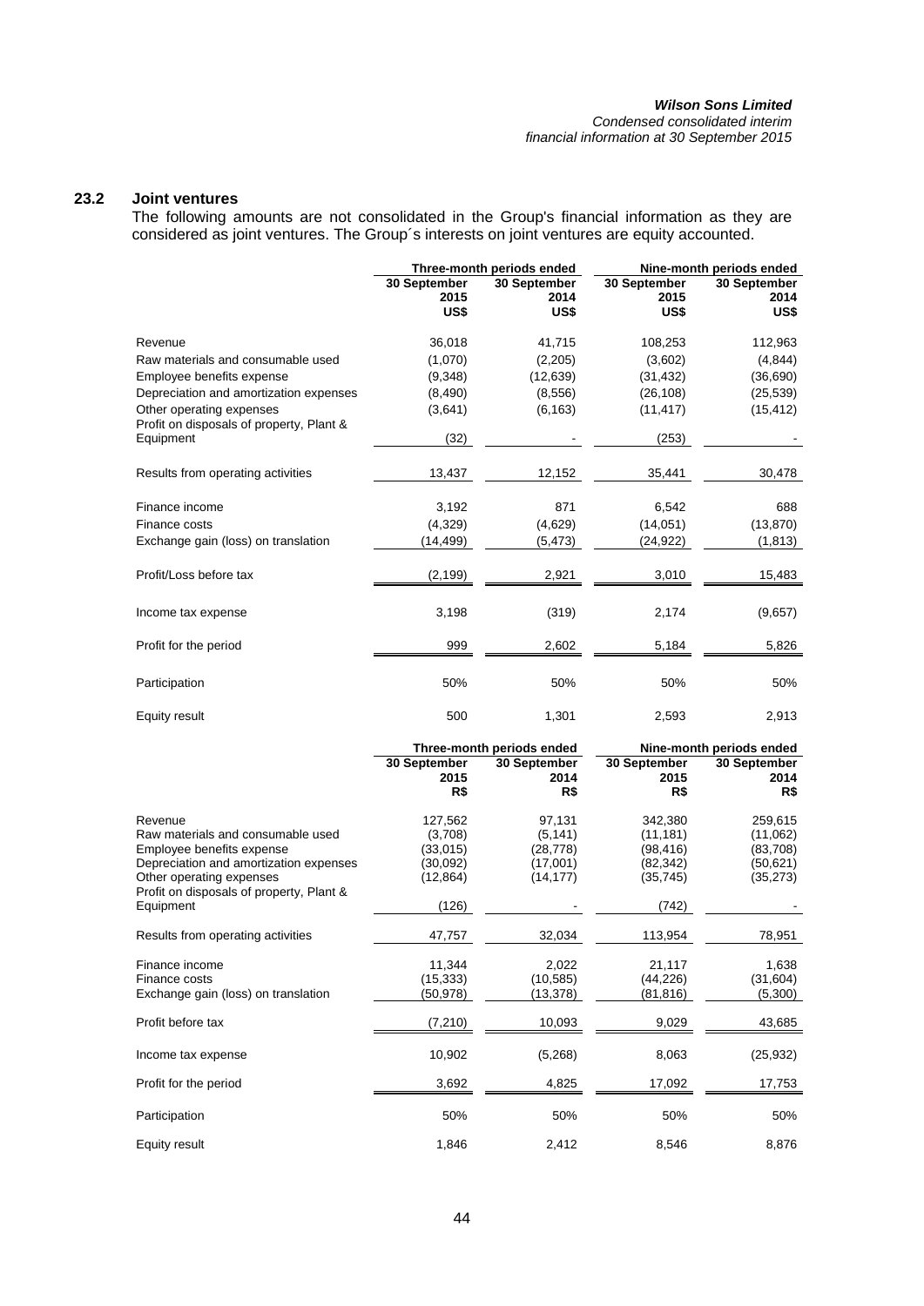### 23.2 Joint ventures

The following amounts are not consolidated in the Group's financial information as they are considered as joint ventures. The Group´s interests on joint ventures are equity accounted.

| | Three-month periods ended | | Nine-month periods ended | |
|---|---|---|---|---|
| | 30 September 2015 US$ | 30 September 2014 US$ | 30 September 2015 US$ | 30 September 2014 US$ |
| Revenue | 36,018 | 41,715 | 108,253 | 112,963 |
| Raw materials and consumable used | (1,070) | (2,205) | (3,602) | (4,844) |
| Employee benefits expense | (9,348) | (12,639) | (31,432) | (36,690) |
| Depreciation and amortization expenses | (8,490) | (8,556) | (26,108) | (25,539) |
| Other operating expenses | (3,641) | (6,163) | (11,417) | (15,412) |
| Profit on disposals of property, Plant & Equipment | (32) | - | (253) | - |
| Results from operating activities | 13,437 | 12,152 | 35,441 | 30,478 |
| Finance income | 3,192 | 871 | 6,542 | 688 |
| Finance costs | (4,329) | (4,629) | (14,051) | (13,870) |
| Exchange gain (loss) on translation | (14,499) | (5,473) | (24,922) | (1,813) |
| Profit/Loss before tax | (2,199) | 2,921 | 3,010 | 15,483 |
| Income tax expense | 3,198 | (319) | 2,174 | (9,657) |
| Profit for the period | 999 | 2,602 | 5,184 | 5,826 |
| Participation | 50% | 50% | 50% | 50% |
| Equity result | 500 | 1,301 | 2,593 | 2,913 |

| | Three-month periods ended | | Nine-month periods ended | |
|---|---|---|---|---|
| | 30 September 2015 R$ | 30 September 2014 R$ | 30 September 2015 R$ | 30 September 2014 R$ |
| Revenue | 127,562 | 97,131 | 342,380 | 259,615 |
| Raw materials and consumable used | (3,708) | (5,141) | (11,181) | (11,062) |
| Employee benefits expense | (33,015) | (28,778) | (98,416) | (83,708) |
| Depreciation and amortization expenses | (30,092) | (17,001) | (82,342) | (50,621) |
| Other operating expenses | (12,864) | (14,177) | (35,745) | (35,273) |
| Profit on disposals of property, Plant & Equipment | (126) | - | (742) | - |
| Results from operating activities | 47,757 | 32,034 | 113,954 | 78,951 |
| Finance income | 11,344 | 2,022 | 21,117 | 1,638 |
| Finance costs | (15,333) | (10,585) | (44,226) | (31,604) |
| Exchange gain (loss) on translation | (50,978) | (13,378) | (81,816) | (5,300) |
| Profit before tax | (7,210) | 10,093 | 9,029 | 43,685 |
| Income tax expense | 10,902 | (5,268) | 8,063 | (25,932) |
| Profit for the period | 3,692 | 4,825 | 17,092 | 17,753 |
| Participation | 50% | 50% | 50% | 50% |
| Equity result | 1,846 | 2,412 | 8,546 | 8,876 |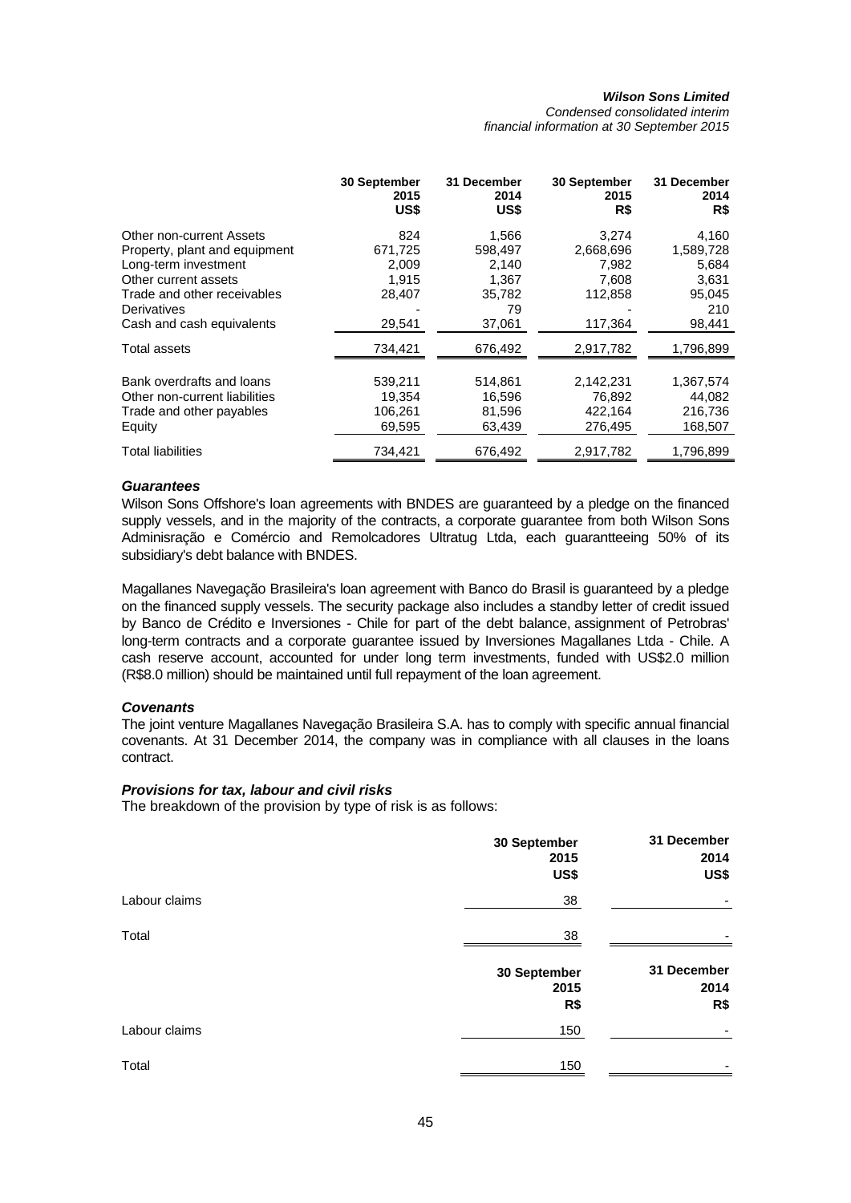| | 30 September 2015 US$ | 31 December 2014 US$ | 30 September 2015 R$ | 31 December 2014 R$ |
|---|---|---|---|---|
| Other non-current Assets | 824 | 1,566 | 3,274 | 4,160 |
| Property, plant and equipment | 671,725 | 598,497 | 2,668,696 | 1,589,728 |
| Long-term investment | 2,009 | 2,140 | 7,982 | 5,684 |
| Other current assets | 1,915 | 1,367 | 7,608 | 3,631 |
| Trade and other receivables | 28,407 | 35,782 | 112,858 | 95,045 |
| Derivatives | - | 79 | - | 210 |
| Cash and cash equivalents | 29,541 | 37,061 | 117,364 | 98,441 |
| Total assets | 734,421 | 676,492 | 2,917,782 | 1,796,899 |
| Bank overdrafts and loans | 539,211 | 514,861 | 2,142,231 | 1,367,574 |
| Other non-current liabilities | 19,354 | 16,596 | 76,892 | 44,082 |
| Trade and other payables | 106,261 | 81,596 | 422,164 | 216,736 |
| Equity | 69,595 | 63,439 | 276,495 | 168,507 |
| Total liabilities | 734,421 | 676,492 | 2,917,782 | 1,796,899 |

### *Guarantees*

Wilson Sons Offshore's loan agreements with BNDES are guaranteed by a pledge on the financed supply vessels, and in the majority of the contracts, a corporate guarantee from both Wilson Sons Adminisração e Comércio and Remolcadores Ultratug Ltda, each guarantteeing 50% of its subsidiary's debt balance with BNDES.

Magallanes Navegação Brasileira's loan agreement with Banco do Brasil is guaranteed by a pledge on the financed supply vessels. The security package also includes a standby letter of credit issued by Banco de Crédito e Inversiones - Chile for part of the debt balance, assignment of Petrobras' long-term contracts and a corporate guarantee issued by Inversiones Magallanes Ltda - Chile. A cash reserve account, accounted for under long term investments, funded with US$2.0 million (R$8.0 million) should be maintained until full repayment of the loan agreement.

### *Covenants*

The joint venture Magallanes Navegação Brasileira S.A. has to comply with specific annual financial covenants. At 31 December 2014, the company was in compliance with all clauses in the loans contract.

### *Provisions for tax, labour and civil risks*

The breakdown of the provision by type of risk is as follows:

| | 30 September 2015 US$ | 31 December 2014 US$ |
|---|---|---|
| Labour claims | 38 | - |
| Total | 38 | - |

| | 30 September 2015 R$ | 31 December 2014 R$ |
|---|---|---|
| Labour claims | 150 | - |
| Total | 150 | - |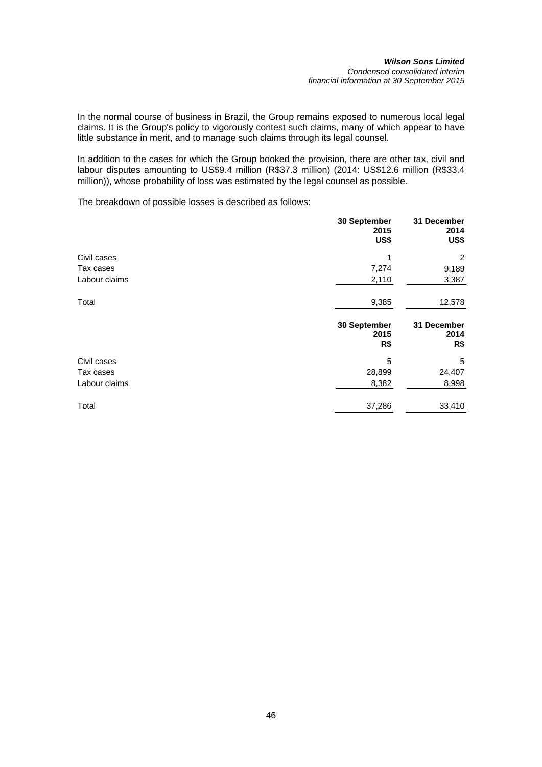In the normal course of business in Brazil, the Group remains exposed to numerous local legal claims. It is the Group's policy to vigorously contest such claims, many of which appear to have little substance in merit, and to manage such claims through its legal counsel.

In addition to the cases for which the Group booked the provision, there are other tax, civil and labour disputes amounting to US$9.4 million (R$37.3 million) (2014: US$12.6 million (R$33.4 million)), whose probability of loss was estimated by the legal counsel as possible.

The breakdown of possible losses is described as follows:

| | 30 September 2015 US$ | 31 December 2014 US$ |
|---|---|---|
| Civil cases | 1 | 2 |
| Tax cases | 7,274 | 9,189 |
| Labour claims | 2,110 | 3,387 |
| Total | 9,385 | 12,578 |

| | 30 September 2015 R$ | 31 December 2014 R$ |
|---|---|---|
| Civil cases | 5 | 5 |
| Tax cases | 28,899 | 24,407 |
| Labour claims | 8,382 | 8,998 |
| Total | 37,286 | 33,410 |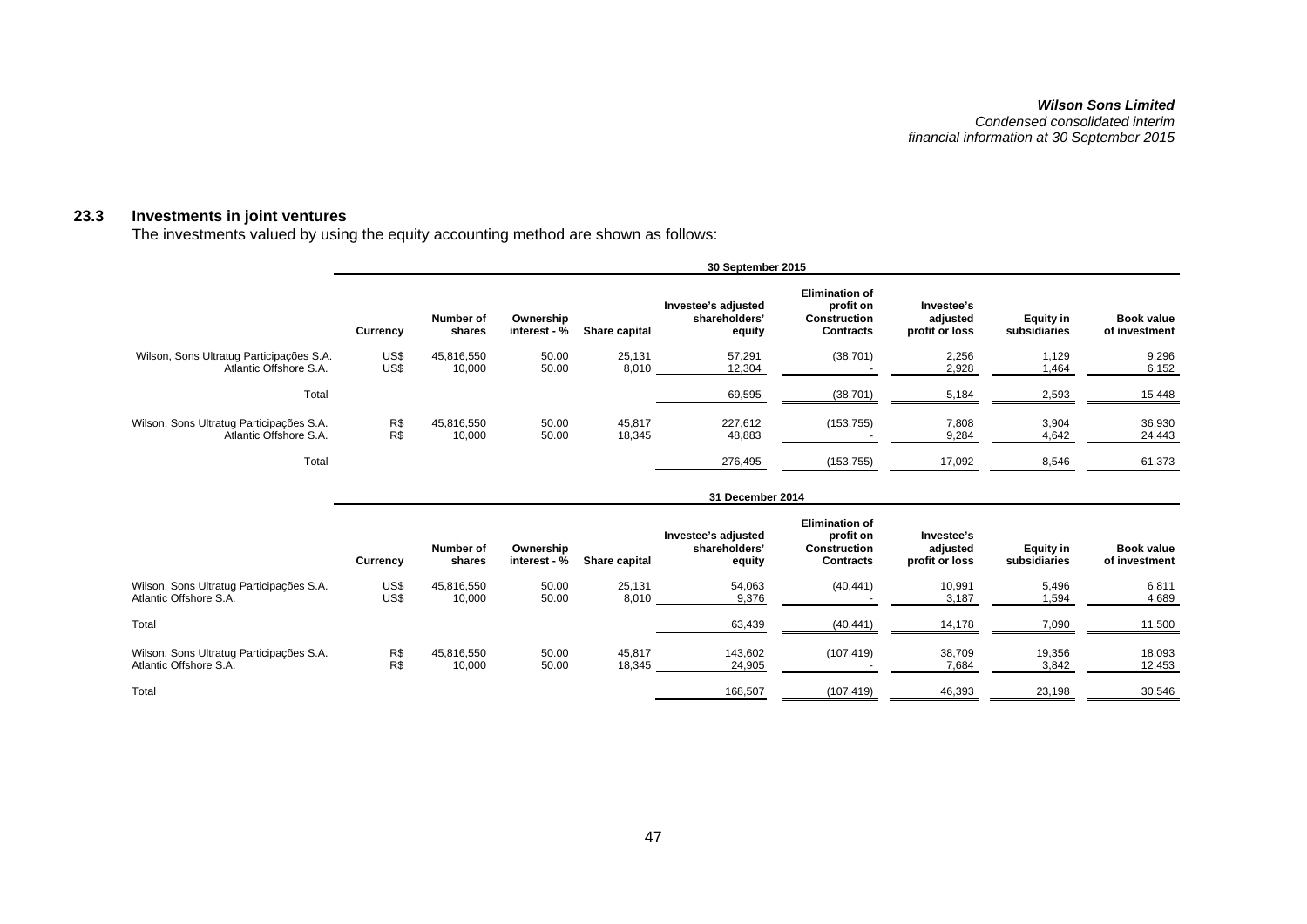## 23.3 Investments in joint ventures

The investments valued by using the equity accounting method are shown as follows:

| | 30 September 2015 | | | | | | | | |
|---|---|---|---|---|---|---|---|---|---|
| | Currency | Number of shares | Ownership interest - % | Share capital | Investee's adjusted shareholders' equity | Elimination of profit on Construction Contracts | Investee's adjusted profit or loss | Equity in subsidiaries | Book value of investment |
| Wilson, Sons Ultratug Participações S.A. | US$ | 45,816,550 | 50.00 | 25,131 | 57,291 | (38,701) | 2,256 | 1,129 | 9,296 |
| Atlantic Offshore S.A. | US$ | 10,000 | 50.00 | 8,010 | 12,304 | - | 2,928 | 1,464 | 6,152 |
| Total | | | | | 69,595 | (38,701) | 5,184 | 2,593 | 15,448 |
| Wilson, Sons Ultratug Participações S.A. | R$ | 45,816,550 | 50.00 | 45,817 | 227,612 | (153,755) | 7,808 | 3,904 | 36,930 |
| Atlantic Offshore S.A. | R$ | 10,000 | 50.00 | 18,345 | 48,883 | - | 9,284 | 4,642 | 24,443 |
| Total | | | | | 276,495 | (153,755) | 17,092 | 8,546 | 61,373 |

| | 31 December 2014 | | | | | | | | |
|---|---|---|---|---|---|---|---|---|---|
| | Currency | Number of shares | Ownership interest - % | Share capital | Investee's adjusted shareholders' equity | Elimination of profit on Construction Contracts | Investee's adjusted profit or loss | Equity in subsidiaries | Book value of investment |
| Wilson, Sons Ultratug Participações S.A. | US$ | 45,816,550 | 50.00 | 25,131 | 54,063 | (40,441) | 10,991 | 5,496 | 6,811 |
| Atlantic Offshore S.A. | US$ | 10,000 | 50.00 | 8,010 | 9,376 | - | 3,187 | 1,594 | 4,689 |
| Total | | | | | 63,439 | (40,441) | 14,178 | 7,090 | 11,500 |
| Wilson, Sons Ultratug Participações S.A. | R$ | 45,816,550 | 50.00 | 45,817 | 143,602 | (107,419) | 38,709 | 19,356 | 18,093 |
| Atlantic Offshore S.A. | R$ | 10,000 | 50.00 | 18,345 | 24,905 | - | 7,684 | 3,842 | 12,453 |
| Total | | | | | 168,507 | (107,419) | 46,393 | 23,198 | 30,546 |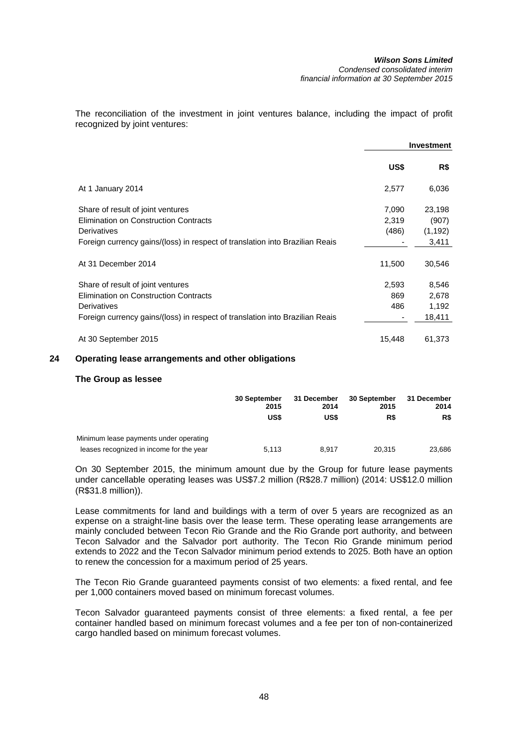The reconciliation of the investment in joint ventures balance, including the impact of profit recognized by joint ventures:

| | Investment | |
|---|---|---|
| | **US$** | **R$** |
| At 1 January 2014 | 2,577 | 6,036 |
| Share of result of joint ventures | 7,090 | 23,198 |
| Elimination on Construction Contracts | 2,319 | (907) |
| Derivatives | (486) | (1,192) |
| Foreign currency gains/(loss) in respect of translation into Brazilian Reais | - | 3,411 |
| At 31 December 2014 | 11,500 | 30,546 |
| Share of result of joint ventures | 2,593 | 8,546 |
| Elimination on Construction Contracts | 869 | 2,678 |
| Derivatives | 486 | 1,192 |
| Foreign currency gains/(loss) in respect of translation into Brazilian Reais | - | 18,411 |
| At 30 September 2015 | 15,448 | 61,373 |

## 24 Operating lease arrangements and other obligations

### The Group as lessee

| | 30 September 2015 | 31 December 2014 | 30 September 2015 | 31 December 2014 |
|---|---|---|---|---|
| | US$ | US$ | R$ | R$ |
| Minimum lease payments under operating leases recognized in income for the year | 5,113 | 8,917 | 20,315 | 23,686 |

On 30 September 2015, the minimum amount due by the Group for future lease payments under cancellable operating leases was US$7.2 million (R$28.7 million) (2014: US$12.0 million (R$31.8 million)).

Lease commitments for land and buildings with a term of over 5 years are recognized as an expense on a straight-line basis over the lease term. These operating lease arrangements are mainly concluded between Tecon Rio Grande and the Rio Grande port authority, and between Tecon Salvador and the Salvador port authority. The Tecon Rio Grande minimum period extends to 2022 and the Tecon Salvador minimum period extends to 2025. Both have an option to renew the concession for a maximum period of 25 years.

The Tecon Rio Grande guaranteed payments consist of two elements: a fixed rental, and fee per 1,000 containers moved based on minimum forecast volumes.

Tecon Salvador guaranteed payments consist of three elements: a fixed rental, a fee per container handled based on minimum forecast volumes and a fee per ton of non-containerized cargo handled based on minimum forecast volumes.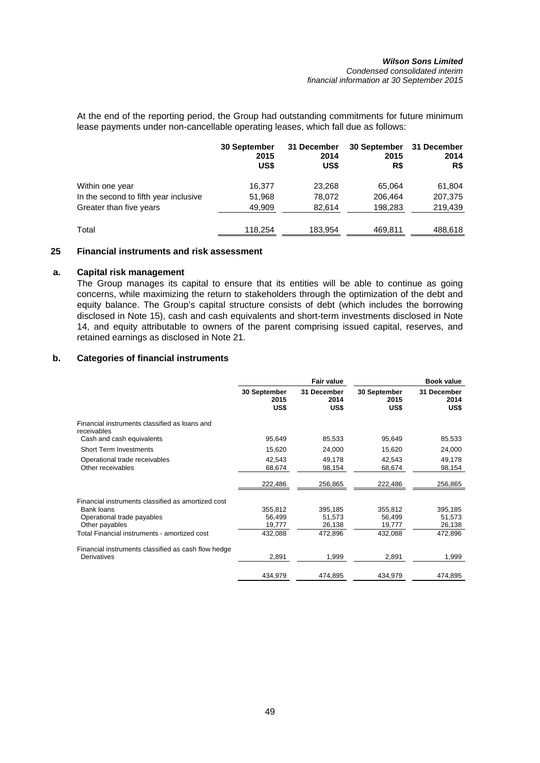At the end of the reporting period, the Group had outstanding commitments for future minimum lease payments under non-cancellable operating leases, which fall due as follows:

| | 30 September 2015 US$ | 31 December 2014 US$ | 30 September 2015 R$ | 31 December 2014 R$ |
|---|---|---|---|---|
| Within one year | 16,377 | 23,268 | 65,064 | 61,804 |
| In the second to fifth year inclusive | 51,968 | 78,072 | 206,464 | 207,375 |
| Greater than five years | 49,909 | 82,614 | 198,283 | 219,439 |
| Total | 118,254 | 183,954 | 469,811 | 488,618 |

## 25 Financial instruments and risk assessment

### a. Capital risk management

The Group manages its capital to ensure that its entities will be able to continue as going concerns, while maximizing the return to stakeholders through the optimization of the debt and equity balance. The Group's capital structure consists of debt (which includes the borrowing disclosed in Note 15), cash and cash equivalents and short-term investments disclosed in Note 14, and equity attributable to owners of the parent comprising issued capital, reserves, and retained earnings as disclosed in Note 21.

### b. Categories of financial instruments

| | Fair value | | Book value | |
|---|---|---|---|---|
| | 30 September 2015 US$ | 31 December 2014 US$ | 30 September 2015 US$ | 31 December 2014 US$ |
| Financial instruments classified as loans and receivables | | | | |
| Cash and cash equivalents | 95,649 | 85,533 | 95,649 | 85,533 |
| Short Term Investments | 15,620 | 24,000 | 15,620 | 24,000 |
| Operational trade receivables | 42,543 | 49,178 | 42,543 | 49,178 |
| Other receivables | 68,674 | 98,154 | 68,674 | 98,154 |
| | 222,486 | 256,865 | 222,486 | 256,865 |
| Financial instruments classified as amortized cost | | | | |
| Bank loans | 355,812 | 395,185 | 355,812 | 395,185 |
| Operational trade payables | 56,499 | 51,573 | 56,499 | 51,573 |
| Other payables | 19,777 | 26,138 | 19,777 | 26,138 |
| Total Financial instruments - amortized cost | 432,088 | 472,896 | 432,088 | 472,896 |
| Financial instruments classified as cash flow hedge | | | | |
| Derivatives | 2,891 | 1,999 | 2,891 | 1,999 |
| | 434,979 | 474,895 | 434,979 | 474,895 |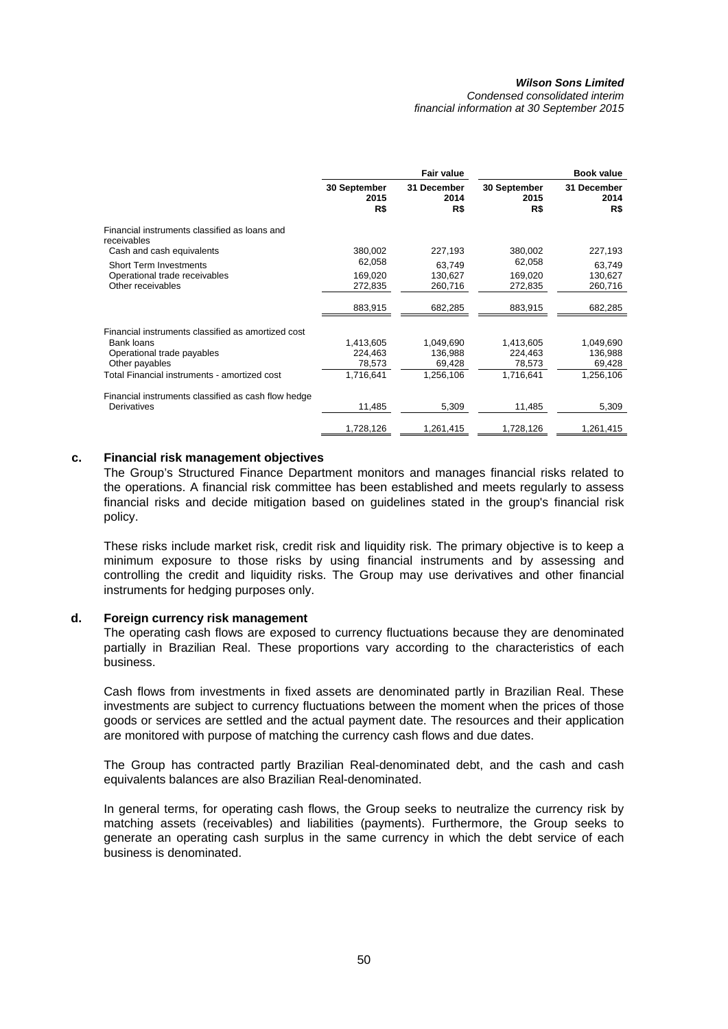| | Fair value | | Book value | |
|---|---|---|---|---|
| | 30 September 2015 R$ | 31 December 2014 R$ | 30 September 2015 R$ | 31 December 2014 R$ |
| Financial instruments classified as loans and receivables | | | | |
| Cash and cash equivalents | 380,002 | 227,193 | 380,002 | 227,193 |
| Short Term Investments | 62,058 | 63,749 | 62,058 | 63,749 |
| Operational trade receivables | 169,020 | 130,627 | 169,020 | 130,627 |
| Other receivables | 272,835 | 260,716 | 272,835 | 260,716 |
| | 883,915 | 682,285 | 883,915 | 682,285 |
| Financial instruments classified as amortized cost | | | | |
| Bank loans | 1,413,605 | 1,049,690 | 1,413,605 | 1,049,690 |
| Operational trade payables | 224,463 | 136,988 | 224,463 | 136,988 |
| Other payables | 78,573 | 69,428 | 78,573 | 69,428 |
| Total Financial instruments - amortized cost | 1,716,641 | 1,256,106 | 1,716,641 | 1,256,106 |
| Financial instruments classified as cash flow hedge | | | | |
| Derivatives | 11,485 | 5,309 | 11,485 | 5,309 |
| | 1,728,126 | 1,261,415 | 1,728,126 | 1,261,415 |

**c. Financial risk management objectives**

The Group's Structured Finance Department monitors and manages financial risks related to the operations. A financial risk committee has been established and meets regularly to assess financial risks and decide mitigation based on guidelines stated in the group's financial risk policy.

These risks include market risk, credit risk and liquidity risk. The primary objective is to keep a minimum exposure to those risks by using financial instruments and by assessing and controlling the credit and liquidity risks. The Group may use derivatives and other financial instruments for hedging purposes only.

**d. Foreign currency risk management**

The operating cash flows are exposed to currency fluctuations because they are denominated partially in Brazilian Real. These proportions vary according to the characteristics of each business.

Cash flows from investments in fixed assets are denominated partly in Brazilian Real. These investments are subject to currency fluctuations between the moment when the prices of those goods or services are settled and the actual payment date. The resources and their application are monitored with purpose of matching the currency cash flows and due dates.

The Group has contracted partly Brazilian Real-denominated debt, and the cash and cash equivalents balances are also Brazilian Real-denominated.

In general terms, for operating cash flows, the Group seeks to neutralize the currency risk by matching assets (receivables) and liabilities (payments). Furthermore, the Group seeks to generate an operating cash surplus in the same currency in which the debt service of each business is denominated.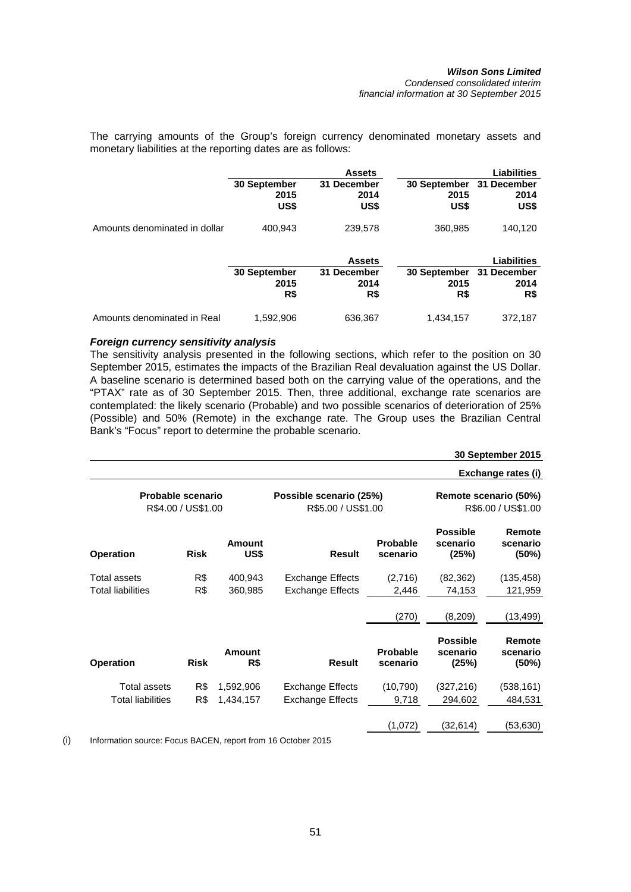The carrying amounts of the Group's foreign currency denominated monetary assets and monetary liabilities at the reporting dates are as follows:

| | Assets | | Liabilities | |
|---|---|---|---|---|
| | 30 September 2015 US$ | 31 December 2014 US$ | 30 September 2015 US$ | 31 December 2014 US$ |
| Amounts denominated in dollar | 400,943 | 239,578 | 360,985 | 140,120 |

| | Assets | | Liabilities | |
|---|---|---|---|---|
| | 30 September 2015 R$ | 31 December 2014 R$ | 30 September 2015 R$ | 31 December 2014 R$ |
| Amounts denominated in Real | 1,592,906 | 636,367 | 1,434,157 | 372,187 |

***Foreign currency sensitivity analysis***

The sensitivity analysis presented in the following sections, which refer to the position on 30 September 2015, estimates the impacts of the Brazilian Real devaluation against the US Dollar. A baseline scenario is determined based both on the carrying value of the operations, and the "PTAX" rate as of 30 September 2015. Then, three additional, exchange rate scenarios are contemplated: the likely scenario (Probable) and two possible scenarios of deterioration of 25% (Possible) and 50% (Remote) in the exchange rate. The Group uses the Brazilian Central Bank's "Focus" report to determine the probable scenario.

**30 September 2015**

**Exchange rates (i)**

| Probable scenario R$4.00 / US$1.00 | Possible scenario (25%) R$5.00 / US$1.00 | Remote scenario (50%) R$6.00 / US$1.00 |
|---|---|---|

| Operation | Risk | Amount US$ | Result | Probable scenario | Possible scenario (25%) | Remote scenario (50%) |
|---|---|---|---|---|---|---|
| Total assets | R$ | 400,943 | Exchange Effects | (2,716) | (82,362) | (135,458) |
| Total liabilities | R$ | 360,985 | Exchange Effects | 2,446 | 74,153 | 121,959 |
| | | | | (270) | (8,209) | (13,499) |

| Operation | Risk | Amount R$ | Result | Probable scenario | Possible scenario (25%) | Remote scenario (50%) |
|---|---|---|---|---|---|---|
| Total assets | R$ | 1,592,906 | Exchange Effects | (10,790) | (327,216) | (538,161) |
| Total liabilities | R$ | 1,434,157 | Exchange Effects | 9,718 | 294,602 | 484,531 |
| | | | | (1,072) | (32,614) | (53,630) |

(i) Information source: Focus BACEN, report from 16 October 2015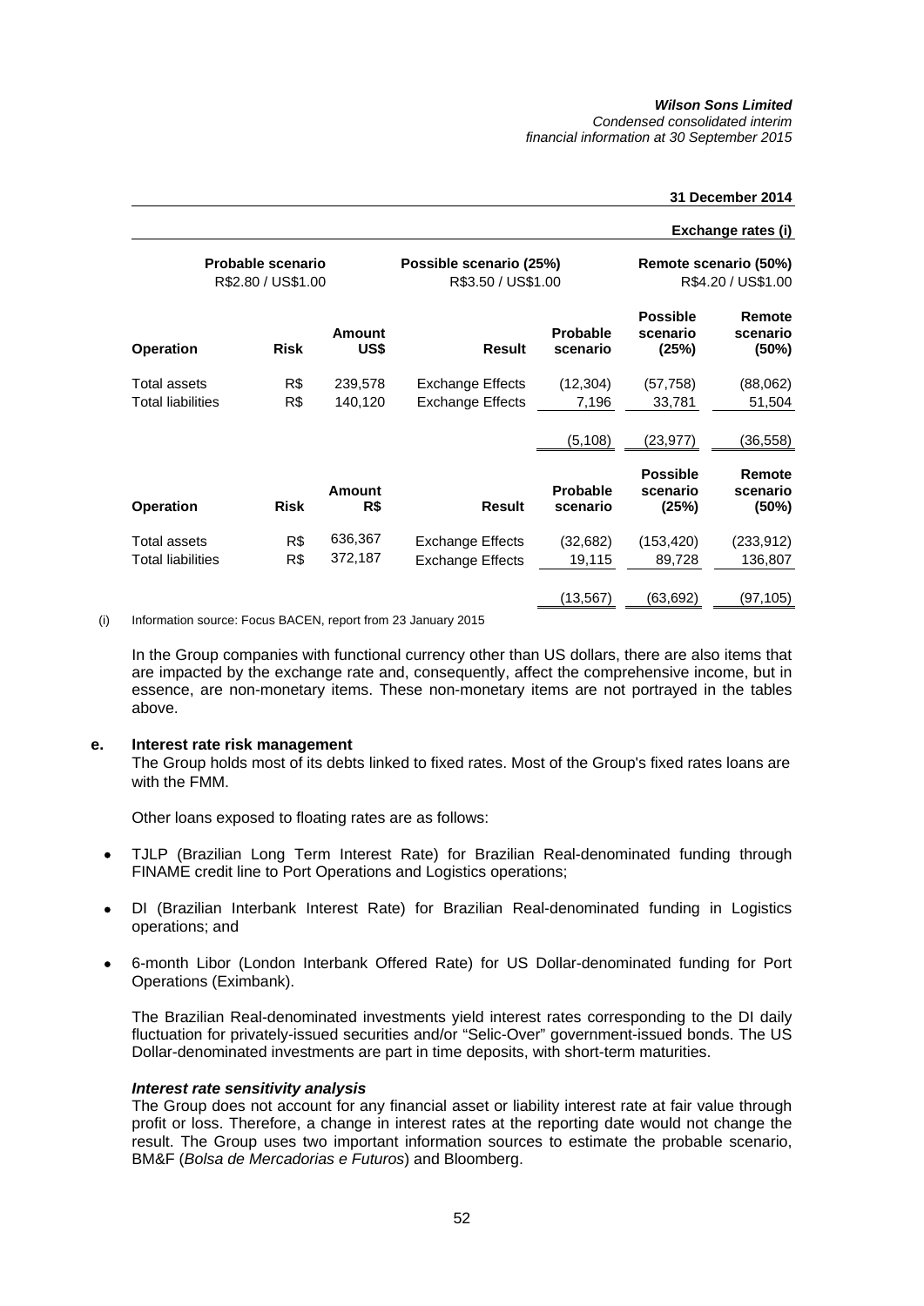| | | | | | **31 December 2014** | |
|---|---|---|---|---|---|---|
| | | | | | **Exchange rates (i)** | |
| **Probable scenario** R$2.80 / US$1.00 | | | **Possible scenario (25%)** R$3.50 / US$1.00 | | **Remote scenario (50%)** R$4.20 / US$1.00 | |
| **Operation** | **Risk** | **Amount US$** | **Result** | **Probable scenario** | **Possible scenario (25%)** | **Remote scenario (50%)** |
| Total assets | R$ | 239,578 | Exchange Effects | (12,304) | (57,758) | (88,062) |
| Total liabilities | R$ | 140,120 | Exchange Effects | 7,196 | 33,781 | 51,504 |
| | | | | (5,108) | (23,977) | (36,558) |
| **Operation** | **Risk** | **Amount R$** | **Result** | **Probable scenario** | **Possible scenario (25%)** | **Remote scenario (50%)** |
| Total assets | R$ | 636,367 | Exchange Effects | (32,682) | (153,420) | (233,912) |
| Total liabilities | R$ | 372,187 | Exchange Effects | 19,115 | 89,728 | 136,807 |
| | | | | (13,567) | (63,692) | (97,105) |

(i) Information source: Focus BACEN, report from 23 January 2015

In the Group companies with functional currency other than US dollars, there are also items that are impacted by the exchange rate and, consequently, affect the comprehensive income, but in essence, are non-monetary items. These non-monetary items are not portrayed in the tables above.

**e. Interest rate risk management**

The Group holds most of its debts linked to fixed rates. Most of the Group's fixed rates loans are with the FMM.

Other loans exposed to floating rates are as follows:

- TJLP (Brazilian Long Term Interest Rate) for Brazilian Real-denominated funding through FINAME credit line to Port Operations and Logistics operations;
- DI (Brazilian Interbank Interest Rate) for Brazilian Real-denominated funding in Logistics operations; and
- 6-month Libor (London Interbank Offered Rate) for US Dollar-denominated funding for Port Operations (Eximbank).

The Brazilian Real-denominated investments yield interest rates corresponding to the DI daily fluctuation for privately-issued securities and/or "Selic-Over" government-issued bonds. The US Dollar-denominated investments are part in time deposits, with short-term maturities.

***Interest rate sensitivity analysis***

The Group does not account for any financial asset or liability interest rate at fair value through profit or loss. Therefore, a change in interest rates at the reporting date would not change the result. The Group uses two important information sources to estimate the probable scenario, BM&F (*Bolsa de Mercadorias e Futuros*) and Bloomberg.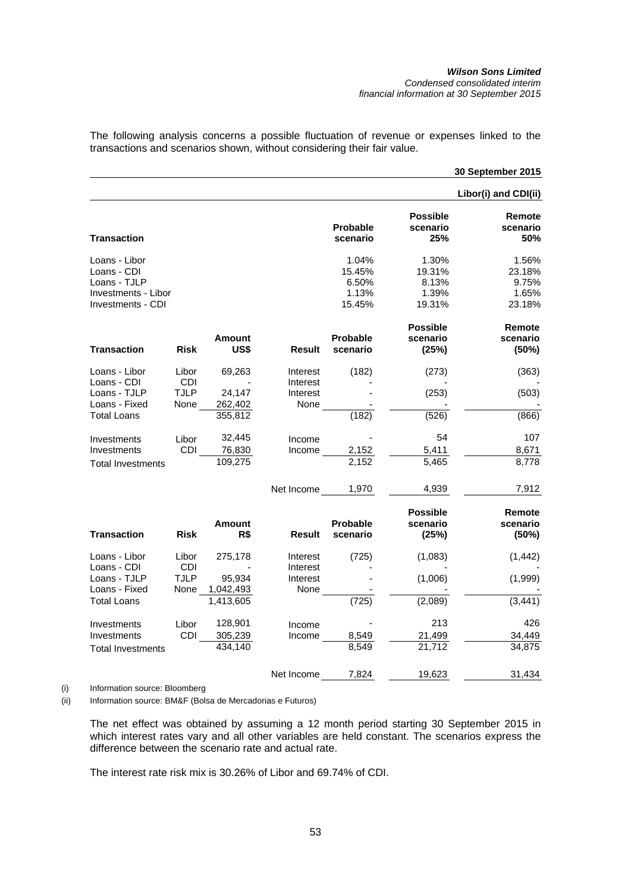The following analysis concerns a possible fluctuation of revenue or expenses linked to the transactions and scenarios shown, without considering their fair value.

| | | | | | | 30 September 2015 |
|---|---|---|---|---|---|---|
| | | | | | | Libor(i) and CDI(ii) |
| **Transaction** | | | | **Probable scenario** | **Possible scenario 25%** | **Remote scenario 50%** |
| Loans - Libor | | | | 1.04% | 1.30% | 1.56% |
| Loans - CDI | | | | 15.45% | 19.31% | 23.18% |
| Loans - TJLP | | | | 6.50% | 8.13% | 9.75% |
| Investments - Libor | | | | 1.13% | 1.39% | 1.65% |
| Investments - CDI | | | | 15.45% | 19.31% | 23.18% |

| **Transaction** | **Risk** | **Amount US$** | **Result** | **Probable scenario** | **Possible scenario (25%)** | **Remote scenario (50%)** |
|---|---|---|---|---|---|---|
| Loans - Libor | Libor | 69,263 | Interest | (182) | (273) | (363) |
| Loans - CDI | CDI | - | Interest | - | - | - |
| Loans - TJLP | TJLP | 24,147 | Interest | - | (253) | (503) |
| Loans - Fixed | None | 262,402 | None | - | - | - |
| Total Loans | | 355,812 | | (182) | (526) | (866) |
| Investments | Libor | 32,445 | Income | - | 54 | 107 |
| Investments | CDI | 76,830 | Income | 2,152 | 5,411 | 8,671 |
| Total Investments | | 109,275 | | 2,152 | 5,465 | 8,778 |
| | | | Net Income | 1,970 | 4,939 | 7,912 |

| **Transaction** | **Risk** | **Amount R$** | **Result** | **Probable scenario** | **Possible scenario (25%)** | **Remote scenario (50%)** |
|---|---|---|---|---|---|---|
| Loans - Libor | Libor | 275,178 | Interest | (725) | (1,083) | (1,442) |
| Loans - CDI | CDI | - | Interest | - | - | - |
| Loans - TJLP | TJLP | 95,934 | Interest | - | (1,006) | (1,999) |
| Loans - Fixed | None | 1,042,493 | None | - | - | - |
| Total Loans | | 1,413,605 | | (725) | (2,089) | (3,441) |
| Investments | Libor | 128,901 | Income | - | 213 | 426 |
| Investments | CDI | 305,239 | Income | 8,549 | 21,499 | 34,449 |
| Total Investments | | 434,140 | | 8,549 | 21,712 | 34,875 |
| | | | Net Income | 7,824 | 19,623 | 31,434 |

(i) Information source: Bloomberg

(ii) Information source: BM&F (Bolsa de Mercadorias e Futuros)

The net effect was obtained by assuming a 12 month period starting 30 September 2015 in which interest rates vary and all other variables are held constant. The scenarios express the difference between the scenario rate and actual rate.

The interest rate risk mix is 30.26% of Libor and 69.74% of CDI.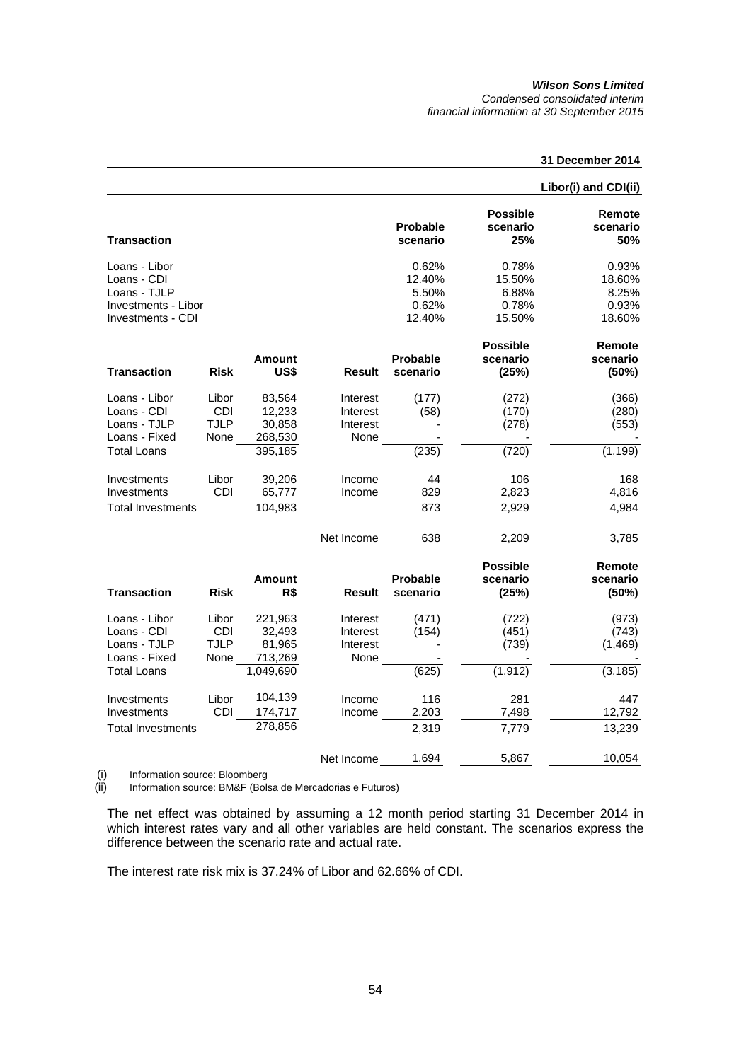**31 December 2014**

**Libor(i) and CDI(ii)**

| **Transaction** | **Probable scenario** | **Possible scenario 25%** | **Remote scenario 50%** |
|---|---|---|---|
| Loans - Libor | 0.62% | 0.78% | 0.93% |
| Loans - CDI | 12.40% | 15.50% | 18.60% |
| Loans - TJLP | 5.50% | 6.88% | 8.25% |
| Investments - Libor | 0.62% | 0.78% | 0.93% |
| Investments - CDI | 12.40% | 15.50% | 18.60% |

| **Transaction** | **Risk** | **Amount US$** | **Result** | **Probable scenario** | **Possible scenario (25%)** | **Remote scenario (50%)** |
|---|---|---|---|---|---|---|
| Loans - Libor | Libor | 83,564 | Interest | (177) | (272) | (366) |
| Loans - CDI | CDI | 12,233 | Interest | (58) | (170) | (280) |
| Loans - TJLP | TJLP | 30,858 | Interest | - | (278) | (553) |
| Loans - Fixed | None | 268,530 | None | - | - | - |
| Total Loans | | 395,185 | | (235) | (720) | (1,199) |
| Investments | Libor | 39,206 | Income | 44 | 106 | 168 |
| Investments | CDI | 65,777 | Income | 829 | 2,823 | 4,816 |
| Total Investments | | 104,983 | | 873 | 2,929 | 4,984 |
| | | | Net Income | 638 | 2,209 | 3,785 |

| **Transaction** | **Risk** | **Amount R$** | **Result** | **Probable scenario** | **Possible scenario (25%)** | **Remote scenario (50%)** |
|---|---|---|---|---|---|---|
| Loans - Libor | Libor | 221,963 | Interest | (471) | (722) | (973) |
| Loans - CDI | CDI | 32,493 | Interest | (154) | (451) | (743) |
| Loans - TJLP | TJLP | 81,965 | Interest | - | (739) | (1,469) |
| Loans - Fixed | None | 713,269 | None | - | - | - |
| Total Loans | | 1,049,690 | | (625) | (1,912) | (3,185) |
| Investments | Libor | 104,139 | Income | 116 | 281 | 447 |
| Investments | CDI | 174,717 | Income | 2,203 | 7,498 | 12,792 |
| Total Investments | | 278,856 | | 2,319 | 7,779 | 13,239 |
| | | | Net Income | 1,694 | 5,867 | 10,054 |

(i) Information source: Bloomberg
(ii) Information source: BM&F (Bolsa de Mercadorias e Futuros)

The net effect was obtained by assuming a 12 month period starting 31 December 2014 in which interest rates vary and all other variables are held constant. The scenarios express the difference between the scenario rate and actual rate.

The interest rate risk mix is 37.24% of Libor and 62.66% of CDI.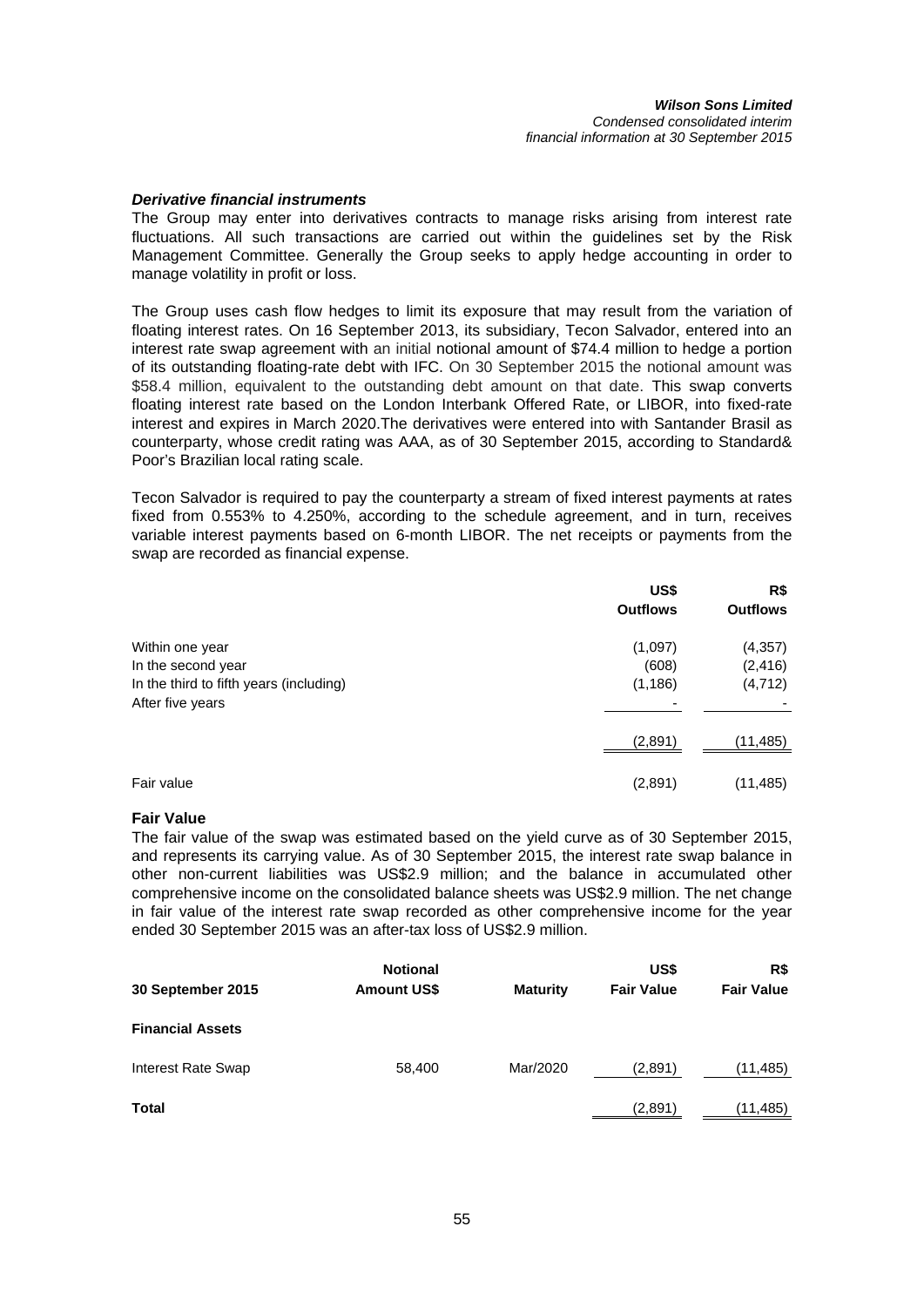### *Derivative financial instruments*

The Group may enter into derivatives contracts to manage risks arising from interest rate fluctuations. All such transactions are carried out within the guidelines set by the Risk Management Committee. Generally the Group seeks to apply hedge accounting in order to manage volatility in profit or loss.

The Group uses cash flow hedges to limit its exposure that may result from the variation of floating interest rates. On 16 September 2013, its subsidiary, Tecon Salvador, entered into an interest rate swap agreement with an initial notional amount of $74.4 million to hedge a portion of its outstanding floating-rate debt with IFC. On 30 September 2015 the notional amount was $58.4 million, equivalent to the outstanding debt amount on that date. This swap converts floating interest rate based on the London Interbank Offered Rate, or LIBOR, into fixed-rate interest and expires in March 2020.The derivatives were entered into with Santander Brasil as counterparty, whose credit rating was AAA, as of 30 September 2015, according to Standard& Poor's Brazilian local rating scale.

Tecon Salvador is required to pay the counterparty a stream of fixed interest payments at rates fixed from 0.553% to 4.250%, according to the schedule agreement, and in turn, receives variable interest payments based on 6-month LIBOR. The net receipts or payments from the swap are recorded as financial expense.

| | US$ Outflows | R$ Outflows |
|---|---|---|
| Within one year | (1,097) | (4,357) |
| In the second year | (608) | (2,416) |
| In the third to fifth years (including) | (1,186) | (4,712) |
| After five years | - | - |
| | (2,891) | (11,485) |
| Fair value | (2,891) | (11,485) |

**Fair Value**

The fair value of the swap was estimated based on the yield curve as of 30 September 2015, and represents its carrying value. As of 30 September 2015, the interest rate swap balance in other non-current liabilities was US$2.9 million; and the balance in accumulated other comprehensive income on the consolidated balance sheets was US$2.9 million. The net change in fair value of the interest rate swap recorded as other comprehensive income for the year ended 30 September 2015 was an after-tax loss of US$2.9 million.

| 30 September 2015 | Notional Amount US$ | Maturity | US$ Fair Value | R$ Fair Value |
|---|---|---|---|---|
| **Financial Assets** | | | | |
| Interest Rate Swap | 58,400 | Mar/2020 | (2,891) | (11,485) |
| **Total** | | | (2,891) | (11,485) |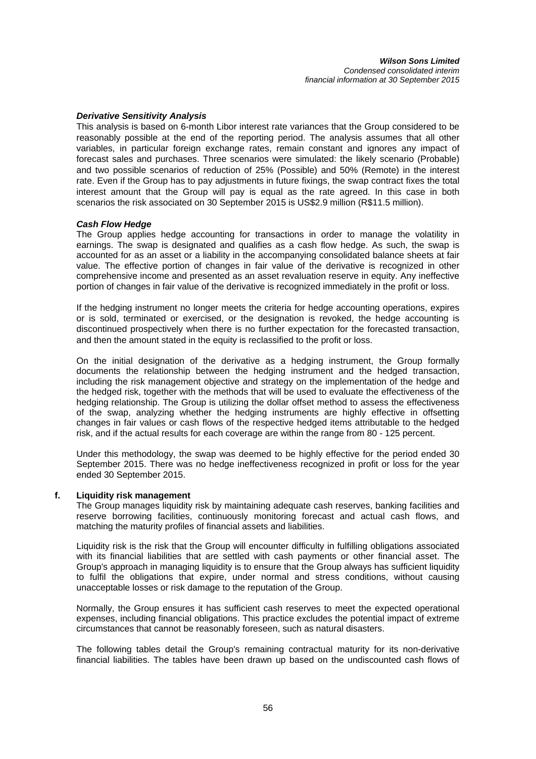***Derivative Sensitivity Analysis***

This analysis is based on 6-month Libor interest rate variances that the Group considered to be reasonably possible at the end of the reporting period. The analysis assumes that all other variables, in particular foreign exchange rates, remain constant and ignores any impact of forecast sales and purchases. Three scenarios were simulated: the likely scenario (Probable) and two possible scenarios of reduction of 25% (Possible) and 50% (Remote) in the interest rate. Even if the Group has to pay adjustments in future fixings, the swap contract fixes the total interest amount that the Group will pay is equal as the rate agreed. In this case in both scenarios the risk associated on 30 September 2015 is US$2.9 million (R$11.5 million).

***Cash Flow Hedge***

The Group applies hedge accounting for transactions in order to manage the volatility in earnings. The swap is designated and qualifies as a cash flow hedge. As such, the swap is accounted for as an asset or a liability in the accompanying consolidated balance sheets at fair value. The effective portion of changes in fair value of the derivative is recognized in other comprehensive income and presented as an asset revaluation reserve in equity. Any ineffective portion of changes in fair value of the derivative is recognized immediately in the profit or loss.

If the hedging instrument no longer meets the criteria for hedge accounting operations, expires or is sold, terminated or exercised, or the designation is revoked, the hedge accounting is discontinued prospectively when there is no further expectation for the forecasted transaction, and then the amount stated in the equity is reclassified to the profit or loss.

On the initial designation of the derivative as a hedging instrument, the Group formally documents the relationship between the hedging instrument and the hedged transaction, including the risk management objective and strategy on the implementation of the hedge and the hedged risk, together with the methods that will be used to evaluate the effectiveness of the hedging relationship. The Group is utilizing the dollar offset method to assess the effectiveness of the swap, analyzing whether the hedging instruments are highly effective in offsetting changes in fair values or cash flows of the respective hedged items attributable to the hedged risk, and if the actual results for each coverage are within the range from 80 - 125 percent.

Under this methodology, the swap was deemed to be highly effective for the period ended 30 September 2015. There was no hedge ineffectiveness recognized in profit or loss for the year ended 30 September 2015.

**f. Liquidity risk management**

The Group manages liquidity risk by maintaining adequate cash reserves, banking facilities and reserve borrowing facilities, continuously monitoring forecast and actual cash flows, and matching the maturity profiles of financial assets and liabilities.

Liquidity risk is the risk that the Group will encounter difficulty in fulfilling obligations associated with its financial liabilities that are settled with cash payments or other financial asset. The Group's approach in managing liquidity is to ensure that the Group always has sufficient liquidity to fulfil the obligations that expire, under normal and stress conditions, without causing unacceptable losses or risk damage to the reputation of the Group.

Normally, the Group ensures it has sufficient cash reserves to meet the expected operational expenses, including financial obligations. This practice excludes the potential impact of extreme circumstances that cannot be reasonably foreseen, such as natural disasters.

The following tables detail the Group's remaining contractual maturity for its non-derivative financial liabilities. The tables have been drawn up based on the undiscounted cash flows of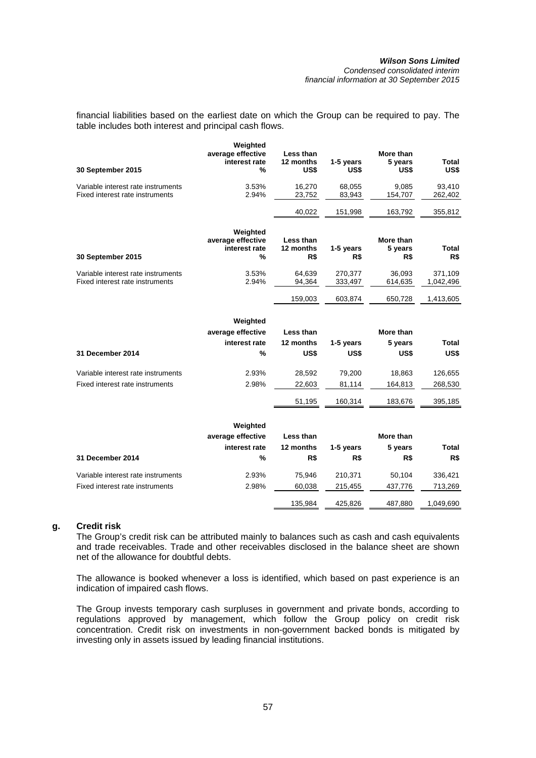financial liabilities based on the earliest date on which the Group can be required to pay. The table includes both interest and principal cash flows.

| 30 September 2015 | Weighted average effective interest rate % | Less than 12 months US$ | 1-5 years US$ | More than 5 years US$ | Total US$ |
|---|---|---|---|---|---|
| Variable interest rate instruments | 3.53% | 16,270 | 68,055 | 9,085 | 93,410 |
| Fixed interest rate instruments | 2.94% | 23,752 | 83,943 | 154,707 | 262,402 |
| | | 40,022 | 151,998 | 163,792 | 355,812 |

| 30 September 2015 | Weighted average effective interest rate % | Less than 12 months R$ | 1-5 years R$ | More than 5 years R$ | Total R$ |
|---|---|---|---|---|---|
| Variable interest rate instruments | 3.53% | 64,639 | 270,377 | 36,093 | 371,109 |
| Fixed interest rate instruments | 2.94% | 94,364 | 333,497 | 614,635 | 1,042,496 |
| | | 159,003 | 603,874 | 650,728 | 1,413,605 |

| 31 December 2014 | Weighted average effective interest rate % | Less than 12 months US$ | 1-5 years US$ | More than 5 years US$ | Total US$ |
|---|---|---|---|---|---|
| Variable interest rate instruments | 2.93% | 28,592 | 79,200 | 18,863 | 126,655 |
| Fixed interest rate instruments | 2.98% | 22,603 | 81,114 | 164,813 | 268,530 |
| | | 51,195 | 160,314 | 183,676 | 395,185 |

| 31 December 2014 | Weighted average effective interest rate % | Less than 12 months R$ | 1-5 years R$ | More than 5 years R$ | Total R$ |
|---|---|---|---|---|---|
| Variable interest rate instruments | 2.93% | 75,946 | 210,371 | 50,104 | 336,421 |
| Fixed interest rate instruments | 2.98% | 60,038 | 215,455 | 437,776 | 713,269 |
| | | 135,984 | 425,826 | 487,880 | 1,049,690 |

**g. Credit risk**

The Group's credit risk can be attributed mainly to balances such as cash and cash equivalents and trade receivables. Trade and other receivables disclosed in the balance sheet are shown net of the allowance for doubtful debts.

The allowance is booked whenever a loss is identified, which based on past experience is an indication of impaired cash flows.

The Group invests temporary cash surpluses in government and private bonds, according to regulations approved by management, which follow the Group policy on credit risk concentration. Credit risk on investments in non-government backed bonds is mitigated by investing only in assets issued by leading financial institutions.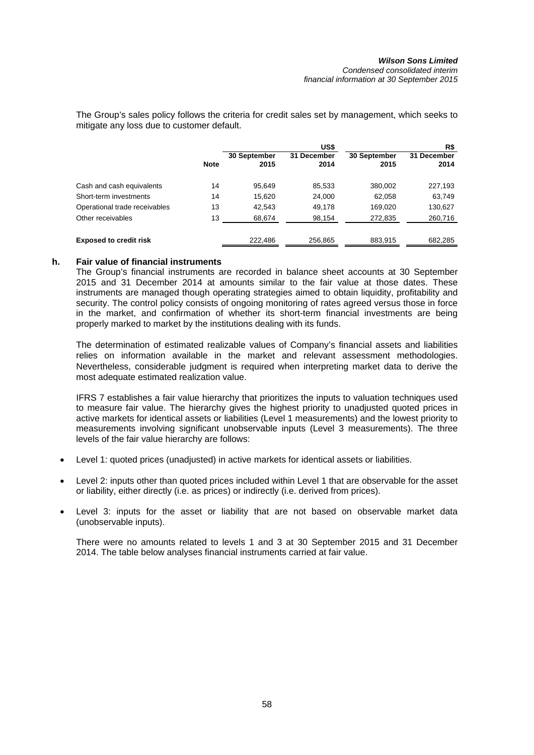The Group's sales policy follows the criteria for credit sales set by management, which seeks to mitigate any loss due to customer default.

| | | US$ | | R$ | |
|---|---|---|---|---|---|
| | **Note** | **30 September 2015** | **31 December 2014** | **30 September 2015** | **31 December 2014** |
| Cash and cash equivalents | 14 | 95,649 | 85,533 | 380,002 | 227,193 |
| Short-term investments | 14 | 15,620 | 24,000 | 62,058 | 63,749 |
| Operational trade receivables | 13 | 42,543 | 49,178 | 169,020 | 130,627 |
| Other receivables | 13 | 68,674 | 98,154 | 272,835 | 260,716 |
| **Exposed to credit risk** | | 222,486 | 256,865 | 883,915 | 682,285 |

### h. Fair value of financial instruments

The Group's financial instruments are recorded in balance sheet accounts at 30 September 2015 and 31 December 2014 at amounts similar to the fair value at those dates. These instruments are managed though operating strategies aimed to obtain liquidity, profitability and security. The control policy consists of ongoing monitoring of rates agreed versus those in force in the market, and confirmation of whether its short-term financial investments are being properly marked to market by the institutions dealing with its funds.

The determination of estimated realizable values of Company's financial assets and liabilities relies on information available in the market and relevant assessment methodologies. Nevertheless, considerable judgment is required when interpreting market data to derive the most adequate estimated realization value.

IFRS 7 establishes a fair value hierarchy that prioritizes the inputs to valuation techniques used to measure fair value. The hierarchy gives the highest priority to unadjusted quoted prices in active markets for identical assets or liabilities (Level 1 measurements) and the lowest priority to measurements involving significant unobservable inputs (Level 3 measurements). The three levels of the fair value hierarchy are follows:

- Level 1: quoted prices (unadjusted) in active markets for identical assets or liabilities.
- Level 2: inputs other than quoted prices included within Level 1 that are observable for the asset or liability, either directly (i.e. as prices) or indirectly (i.e. derived from prices).
- Level 3: inputs for the asset or liability that are not based on observable market data (unobservable inputs).

There were no amounts related to levels 1 and 3 at 30 September 2015 and 31 December 2014. The table below analyses financial instruments carried at fair value.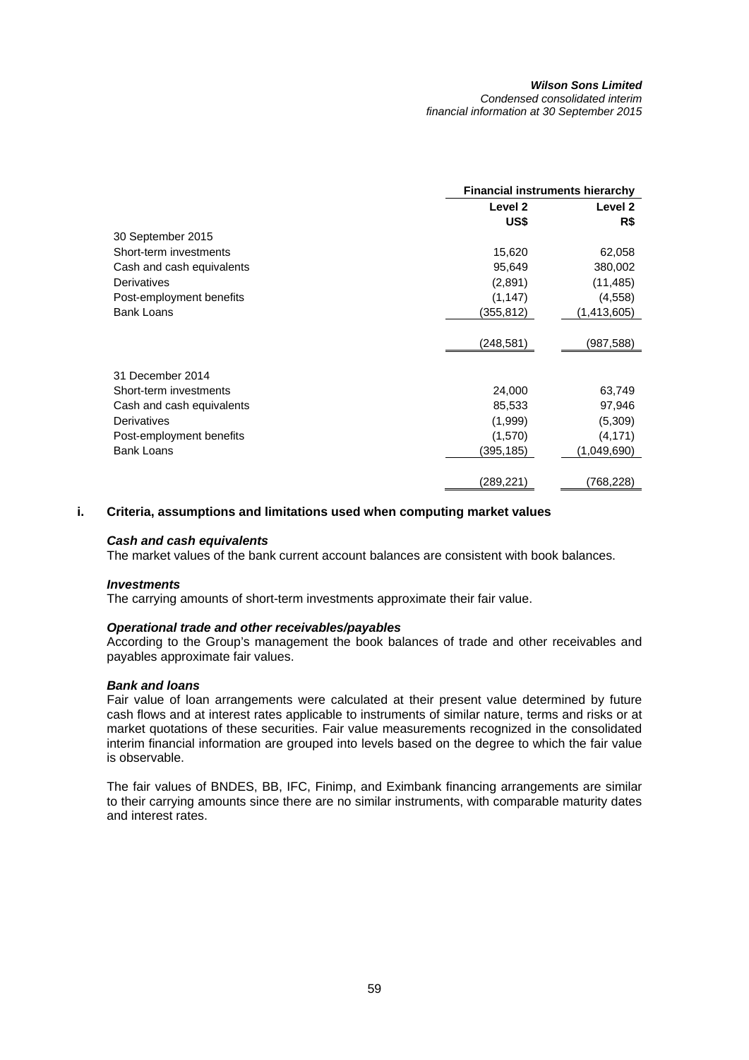| | Financial instruments hierarchy | |
|---|---|---|
| | Level 2 | Level 2 |
| | US$ | R$ |
| 30 September 2015 | | |
| Short-term investments | 15,620 | 62,058 |
| Cash and cash equivalents | 95,649 | 380,002 |
| Derivatives | (2,891) | (11,485) |
| Post-employment benefits | (1,147) | (4,558) |
| Bank Loans | (355,812) | (1,413,605) |
| | (248,581) | (987,588) |
| 31 December 2014 | | |
| Short-term investments | 24,000 | 63,749 |
| Cash and cash equivalents | 85,533 | 97,946 |
| Derivatives | (1,999) | (5,309) |
| Post-employment benefits | (1,570) | (4,171) |
| Bank Loans | (395,185) | (1,049,690) |
| | (289,221) | (768,228) |

**i. Criteria, assumptions and limitations used when computing market values**

***Cash and cash equivalents***

The market values of the bank current account balances are consistent with book balances.

***Investments***

The carrying amounts of short-term investments approximate their fair value.

***Operational trade and other receivables/payables***

According to the Group's management the book balances of trade and other receivables and payables approximate fair values.

***Bank and loans***

Fair value of loan arrangements were calculated at their present value determined by future cash flows and at interest rates applicable to instruments of similar nature, terms and risks or at market quotations of these securities. Fair value measurements recognized in the consolidated interim financial information are grouped into levels based on the degree to which the fair value is observable.

The fair values of BNDES, BB, IFC, Finimp, and Eximbank financing arrangements are similar to their carrying amounts since there are no similar instruments, with comparable maturity dates and interest rates.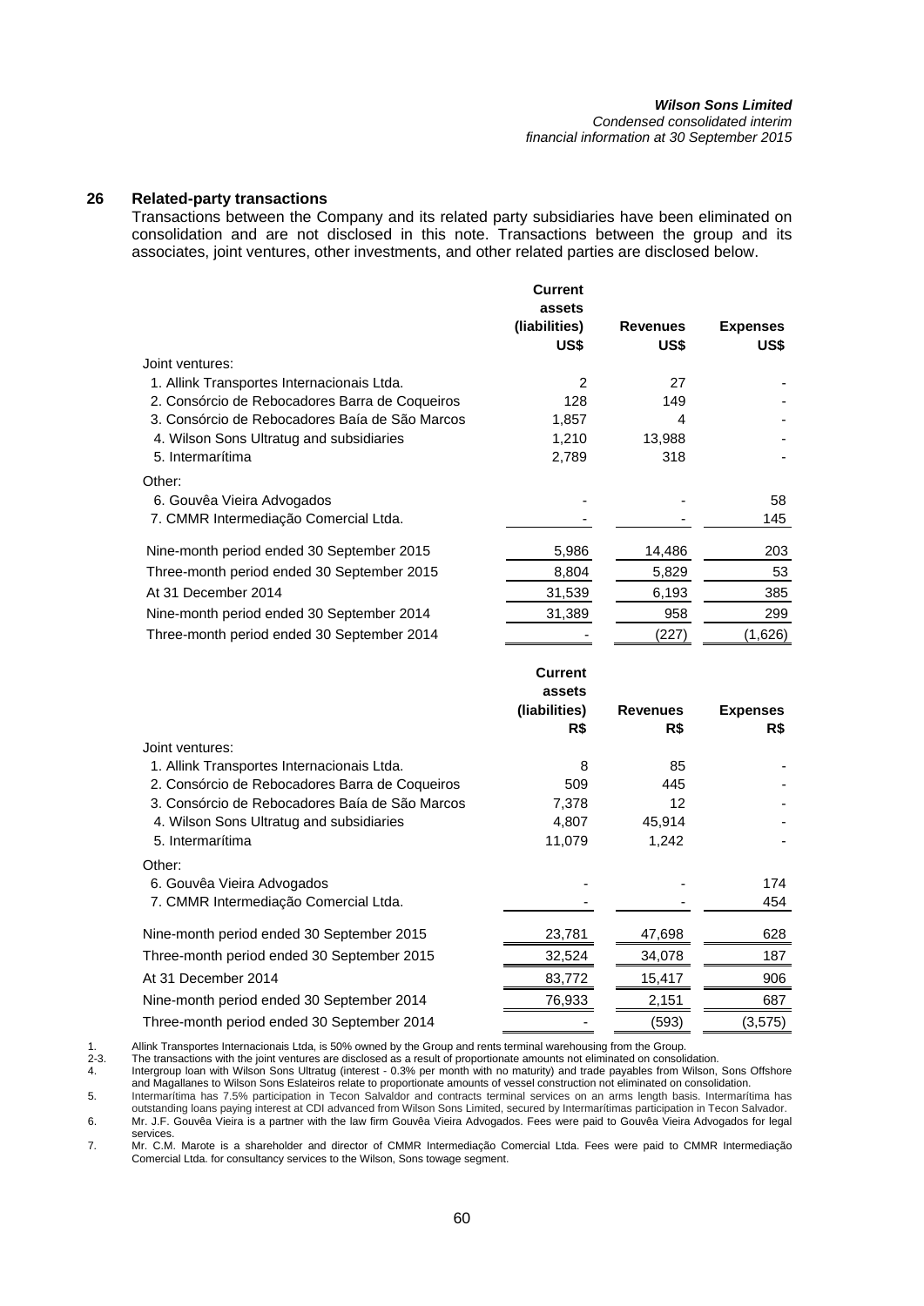## 26 Related-party transactions

Transactions between the Company and its related party subsidiaries have been eliminated on consolidation and are not disclosed in this note. Transactions between the group and its associates, joint ventures, other investments, and other related parties are disclosed below.

| | Current assets (liabilities) US$ | Revenues US$ | Expenses US$ |
|---|---|---|---|
| Joint ventures: | | | |
| 1. Allink Transportes Internacionais Ltda. | 2 | 27 | - |
| 2. Consórcio de Rebocadores Barra de Coqueiros | 128 | 149 | - |
| 3. Consórcio de Rebocadores Baía de São Marcos | 1,857 | 4 | - |
| 4. Wilson Sons Ultratug and subsidiaries | 1,210 | 13,988 | - |
| 5. Intermarítima | 2,789 | 318 | - |
| Other: | | | |
| 6. Gouvêa Vieira Advogados | - | - | 58 |
| 7. CMMR Intermediação Comercial Ltda. | - | - | 145 |
| Nine-month period ended 30 September 2015 | 5,986 | 14,486 | 203 |
| Three-month period ended 30 September 2015 | 8,804 | 5,829 | 53 |
| At 31 December 2014 | 31,539 | 6,193 | 385 |
| Nine-month period ended 30 September 2014 | 31,389 | 958 | 299 |
| Three-month period ended 30 September 2014 | - | (227) | (1,626) |

| | Current assets (liabilities) R$ | Revenues R$ | Expenses R$ |
|---|---|---|---|
| Joint ventures: | | | |
| 1. Allink Transportes Internacionais Ltda. | 8 | 85 | - |
| 2. Consórcio de Rebocadores Barra de Coqueiros | 509 | 445 | - |
| 3. Consórcio de Rebocadores Baía de São Marcos | 7,378 | 12 | - |
| 4. Wilson Sons Ultratug and subsidiaries | 4,807 | 45,914 | - |
| 5. Intermarítima | 11,079 | 1,242 | - |
| Other: | | | |
| 6. Gouvêa Vieira Advogados | - | - | 174 |
| 7. CMMR Intermediação Comercial Ltda. | - | - | 454 |
| Nine-month period ended 30 September 2015 | 23,781 | 47,698 | 628 |
| Three-month period ended 30 September 2015 | 32,524 | 34,078 | 187 |
| At 31 December 2014 | 83,772 | 15,417 | 906 |
| Nine-month period ended 30 September 2014 | 76,933 | 2,151 | 687 |
| Three-month period ended 30 September 2014 | - | (593) | (3,575) |

1. Allink Transportes Internacionais Ltda, is 50% owned by the Group and rents terminal warehousing from the Group.

2-3. The transactions with the joint ventures are disclosed as a result of proportionate amounts not eliminated on consolidation.

4. Intergroup loan with Wilson Sons Ultratug (interest - 0.3% per month with no maturity) and trade payables from Wilson, Sons Offshore and Magallanes to Wilson Sons Eslateiros relate to proportionate amounts of vessel construction not eliminated on consolidation.

5. Intermarítima has 7.5% participation in Tecon Salvaldor and contracts terminal services on an arms length basis. Intermarítima has outstanding loans paying interest at CDI advanced from Wilson Sons Limited, secured by Intermarítimas participation in Tecon Salvador.

6. Mr. J.F. Gouvêa Vieira is a partner with the law firm Gouvêa Vieira Advogados. Fees were paid to Gouvêa Vieira Advogados for legal services.

7. Mr. C.M. Marote is a shareholder and director of CMMR Intermediação Comercial Ltda. Fees were paid to CMMR Intermediação Comercial Ltda. for consultancy services to the Wilson, Sons towage segment.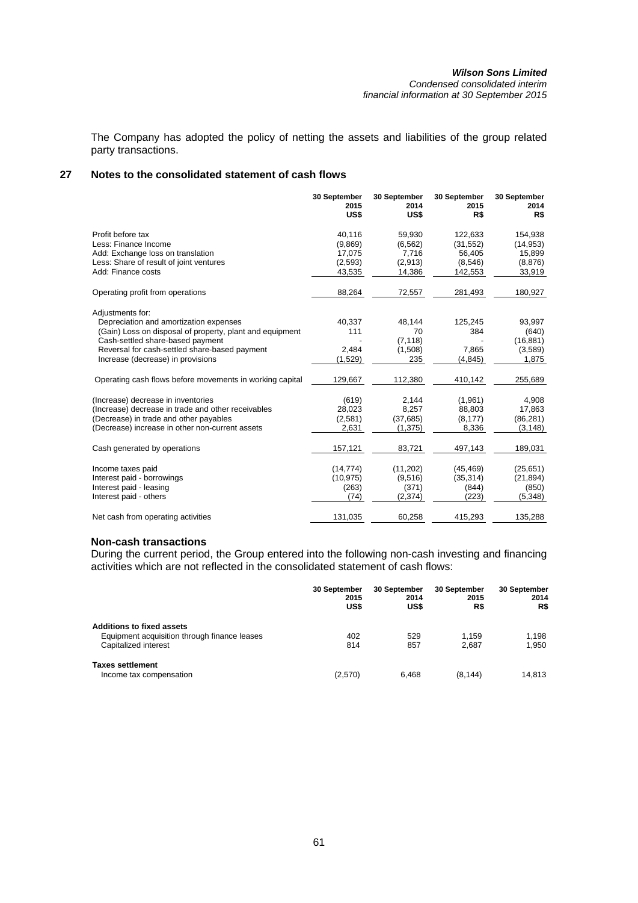The Company has adopted the policy of netting the assets and liabilities of the group related party transactions.

## 27 Notes to the consolidated statement of cash flows

| | 30 September 2015 US$ | 30 September 2014 US$ | 30 September 2015 R$ | 30 September 2014 R$ |
|---|---|---|---|---|
| Profit before tax | 40,116 | 59,930 | 122,633 | 154,938 |
| Less: Finance Income | (9,869) | (6,562) | (31,552) | (14,953) |
| Add: Exchange loss on translation | 17,075 | 7,716 | 56,405 | 15,899 |
| Less: Share of result of joint ventures | (2,593) | (2,913) | (8,546) | (8,876) |
| Add: Finance costs | 43,535 | 14,386 | 142,553 | 33,919 |
| Operating profit from operations | 88,264 | 72,557 | 281,493 | 180,927 |
| Adjustments for: | | | | |
| Depreciation and amortization expenses | 40,337 | 48,144 | 125,245 | 93,997 |
| (Gain) Loss on disposal of property, plant and equipment | 111 | 70 | 384 | (640) |
| Cash-settled share-based payment | - | (7,118) | - | (16,881) |
| Reversal for cash-settled share-based payment | 2,484 | (1,508) | 7,865 | (3,589) |
| Increase (decrease) in provisions | (1,529) | 235 | (4,845) | 1,875 |
| Operating cash flows before movements in working capital | 129,667 | 112,380 | 410,142 | 255,689 |
| (Increase) decrease in inventories | (619) | 2,144 | (1,961) | 4,908 |
| (Increase) decrease in trade and other receivables | 28,023 | 8,257 | 88,803 | 17,863 |
| (Decrease) in trade and other payables | (2,581) | (37,685) | (8,177) | (86,281) |
| (Decrease) increase in other non-current assets | 2,631 | (1,375) | 8,336 | (3,148) |
| Cash generated by operations | 157,121 | 83,721 | 497,143 | 189,031 |
| Income taxes paid | (14,774) | (11,202) | (45,469) | (25,651) |
| Interest paid - borrowings | (10,975) | (9,516) | (35,314) | (21,894) |
| Interest paid - leasing | (263) | (371) | (844) | (850) |
| Interest paid - others | (74) | (2,374) | (223) | (5,348) |
| Net cash from operating activities | 131,035 | 60,258 | 415,293 | 135,288 |

### Non-cash transactions

During the current period, the Group entered into the following non-cash investing and financing activities which are not reflected in the consolidated statement of cash flows:

| | 30 September 2015 US$ | 30 September 2014 US$ | 30 September 2015 R$ | 30 September 2014 R$ |
|---|---|---|---|---|
| **Additions to fixed assets** | | | | |
| Equipment acquisition through finance leases | 402 | 529 | 1,159 | 1,198 |
| Capitalized interest | 814 | 857 | 2,687 | 1,950 |
| **Taxes settlement** | | | | |
| Income tax compensation | (2,570) | 6,468 | (8,144) | 14,813 |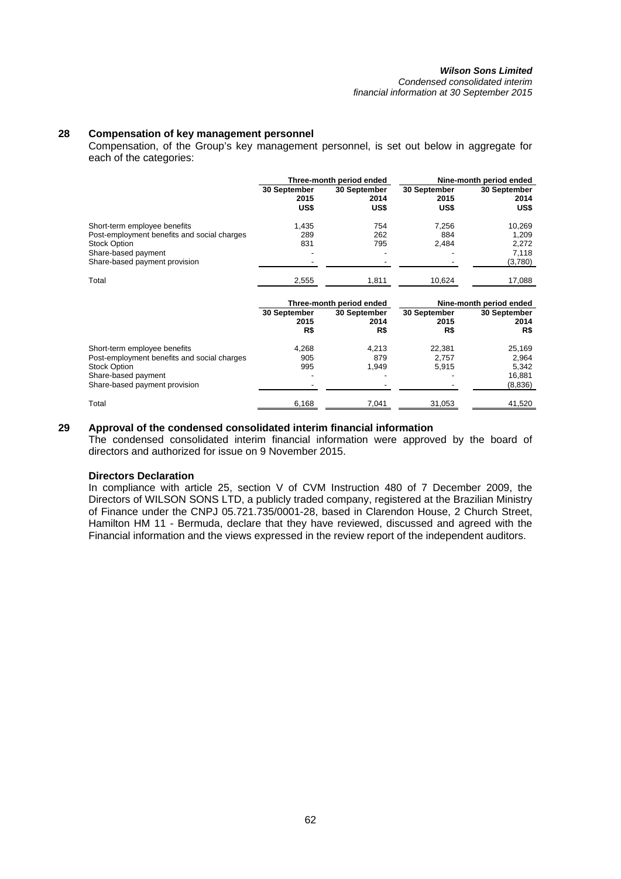## 28 Compensation of key management personnel

Compensation, of the Group's key management personnel, is set out below in aggregate for each of the categories:

| | Three-month period ended | | Nine-month period ended | |
|---|---|---|---|---|
| | 30 September 2015 US$ | 30 September 2014 US$ | 30 September 2015 US$ | 30 September 2014 US$ |
| Short-term employee benefits | 1,435 | 754 | 7,256 | 10,269 |
| Post-employment benefits and social charges | 289 | 262 | 884 | 1,209 |
| Stock Option | 831 | 795 | 2,484 | 2,272 |
| Share-based payment | - | - | - | 7,118 |
| Share-based payment provision | - | - | - | (3,780) |
| Total | 2,555 | 1,811 | 10,624 | 17,088 |

| | Three-month period ended | | Nine-month period ended | |
|---|---|---|---|---|
| | 30 September 2015 R$ | 30 September 2014 R$ | 30 September 2015 R$ | 30 September 2014 R$ |
| Short-term employee benefits | 4,268 | 4,213 | 22,381 | 25,169 |
| Post-employment benefits and social charges | 905 | 879 | 2,757 | 2,964 |
| Stock Option | 995 | 1,949 | 5,915 | 5,342 |
| Share-based payment | - | - | - | 16,881 |
| Share-based payment provision | - | - | - | (8,836) |
| Total | 6,168 | 7,041 | 31,053 | 41,520 |

## 29 Approval of the condensed consolidated interim financial information

The condensed consolidated interim financial information were approved by the board of directors and authorized for issue on 9 November 2015.

### Directors Declaration

In compliance with article 25, section V of CVM Instruction 480 of 7 December 2009, the Directors of WILSON SONS LTD, a publicly traded company, registered at the Brazilian Ministry of Finance under the CNPJ 05.721.735/0001-28, based in Clarendon House, 2 Church Street, Hamilton HM 11 - Bermuda, declare that they have reviewed, discussed and agreed with the Financial information and the views expressed in the review report of the independent auditors.